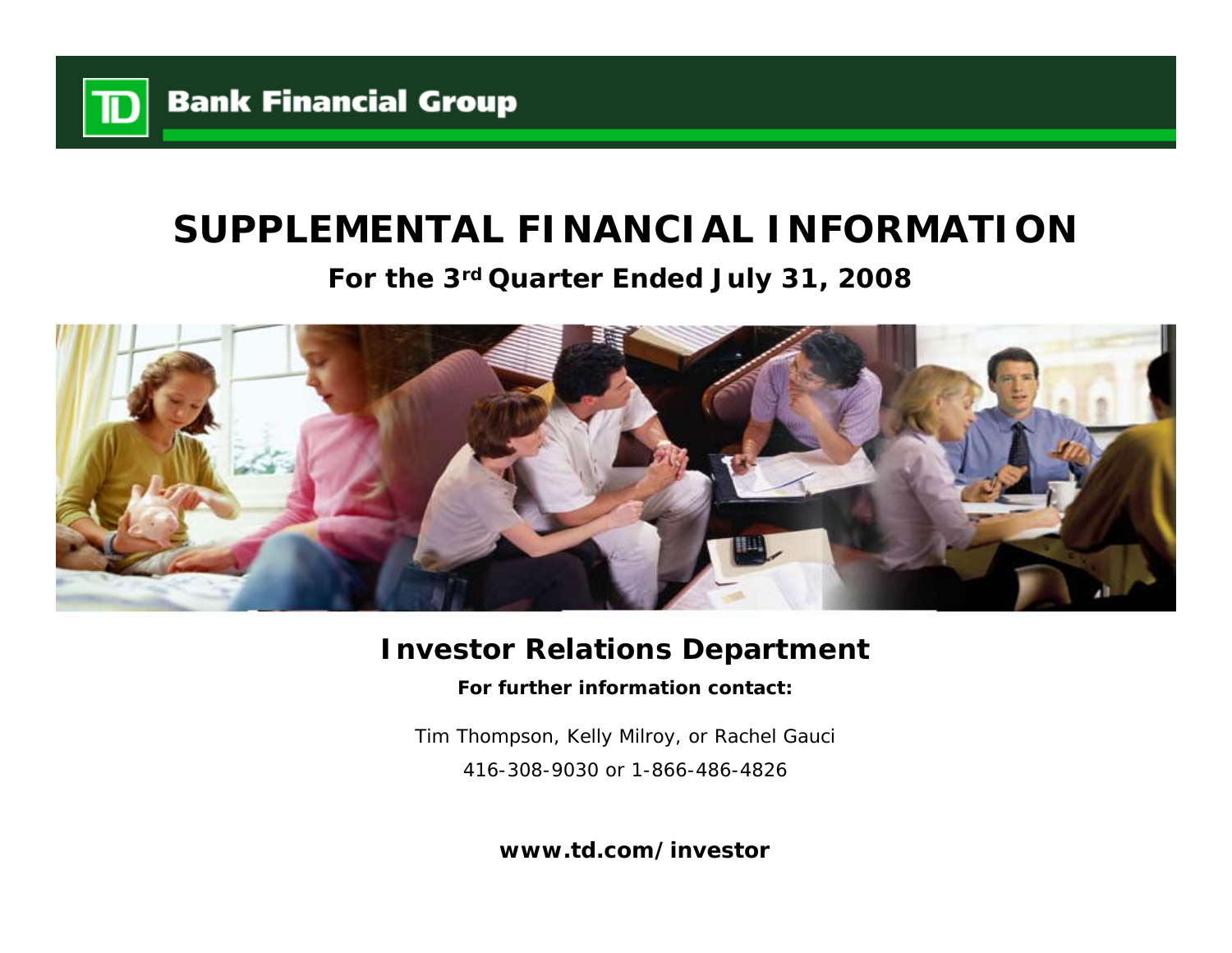**TD Bank Financial Group**

# SUPPLEMENTAL FINANCIAL INFORMATION

## For the 3rd Quarter Ended July 31, 2008

## Investor Relations Department

**For further information contact:**

Tim Thompson, Kelly Milroy, or Rachel Gauci

416-308-9030 or 1-866-486-4826

**www.td.com/investor**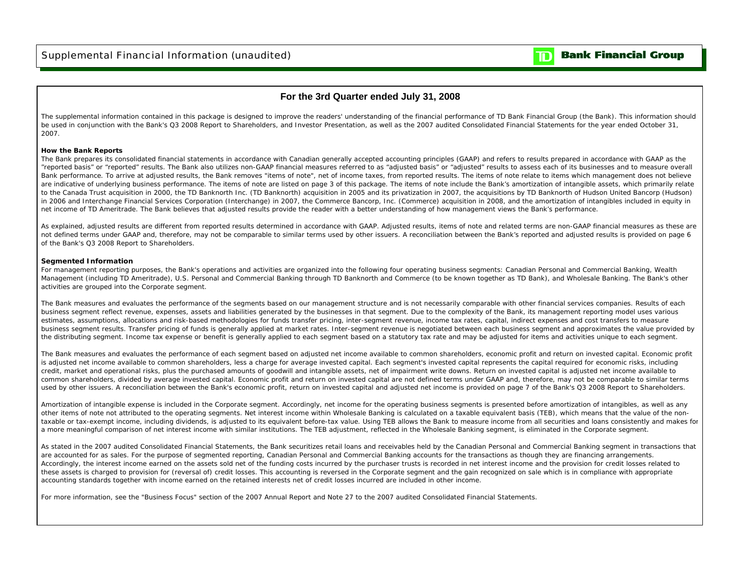# For the 3rd Quarter ended July 31, 2008

The supplemental information contained in this package is designed to improve the readers' understanding of the financial performance of TD Bank Financial Group (the Bank). This information should be used in conjunction with the Bank's Q3 2008 Report to Shareholders, and Investor Presentation, as well as the 2007 audited Consolidated Financial Statements for the year ended October 31, 2007.

**How the Bank Reports**

The Bank prepares its consolidated financial statements in accordance with Canadian generally accepted accounting principles (GAAP) and refers to results prepared in accordance with GAAP as the "reported basis" or "reported" results. The Bank also utilizes non-GAAP financial measures referred to as "adjusted basis" or "adjusted" results to assess each of its businesses and to measure overall Bank performance. To arrive at adjusted results, the Bank removes "items of note", net of income taxes, from reported results. The items of note relate to items which management does not believe are indicative of underlying business performance. The items of note are listed on page 3 of this package. The items of note include the Bank's amortization of intangible assets, which primarily relate to the Canada Trust acquisition in 2000, the TD Banknorth Inc. (TD Banknorth) acquisition in 2005 and its privatization in 2007, the acquisitions by TD Banknorth of Hudson United Bancorp (Hudson) in 2006 and Interchange Financial Services Corporation (Interchange) in 2007, the Commerce Bancorp, Inc. (Commerce) acquisition in 2008, and the amortization of intangibles included in equity in net income of TD Ameritrade. The Bank believes that adjusted results provide the reader with a better understanding of how management views the Bank's performance.

As explained, adjusted results are different from reported results determined in accordance with GAAP. Adjusted results, items of note and related terms are non-GAAP financial measures as these are not defined terms under GAAP and, therefore, may not be comparable to similar terms used by other issuers. A reconciliation between the Bank's reported and adjusted results is provided on page 6 of the Bank's Q3 2008 Report to Shareholders.

**Segmented Information**

For management reporting purposes, the Bank's operations and activities are organized into the following four operating business segments: Canadian Personal and Commercial Banking, Wealth Management (including TD Ameritrade), U.S. Personal and Commercial Banking through TD Banknorth and Commerce (to be known together as TD Bank), and Wholesale Banking. The Bank's other activities are grouped into the Corporate segment.

The Bank measures and evaluates the performance of the segments based on our management structure and is not necessarily comparable with other financial services companies. Results of each business segment reflect revenue, expenses, assets and liabilities generated by the businesses in that segment. Due to the complexity of the Bank, its management reporting model uses various estimates, assumptions, allocations and risk-based methodologies for funds transfer pricing, inter-segment revenue, income tax rates, capital, indirect expenses and cost transfers to measure business segment results. Transfer pricing of funds is generally applied at market rates. Inter-segment revenue is negotiated between each business segment and approximates the value provided by the distributing segment. Income tax expense or benefit is generally applied to each segment based on a statutory tax rate and may be adjusted for items and activities unique to each segment.

The Bank measures and evaluates the performance of each segment based on adjusted net income available to common shareholders, economic profit and return on invested capital. Economic profit is adjusted net income available to common shareholders, less a charge for average invested capital. Each segment's invested capital represents the capital required for economic risks, including credit, market and operational risks, plus the purchased amounts of goodwill and intangible assets, net of impairment write downs. Return on invested capital is adjusted net income available to common shareholders, divided by average invested capital. Economic profit and return on invested capital are not defined terms under GAAP and, therefore, may not be comparable to similar terms used by other issuers. A reconciliation between the Bank's economic profit, return on invested capital and adjusted net income is provided on page 7 of the Bank's Q3 2008 Report to Shareholders.

Amortization of intangible expense is included in the Corporate segment. Accordingly, net income for the operating business segments is presented before amortization of intangibles, as well as any other items of note not attributed to the operating segments. Net interest income within Wholesale Banking is calculated on a taxable equivalent basis (TEB), which means that the value of the non-taxable or tax-exempt income, including dividends, is adjusted to its equivalent before-tax value. Using TEB allows the Bank to measure income from all securities and loans consistently and makes for a more meaningful comparison of net interest income with similar institutions. The TEB adjustment, reflected in the Wholesale Banking segment, is eliminated in the Corporate segment.

As stated in the 2007 audited Consolidated Financial Statements, the Bank securitizes retail loans and receivables held by the Canadian Personal and Commercial Banking segment in transactions that are accounted for as sales. For the purpose of segmented reporting, Canadian Personal and Commercial Banking accounts for the transactions as though they are financing arrangements. Accordingly, the interest income earned on the assets sold net of the funding costs incurred by the purchaser trusts is recorded in net interest income and the provision for credit losses related to these assets is charged to provision for (reversal of) credit losses. This accounting is reversed in the Corporate segment and the gain recognized on sale which is in compliance with appropriate accounting standards together with income earned on the retained interests net of credit losses incurred are included in other income.

For more information, see the "Business Focus" section of the 2007 Annual Report and Note 27 to the 2007 audited Consolidated Financial Statements.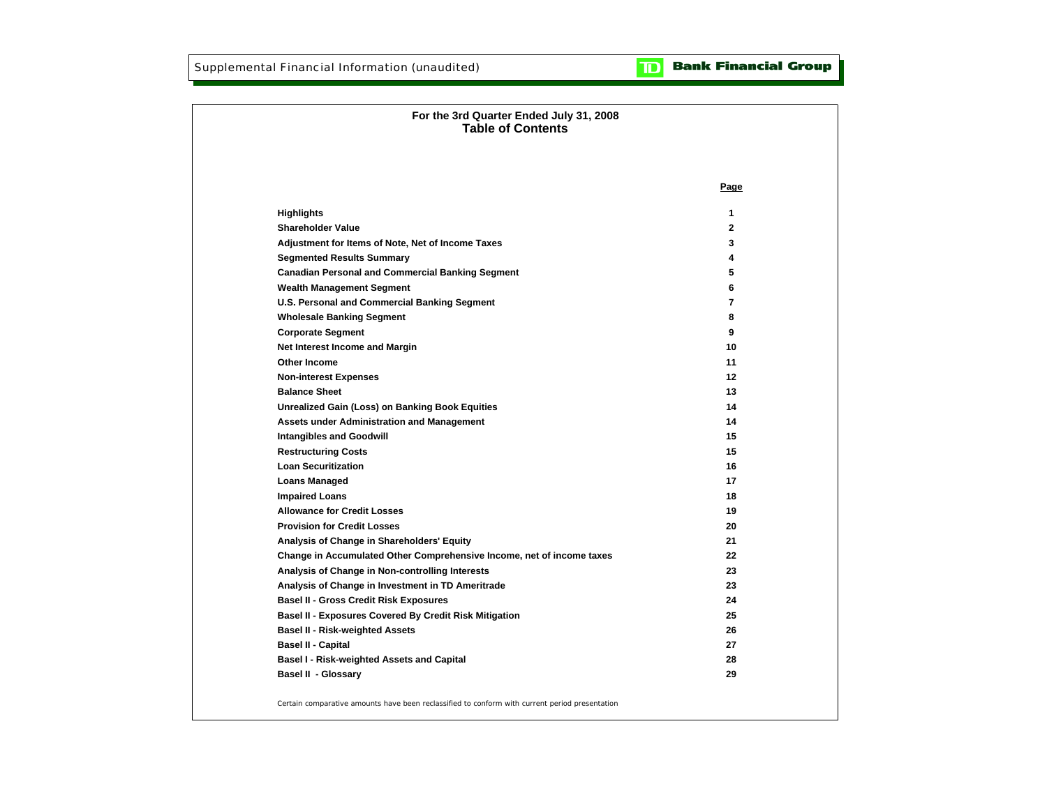Supplemental Financial Information (unaudited)

**Bank Financial Group**

## For the 3rd Quarter Ended July 31, 2008
## Table of Contents

| | Page |
|---|---|
| **Highlights** | 1 |
| **Shareholder Value** | 2 |
| **Adjustment for Items of Note, Net of Income Taxes** | 3 |
| **Segmented Results Summary** | 4 |
| **Canadian Personal and Commercial Banking Segment** | 5 |
| **Wealth Management Segment** | 6 |
| **U.S. Personal and Commercial Banking Segment** | 7 |
| **Wholesale Banking Segment** | 8 |
| **Corporate Segment** | 9 |
| **Net Interest Income and Margin** | 10 |
| **Other Income** | 11 |
| **Non-interest Expenses** | 12 |
| **Balance Sheet** | 13 |
| **Unrealized Gain (Loss) on Banking Book Equities** | 14 |
| **Assets under Administration and Management** | 14 |
| **Intangibles and Goodwill** | 15 |
| **Restructuring Costs** | 15 |
| **Loan Securitization** | 16 |
| **Loans Managed** | 17 |
| **Impaired Loans** | 18 |
| **Allowance for Credit Losses** | 19 |
| **Provision for Credit Losses** | 20 |
| **Analysis of Change in Shareholders' Equity** | 21 |
| **Change in Accumulated Other Comprehensive Income, net of income taxes** | 22 |
| **Analysis of Change in Non-controlling Interests** | 23 |
| **Analysis of Change in Investment in TD Ameritrade** | 23 |
| **Basel II - Gross Credit Risk Exposures** | 24 |
| **Basel II - Exposures Covered By Credit Risk Mitigation** | 25 |
| **Basel II - Risk-weighted Assets** | 26 |
| **Basel II - Capital** | 27 |
| **Basel I - Risk-weighted Assets and Capital** | 28 |
| **Basel II - Glossary** | 29 |

*Certain comparative amounts have been reclassified to conform with current period presentation*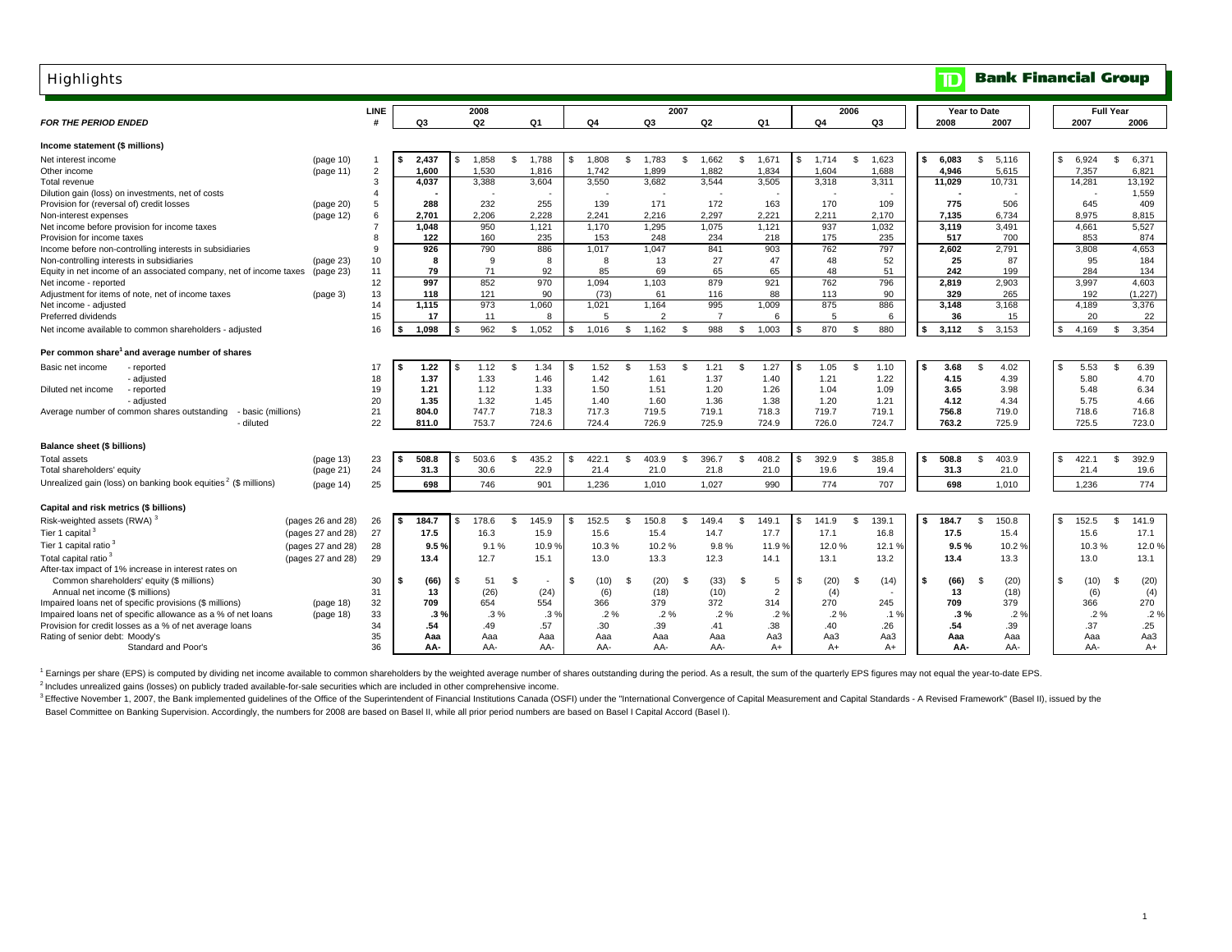# Highlights

**TD Bank Financial Group**

| *FOR THE PERIOD ENDED* | | LINE # | 2008 Q3 | 2008 Q2 | 2008 Q1 | 2007 Q4 | 2007 Q3 | 2007 Q2 | 2007 Q1 | 2006 Q4 | 2006 Q3 | Year to Date 2008 | Year to Date 2007 | Full Year 2007 | Full Year 2006 |
|---|---|---|---|---|---|---|---|---|---|---|---|---|---|---|---|
| **Income statement ($ millions)** | | | | | | | | | | | | | | | |
| Net interest income | (page 10) | 1 | $ 2,437 | $ 1,858 | $ 1,788 | $ 1,808 | $ 1,783 | $ 1,662 | $ 1,671 | $ 1,714 | $ 1,623 | $ 6,083 | $ 5,116 | $ 6,924 | $ 6,371 |
| Other income | (page 11) | 2 | 1,600 | 1,530 | 1,816 | 1,742 | 1,899 | 1,882 | 1,834 | 1,604 | 1,688 | 4,946 | 5,615 | 7,357 | 6,821 |
| Total revenue | | 3 | 4,037 | 3,388 | 3,604 | 3,550 | 3,682 | 3,544 | 3,505 | 3,318 | 3,311 | 11,029 | 10,731 | 14,281 | 13,192 |
| Dilution gain (loss) on investments, net of costs | | 4 | - | - | - | - | - | - | - | - | - | - | - | - | 1,559 |
| Provision for (reversal of) credit losses | (page 20) | 5 | 288 | 232 | 255 | 139 | 171 | 172 | 163 | 170 | 109 | 775 | 506 | 645 | 409 |
| Non-interest expenses | (page 12) | 6 | 2,701 | 2,206 | 2,228 | 2,241 | 2,216 | 2,297 | 2,221 | 2,211 | 2,170 | 7,135 | 6,734 | 8,975 | 8,815 |
| Net income before provision for income taxes | | 7 | 1,048 | 950 | 1,121 | 1,170 | 1,295 | 1,075 | 1,121 | 937 | 1,032 | 3,119 | 3,491 | 4,661 | 5,527 |
| Provision for income taxes | | 8 | 122 | 160 | 235 | 153 | 248 | 234 | 218 | 175 | 235 | 517 | 700 | 853 | 874 |
| Income before non-controlling interests in subsidiaries | | 9 | 926 | 790 | 886 | 1,017 | 1,047 | 841 | 903 | 762 | 797 | 2,602 | 2,791 | 3,808 | 4,653 |
| Non-controlling interests in subsidiaries | (page 23) | 10 | 8 | 9 | 8 | 8 | 13 | 27 | 47 | 48 | 52 | 25 | 87 | 95 | 184 |
| Equity in net income of an associated company, net of income taxes | (page 23) | 11 | 79 | 71 | 92 | 85 | 69 | 65 | 65 | 48 | 51 | 242 | 199 | 284 | 134 |
| Net income - reported | | 12 | 997 | 852 | 970 | 1,094 | 1,103 | 879 | 921 | 762 | 796 | 2,819 | 2,903 | 3,997 | 4,603 |
| Adjustment for items of note, net of income taxes | (page 3) | 13 | 118 | 121 | 90 | (73) | 61 | 116 | 88 | 113 | 90 | 329 | 265 | 192 | (1,227) |
| Net income - adjusted | | 14 | 1,115 | 973 | 1,060 | 1,021 | 1,164 | 995 | 1,009 | 875 | 886 | 3,148 | 3,168 | 4,189 | 3,376 |
| Preferred dividends | | 15 | 17 | 11 | 8 | 5 | 2 | 7 | 6 | 5 | 6 | 36 | 15 | 20 | 22 |
| Net income available to common shareholders - adjusted | | 16 | $ 1,098 | $ 962 | $ 1,052 | $ 1,016 | $ 1,162 | $ 988 | $ 1,003 | $ 870 | $ 880 | $ 3,112 | $ 3,153 | $ 4,169 | $ 3,354 |
| **Per common share[1] and average number of shares** | | | | | | | | | | | | | | | |
| Basic net income - reported | | 17 | $ 1.22 | $ 1.12 | $ 1.34 | $ 1.52 | $ 1.53 | $ 1.21 | $ 1.27 | $ 1.05 | $ 1.10 | $ 3.68 | $ 4.02 | $ 5.53 | $ 6.39 |
| - adjusted | | 18 | 1.37 | 1.33 | 1.46 | 1.42 | 1.61 | 1.37 | 1.40 | 1.21 | 1.22 | 4.15 | 4.39 | 5.80 | 4.70 |
| Diluted net income - reported | | 19 | 1.21 | 1.12 | 1.33 | 1.50 | 1.51 | 1.20 | 1.26 | 1.04 | 1.09 | 3.65 | 3.98 | 5.48 | 6.34 |
| - adjusted | | 20 | 1.35 | 1.32 | 1.45 | 1.40 | 1.60 | 1.36 | 1.38 | 1.20 | 1.21 | 4.12 | 4.34 | 5.75 | 4.66 |
| Average number of common shares outstanding - basic (millions) | | 21 | 804.0 | 747.7 | 718.3 | 717.3 | 719.5 | 719.1 | 718.3 | 719.7 | 719.1 | 756.8 | 719.0 | 718.6 | 716.8 |
| - diluted | | 22 | 811.0 | 753.7 | 724.6 | 724.4 | 726.9 | 725.9 | 724.9 | 726.0 | 724.7 | 763.2 | 725.9 | 725.5 | 723.0 |
| **Balance sheet ($ billions)** | | | | | | | | | | | | | | | |
| Total assets | (page 13) | 23 | $ 508.8 | $ 503.6 | $ 435.2 | $ 422.1 | $ 403.9 | $ 396.7 | $ 408.2 | $ 392.9 | $ 385.8 | $ 508.8 | $ 403.9 | $ 422.1 | $ 392.9 |
| Total shareholders' equity | (page 21) | 24 | 31.3 | 30.6 | 22.9 | 21.4 | 21.0 | 21.8 | 21.0 | 19.6 | 19.4 | 31.3 | 21.0 | 21.4 | 19.6 |
| Unrealized gain (loss) on banking book equities[2] ($ millions) | (page 14) | 25 | 698 | 746 | 901 | 1,236 | 1,010 | 1,027 | 990 | 774 | 707 | 698 | 1,010 | 1,236 | 774 |
| **Capital and risk metrics ($ billions)** | | | | | | | | | | | | | | | |
| Risk-weighted assets (RWA)[3] | (pages 26 and 28) | 26 | $ 184.7 | $ 178.6 | $ 145.9 | $ 152.5 | $ 150.8 | $ 149.4 | $ 149.1 | $ 141.9 | $ 139.1 | $ 184.7 | $ 150.8 | $ 152.5 | $ 141.9 |
| Tier 1 capital[3] | (pages 27 and 28) | 27 | 17.5 | 16.3 | 15.9 | 15.6 | 15.4 | 14.7 | 17.7 | 17.1 | 16.8 | 17.5 | 15.4 | 15.6 | 17.1 |
| Tier 1 capital ratio[3] | (pages 27 and 28) | 28 | 9.5 % | 9.1 % | 10.9 % | 10.3 % | 10.2 % | 9.8 % | 11.9 % | 12.0 % | 12.1 % | 9.5 % | 10.2 % | 10.3 % | 12.0 % |
| Total capital ratio[3] | (pages 27 and 28) | 29 | 13.4 | 12.7 | 15.1 | 13.0 | 13.3 | 12.3 | 14.1 | 13.1 | 13.2 | 13.4 | 13.3 | 13.0 | 13.1 |
| After-tax impact of 1% increase in interest rates on | | | | | | | | | | | | | | | |
| Common shareholders' equity ($ millions) | | 30 | $ (66) | $ 51 | $ - | $ (10) | $ (20) | $ (33) | $ 5 | $ (20) | $ (14) | $ (66) | $ (20) | $ (10) | $ (20) |
| Annual net income ($ millions) | | 31 | 13 | (26) | (24) | (6) | (18) | (10) | 2 | (4) | - | 13 | (18) | (6) | (4) |
| Impaired loans net of specific provisions ($ millions) | (page 18) | 32 | 709 | 654 | 554 | 366 | 379 | 372 | 314 | 270 | 245 | 709 | 379 | 366 | 270 |
| Impaired loans net of specific allowance as a % of net loans | (page 18) | 33 | .3 % | .3 % | .3 % | .2 % | .2 % | .2 % | .2 % | .2 % | .1 % | .3 % | .2 % | .2 % | .2 % |
| Provision for credit losses as a % of net average loans | | 34 | .54 | .49 | .57 | .30 | .39 | .41 | .38 | .40 | .26 | .54 | .39 | .37 | .25 |
| Rating of senior debt: Moody's | | 35 | Aaa | Aaa | Aaa | Aaa | Aaa | Aaa | Aa3 | Aa3 | Aa3 | Aaa | Aaa | Aaa | Aa3 |
| Standard and Poor's | | 36 | AA- | AA- | AA- | AA- | AA- | AA- | A+ | A+ | A+ | AA- | AA- | AA- | A+ |

[1] Earnings per share (EPS) is computed by dividing net income available to common shareholders by the weighted average number of shares outstanding during the period. As a result, the sum of the quarterly EPS figures may not equal the year-to-date EPS.

[2] Includes unrealized gains (losses) on publicly traded available-for-sale securities which are included in other comprehensive income.

[3] Effective November 1, 2007, the Bank implemented guidelines of the Office of the Superintendent of Financial Institutions Canada (OSFI) under the "International Convergence of Capital Measurement and Capital Standards - A Revised Framework" (Basel II), issued by the Basel Committee on Banking Supervision. Accordingly, the numbers for 2008 are based on Basel II, while all prior period numbers are based on Basel I Capital Accord (Basel I).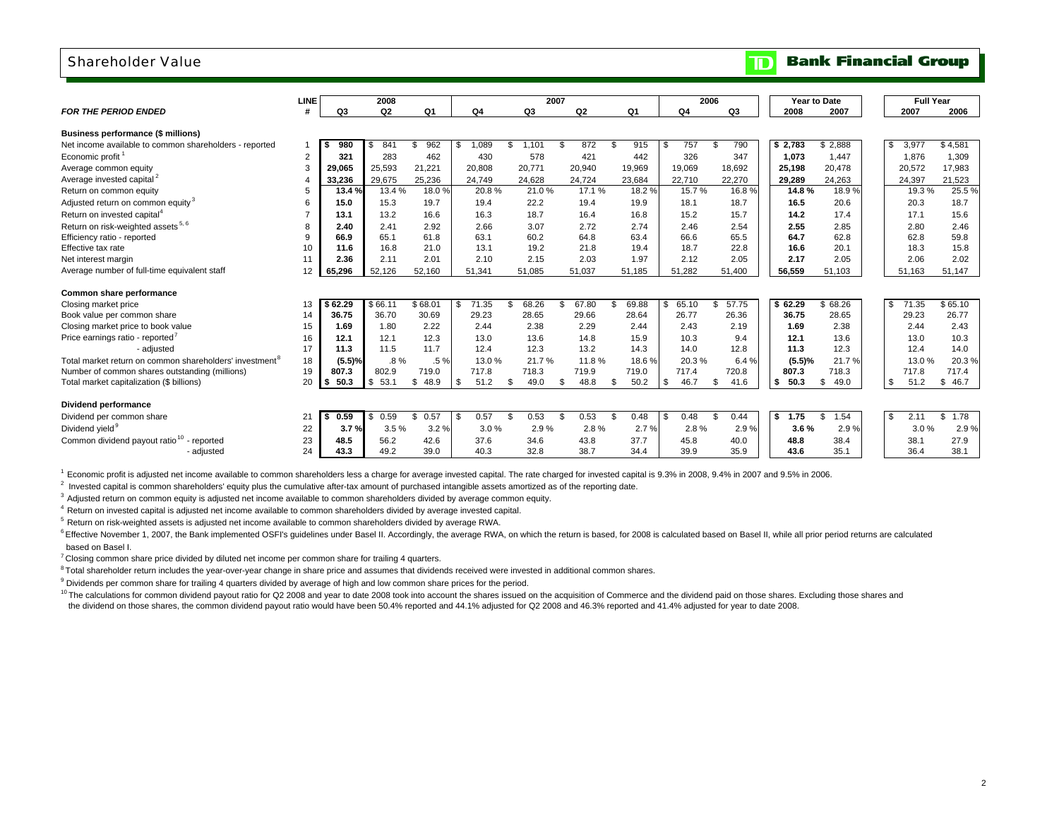## Shareholder Value

**TD Bank Financial Group**

| FOR THE PERIOD ENDED | LINE # | 2008 Q3 | 2008 Q2 | 2008 Q1 | 2007 Q4 | 2007 Q3 | 2007 Q2 | 2007 Q1 | 2006 Q4 | 2006 Q3 | Year to Date 2008 | Year to Date 2007 | Full Year 2007 | Full Year 2006 |
|---|---|---|---|---|---|---|---|---|---|---|---|---|---|---|
| **Business performance ($ millions)** | | | | | | | | | | | | | | |
| Net income available to common shareholders - reported | 1 | **$ 980** | $ 841 | $ 962 | $ 1,089 | $ 1,101 | $ 872 | $ 915 | $ 757 | $ 790 | **$ 2,783** | $ 2,888 | $ 3,977 | $ 4,581 |
| Economic profit [1] | 2 | **321** | 283 | 462 | 430 | 578 | 421 | 442 | 326 | 347 | **1,073** | 1,447 | 1,876 | 1,309 |
| Average common equity | 3 | **29,065** | 25,593 | 21,221 | 20,808 | 20,771 | 20,940 | 19,969 | 19,069 | 18,692 | **25,198** | 20,478 | 20,572 | 17,983 |
| Average invested capital [2] | 4 | **33,236** | 29,675 | 25,236 | 24,749 | 24,628 | 24,724 | 23,684 | 22,710 | 22,270 | **29,289** | 24,263 | 24,397 | 21,523 |
| Return on common equity | 5 | **13.4 %** | 13.4 % | 18.0 % | 20.8 % | 21.0 % | 17.1 % | 18.2 % | 15.7 % | 16.8 % | **14.8 %** | 18.9 % | 19.3 % | 25.5 % |
| Adjusted return on common equity [3] | 6 | **15.0** | 15.3 | 19.7 | 19.4 | 22.2 | 19.4 | 19.9 | 18.1 | 18.7 | **16.5** | 20.6 | 20.3 | 18.7 |
| Return on invested capital [4] | 7 | **13.1** | 13.2 | 16.6 | 16.3 | 18.7 | 16.4 | 16.8 | 15.2 | 15.7 | **14.2** | 17.4 | 17.1 | 15.6 |
| Return on risk-weighted assets [5, 6] | 8 | **2.40** | 2.41 | 2.92 | 2.66 | 3.07 | 2.72 | 2.74 | 2.46 | 2.54 | **2.55** | 2.85 | 2.80 | 2.46 |
| Efficiency ratio - reported | 9 | **66.9** | 65.1 | 61.8 | 63.1 | 60.2 | 64.8 | 63.4 | 66.6 | 65.5 | **64.7** | 62.8 | 62.8 | 59.8 |
| Effective tax rate | 10 | **11.6** | 16.8 | 21.0 | 13.1 | 19.2 | 21.8 | 19.4 | 18.7 | 22.8 | **16.6** | 20.1 | 18.3 | 15.8 |
| Net interest margin | 11 | **2.36** | 2.11 | 2.01 | 2.10 | 2.15 | 2.03 | 1.97 | 2.12 | 2.05 | **2.17** | 2.05 | 2.06 | 2.02 |
| Average number of full-time equivalent staff | 12 | **65,296** | 52,126 | 52,160 | 51,341 | 51,085 | 51,037 | 51,185 | 51,282 | 51,400 | **56,559** | 51,103 | 51,163 | 51,147 |
| **Common share performance** | | | | | | | | | | | | | | |
| Closing market price | 13 | **$ 62.29** | $ 66.11 | $ 68.01 | $ 71.35 | $ 68.26 | $ 67.80 | $ 69.88 | $ 65.10 | $ 57.75 | **$ 62.29** | $ 68.26 | $ 71.35 | $ 65.10 |
| Book value per common share | 14 | **36.75** | 36.70 | 30.69 | 29.23 | 28.65 | 29.66 | 28.64 | 26.77 | 26.36 | **36.75** | 28.65 | 29.23 | 26.77 |
| Closing market price to book value | 15 | **1.69** | 1.80 | 2.22 | 2.44 | 2.38 | 2.29 | 2.44 | 2.43 | 2.19 | **1.69** | 2.38 | 2.44 | 2.43 |
| Price earnings ratio - reported [7] | 16 | **12.1** | 12.1 | 12.3 | 13.0 | 13.6 | 14.8 | 15.9 | 10.3 | 9.4 | **12.1** | 13.6 | 13.0 | 10.3 |
| - adjusted | 17 | **11.3** | 11.5 | 11.7 | 12.4 | 12.3 | 13.2 | 14.3 | 14.0 | 12.8 | **11.3** | 12.3 | 12.4 | 14.0 |
| Total market return on common shareholders' investment [8] | 18 | **(5.5)%** | .8 % | .5 % | 13.0 % | 21.7 % | 11.8 % | 18.6 % | 20.3 % | 6.4 % | **(5.5)%** | 21.7 % | 13.0 % | 20.3 % |
| Number of common shares outstanding (millions) | 19 | **807.3** | 802.9 | 719.0 | 717.8 | 718.3 | 719.9 | 719.0 | 717.4 | 720.8 | **807.3** | 718.3 | 717.8 | 717.4 |
| Total market capitalization ($ billions) | 20 | **$ 50.3** | $ 53.1 | $ 48.9 | $ 51.2 | $ 49.0 | $ 48.8 | $ 50.2 | $ 46.7 | $ 41.6 | **$ 50.3** | $ 49.0 | $ 51.2 | $ 46.7 |
| **Dividend performance** | | | | | | | | | | | | | | |
| Dividend per common share | 21 | **$ 0.59** | $ 0.59 | $ 0.57 | $ 0.57 | $ 0.53 | $ 0.53 | $ 0.48 | $ 0.48 | $ 0.44 | **$ 1.75** | $ 1.54 | $ 2.11 | $ 1.78 |
| Dividend yield [9] | 22 | **3.7 %** | 3.5 % | 3.2 % | 3.0 % | 2.9 % | 2.8 % | 2.7 % | 2.8 % | 2.9 % | **3.6 %** | 2.9 % | 3.0 % | 2.9 % |
| Common dividend payout ratio [10] - reported | 23 | **48.5** | 56.2 | 42.6 | 37.6 | 34.6 | 43.8 | 37.7 | 45.8 | 40.0 | **48.8** | 38.4 | 38.1 | 27.9 |
| - adjusted | 24 | **43.3** | 49.2 | 39.0 | 40.3 | 32.8 | 38.7 | 34.4 | 39.9 | 35.9 | **43.6** | 35.1 | 36.4 | 38.1 |

[1] Economic profit is adjusted net income available to common shareholders less a charge for average invested capital. The rate charged for invested capital is 9.3% in 2008, 9.4% in 2007 and 9.5% in 2006.

[2] Invested capital is common shareholders' equity plus the cumulative after-tax amount of purchased intangible assets amortized as of the reporting date.

[3] Adjusted return on common equity is adjusted net income available to common shareholders divided by average common equity.

[4] Return on invested capital is adjusted net income available to common shareholders divided by average invested capital.

[5] Return on risk-weighted assets is adjusted net income available to common shareholders divided by average RWA.

[6] Effective November 1, 2007, the Bank implemented OSFI's guidelines under Basel II. Accordingly, the average RWA, on which the return is based, for 2008 is calculated based on Basel II, while all prior period returns are calculated based on Basel I.

[7] Closing common share price divided by diluted net income per common share for trailing 4 quarters.

[8] Total shareholder return includes the year-over-year change in share price and assumes that dividends received were invested in additional common shares.

[9] Dividends per common share for trailing 4 quarters divided by average of high and low common share prices for the period.

[10] The calculations for common dividend payout ratio for Q2 2008 and year to date 2008 took into account the shares issued on the acquisition of Commerce and the dividend paid on those shares. Excluding those shares and the dividend on those shares, the common dividend payout ratio would have been 50.4% reported and 44.1% adjusted for Q2 2008 and 46.3% reported and 41.4% adjusted for year to date 2008.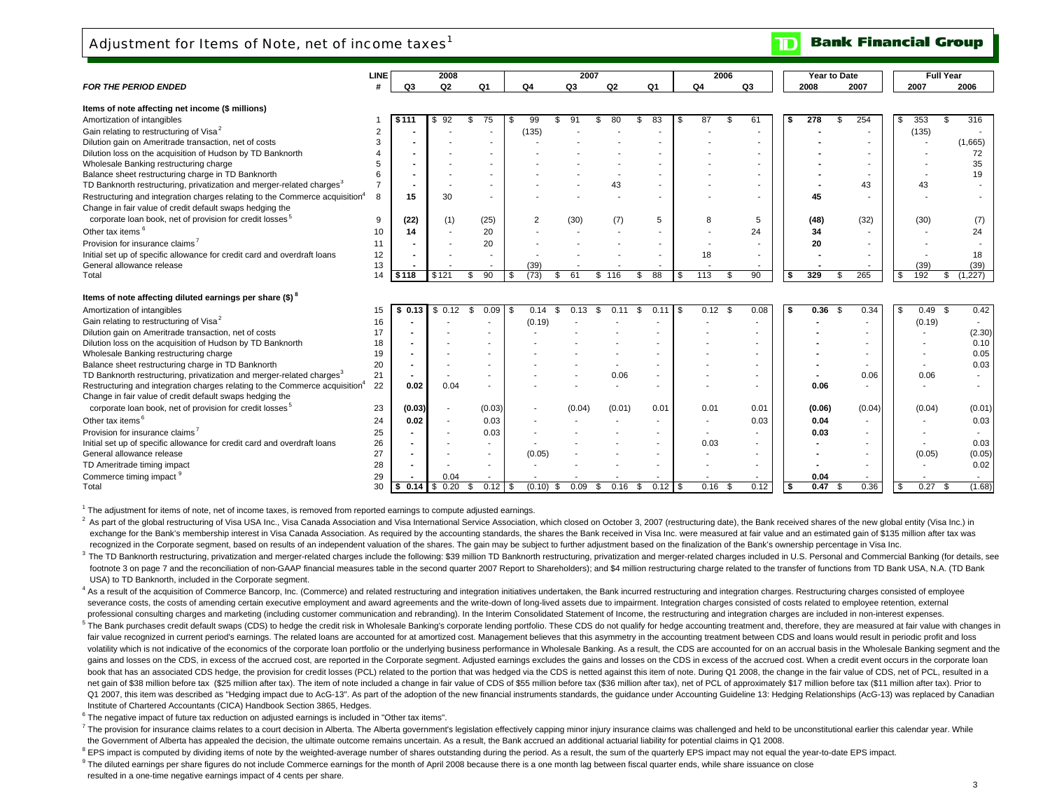# Adjustment for Items of Note, net of income taxes[1]

| FOR THE PERIOD ENDED | LINE # | 2008 Q3 | 2008 Q2 | 2008 Q1 | 2007 Q4 | 2007 Q3 | 2007 Q2 | 2007 Q1 | 2006 Q4 | 2006 Q3 | Year to Date 2008 | Year to Date 2007 | Full Year 2007 | Full Year 2006 |
|---|---|---|---|---|---|---|---|---|---|---|---|---|---|---|
| **Items of note affecting net income ($ millions)** | | | | | | | | | | | | | | |
| Amortization of intangibles | 1 | $ 111 | $ 92 | $ 75 | $ 99 | $ 91 | $ 80 | $ 83 | $ 87 | $ 61 | $ 278 | $ 254 | $ 353 | $ 316 |
| Gain relating to restructuring of Visa[2] | 2 | - | - | - | (135) | - | - | - | - | - | - | - | (135) | - |
| Dilution gain on Ameritrade transaction, net of costs | 3 | - | - | - | - | - | - | - | - | - | - | - | - | (1,665) |
| Dilution loss on the acquisition of Hudson by TD Banknorth | 4 | - | - | - | - | - | - | - | - | - | - | - | - | 72 |
| Wholesale Banking restructuring charge | 5 | - | - | - | - | - | - | - | - | - | - | - | - | 35 |
| Balance sheet restructuring charge in TD Banknorth | 6 | - | - | - | - | - | - | - | - | - | - | - | - | 19 |
| TD Banknorth restructuring, privatization and merger-related charges[3] | 7 | - | - | - | - | - | 43 | - | - | - | - | 43 | 43 | - |
| Restructuring and integration charges relating to the Commerce acquisition[4] | 8 | 15 | 30 | - | - | - | - | - | - | - | 45 | - | - | - |
| Change in fair value of credit default swaps hedging the corporate loan book, net of provision for credit losses[5] | 9 | (22) | (1) | (25) | 2 | (30) | (7) | 5 | 8 | 5 | (48) | (32) | (30) | (7) |
| Other tax items[6] | 10 | 14 | - | 20 | - | - | - | - | - | 24 | 34 | - | - | 24 |
| Provision for insurance claims[7] | 11 | - | - | 20 | - | - | - | - | - | - | 20 | - | - | - |
| Initial set up of specific allowance for credit card and overdraft loans | 12 | - | - | - | - | - | - | - | 18 | - | - | - | - | 18 |
| General allowance release | 13 | - | - | - | (39) | - | - | - | - | - | - | - | (39) | (39) |
| Total | 14 | $ 118 | $ 121 | $ 90 | $ (73) | $ 61 | $ 116 | $ 88 | $ 113 | $ 90 | $ 329 | $ 265 | $ 192 | $ (1,227) |
| **Items of note affecting diluted earnings per share ($)[8]** | | | | | | | | | | | | | | |
| Amortization of intangibles | 15 | $ 0.13 | $ 0.12 | $ 0.09 | $ 0.14 | $ 0.13 | $ 0.11 | $ 0.11 | $ 0.12 | $ 0.08 | $ 0.36 | $ 0.34 | $ 0.49 | $ 0.42 |
| Gain relating to restructuring of Visa[2] | 16 | - | - | - | (0.19) | - | - | - | - | - | - | - | (0.19) | - |
| Dilution gain on Ameritrade transaction, net of costs | 17 | - | - | - | - | - | - | - | - | - | - | - | - | (2.30) |
| Dilution loss on the acquisition of Hudson by TD Banknorth | 18 | - | - | - | - | - | - | - | - | - | - | - | - | 0.10 |
| Wholesale Banking restructuring charge | 19 | - | - | - | - | - | - | - | - | - | - | - | - | 0.05 |
| Balance sheet restructuring charge in TD Banknorth | 20 | - | - | - | - | - | - | - | - | - | - | - | - | 0.03 |
| TD Banknorth restructuring, privatization and merger-related charges[3] | 21 | - | - | - | - | - | 0.06 | - | - | - | - | 0.06 | 0.06 | - |
| Restructuring and integration charges relating to the Commerce acquisition[4] | 22 | 0.02 | 0.04 | - | - | - | - | - | - | - | 0.06 | - | - | - |
| Change in fair value of credit default swaps hedging the corporate loan book, net of provision for credit losses[5] | 23 | (0.03) | - | (0.03) | - | (0.04) | (0.01) | 0.01 | 0.01 | 0.01 | (0.06) | (0.04) | (0.04) | (0.01) |
| Other tax items[6] | 24 | 0.02 | - | 0.03 | - | - | - | - | - | 0.03 | 0.04 | - | - | 0.03 |
| Provision for insurance claims[7] | 25 | - | - | 0.03 | - | - | - | - | - | - | 0.03 | - | - | - |
| Initial set up of specific allowance for credit card and overdraft loans | 26 | - | - | - | - | - | - | - | 0.03 | - | - | - | - | 0.03 |
| General allowance release | 27 | - | - | - | (0.05) | - | - | - | - | - | - | - | (0.05) | (0.05) |
| TD Ameritrade timing impact | 28 | - | - | - | - | - | - | - | - | - | - | - | - | 0.02 |
| Commerce timing impact[9] | 29 | - | 0.04 | - | - | - | - | - | - | - | 0.04 | - | - | - |
| Total | 30 | $ 0.14 | $ 0.20 | $ 0.12 | $ (0.10) | $ 0.09 | $ 0.16 | $ 0.12 | $ 0.16 | $ 0.12 | $ 0.47 | $ 0.36 | $ 0.27 | $ (1.68) |

[1] The adjustment for items of note, net of income taxes, is removed from reported earnings to compute adjusted earnings.

[2] As part of the global restructuring of Visa USA Inc., Visa Canada Association and Visa International Service Association, which closed on October 3, 2007 (restructuring date), the Bank received shares of the new global entity (Visa Inc.) in exchange for the Bank's membership interest in Visa Canada Association. As required by the accounting standards, the shares the Bank received in Visa Inc. were measured at fair value and an estimated gain of $135 million after tax was recognized in the Corporate segment, based on results of an independent valuation of the shares. The gain may be subject to further adjustment based on the finalization of the Bank's ownership percentage in Visa Inc.

[3] The TD Banknorth restructuring, privatization and merger-related charges include the following: $39 million TD Banknorth restructuring, privatization and merger-related charges included in U.S. Personal and Commercial Banking (for details, see footnote 3 on page 7 and the reconciliation of non-GAAP financial measures table in the second quarter 2007 Report to Shareholders); and $4 million restructuring charge related to the transfer of functions from TD Bank USA, N.A. (TD Bank USA) to TD Banknorth, included in the Corporate segment.

[4] As a result of the acquisition of Commerce Bancorp, Inc. (Commerce) and related restructuring and integration initiatives undertaken, the Bank incurred restructuring and integration charges. Restructuring charges consisted of employee severance costs, the costs of amending certain executive employment and award agreements and the write-down of long-lived assets due to impairment. Integration charges consisted of costs related to employee retention, external professional consulting charges and marketing (including customer communication and rebranding). In the Interim Consolidated Statement of Income, the restructuring and integration charges are included in non-interest expenses.

[5] The Bank purchases credit default swaps (CDS) to hedge the credit risk in Wholesale Banking's corporate lending portfolio. These CDS do not qualify for hedge accounting treatment and, therefore, they are measured at fair value with changes in fair value recognized in current period's earnings. The related loans are accounted for at amortized cost. Management believes that this asymmetry in the accounting treatment between CDS and loans would result in periodic profit and loss volatility which is not indicative of the economics of the corporate loan portfolio or the underlying business performance in Wholesale Banking. As a result, the CDS are accounted for on an accrual basis in the Wholesale Banking segment and the gains and losses on the CDS, in excess of the accrued cost, are reported in the Corporate segment. Adjusted earnings excludes the gains and losses on the CDS in excess of the accrued cost. When a credit event occurs in the corporate loan book that has an associated CDS hedge, the provision for credit losses (PCL) related to the portion that was hedged via the CDS is netted against this item of note. During Q1 2008, the change in the fair value of CDS, net of PCL, resulted in a net gain of $38 million before tax ($25 million after tax). The item of note included a change in fair value of CDS of $55 million before tax ($36 million after tax), net of PCL of approximately $17 million before tax ($11 million after tax). Prior to Q1 2007, this item was described as "Hedging impact due to AcG-13". As part of the adoption of the new financial instruments standards, the guidance under Accounting Guideline 13: Hedging Relationships (AcG-13) was replaced by Canadian Institute of Chartered Accountants (CICA) Handbook Section 3865, Hedges.

[6] The negative impact of future tax reduction on adjusted earnings is included in "Other tax items".

[7] The provision for insurance claims relates to a court decision in Alberta. The Alberta government's legislation effectively capping minor injury insurance claims was challenged and held to be unconstitutional earlier this calendar year. While the Government of Alberta has appealed the decision, the ultimate outcome remains uncertain. As a result, the Bank accrued an additional actuarial liability for potential claims in Q1 2008.

[8] EPS impact is computed by dividing items of note by the weighted-average number of shares outstanding during the period. As a result, the sum of the quarterly EPS impact may not equal the year-to-date EPS impact.

[9] The diluted earnings per share figures do not include Commerce earnings for the month of April 2008 because there is a one month lag between fiscal quarter ends, while share issuance on close resulted in a one-time negative earnings impact of 4 cents per share.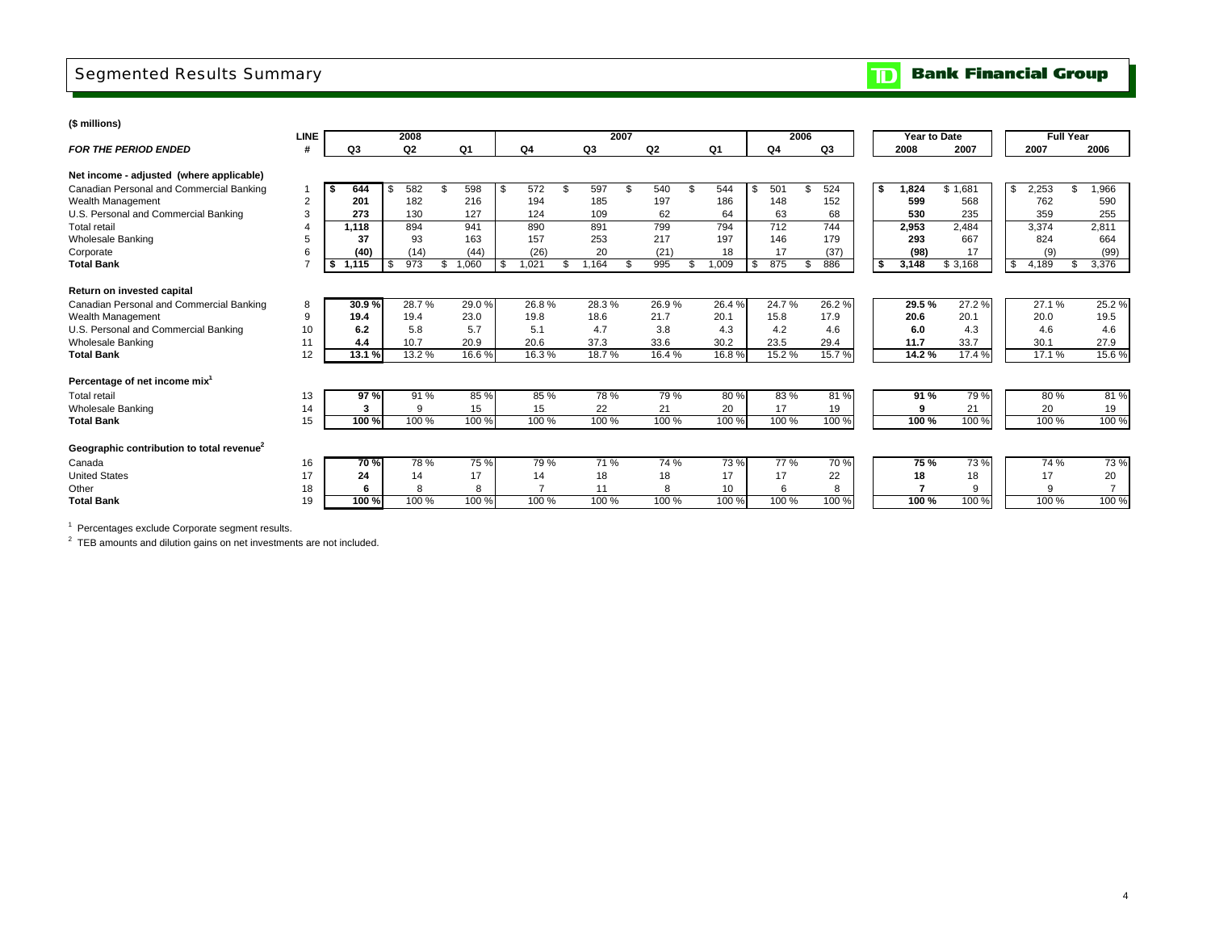# Segmented Results Summary

**Bank Financial Group**

**($ millions)**

| FOR THE PERIOD ENDED | LINE # | 2008 Q3 | 2008 Q2 | 2008 Q1 | 2007 Q4 | 2007 Q3 | 2007 Q2 | 2007 Q1 | 2006 Q4 | 2006 Q3 | Year to Date 2008 | Year to Date 2007 | Full Year 2007 | Full Year 2006 |
|---|---|---|---|---|---|---|---|---|---|---|---|---|---|---|
| **Net income - adjusted (where applicable)** | | | | | | | | | | | | | | |
| Canadian Personal and Commercial Banking | 1 | **$ 644** | $ 582 | $ 598 | $ 572 | $ 597 | $ 540 | $ 544 | $ 501 | $ 524 | **$ 1,824** | $ 1,681 | $ 2,253 | $ 1,966 |
| Wealth Management | 2 | **201** | 182 | 216 | 194 | 185 | 197 | 186 | 148 | 152 | **599** | 568 | 762 | 590 |
| U.S. Personal and Commercial Banking | 3 | **273** | 130 | 127 | 124 | 109 | 62 | 64 | 63 | 68 | **530** | 235 | 359 | 255 |
| Total retail | 4 | **1,118** | 894 | 941 | 890 | 891 | 799 | 794 | 712 | 744 | **2,953** | 2,484 | 3,374 | 2,811 |
| Wholesale Banking | 5 | **37** | 93 | 163 | 157 | 253 | 217 | 197 | 146 | 179 | **293** | 667 | 824 | 664 |
| Corporate | 6 | **(40)** | (14) | (44) | (26) | 20 | (21) | 18 | 17 | (37) | **(98)** | 17 | (9) | (99) |
| **Total Bank** | 7 | **$ 1,115** | $ 973 | $ 1,060 | $ 1,021 | $ 1,164 | $ 995 | $ 1,009 | $ 875 | $ 886 | **$ 3,148** | $ 3,168 | $ 4,189 | $ 3,376 |
| **Return on invested capital** | | | | | | | | | | | | | | |
| Canadian Personal and Commercial Banking | 8 | **30.9 %** | 28.7 % | 29.0 % | 26.8 % | 28.3 % | 26.9 % | 26.4 % | 24.7 % | 26.2 % | **29.5 %** | 27.2 % | 27.1 % | 25.2 % |
| Wealth Management | 9 | **19.4** | 19.4 | 23.0 | 19.8 | 18.6 | 21.7 | 20.1 | 15.8 | 17.9 | **20.6** | 20.1 | 20.0 | 19.5 |
| U.S. Personal and Commercial Banking | 10 | **6.2** | 5.8 | 5.7 | 5.1 | 4.7 | 3.8 | 4.3 | 4.2 | 4.6 | **6.0** | 4.3 | 4.6 | 4.6 |
| Wholesale Banking | 11 | **4.4** | 10.7 | 20.9 | 20.6 | 37.3 | 33.6 | 30.2 | 23.5 | 29.4 | **11.7** | 33.7 | 30.1 | 27.9 |
| **Total Bank** | 12 | **13.1 %** | 13.2 % | 16.6 % | 16.3 % | 18.7 % | 16.4 % | 16.8 % | 15.2 % | 15.7 % | **14.2 %** | 17.4 % | 17.1 % | 15.6 % |
| **Percentage of net income mix[1]** | | | | | | | | | | | | | | |
| Total retail | 13 | **97 %** | 91 % | 85 % | 85 % | 78 % | 79 % | 80 % | 83 % | 81 % | **91 %** | 79 % | 80 % | 81 % |
| Wholesale Banking | 14 | **3** | 9 | 15 | 15 | 22 | 21 | 20 | 17 | 19 | **9** | 21 | 20 | 19 |
| **Total Bank** | 15 | **100 %** | 100 % | 100 % | 100 % | 100 % | 100 % | 100 % | 100 % | 100 % | **100 %** | 100 % | 100 % | 100 % |
| **Geographic contribution to total revenue[2]** | | | | | | | | | | | | | | |
| Canada | 16 | **70 %** | 78 % | 75 % | 79 % | 71 % | 74 % | 73 % | 77 % | 70 % | **75 %** | 73 % | 74 % | 73 % |
| United States | 17 | **24** | 14 | 17 | 14 | 18 | 18 | 17 | 17 | 22 | **18** | 18 | 17 | 20 |
| Other | 18 | **6** | 8 | 8 | 7 | 11 | 8 | 10 | 6 | 8 | **7** | 9 | 9 | 7 |
| **Total Bank** | 19 | **100 %** | 100 % | 100 % | 100 % | 100 % | 100 % | 100 % | 100 % | 100 % | **100 %** | 100 % | 100 % | 100 % |

[1] Percentages exclude Corporate segment results.

[2] TEB amounts and dilution gains on net investments are not included.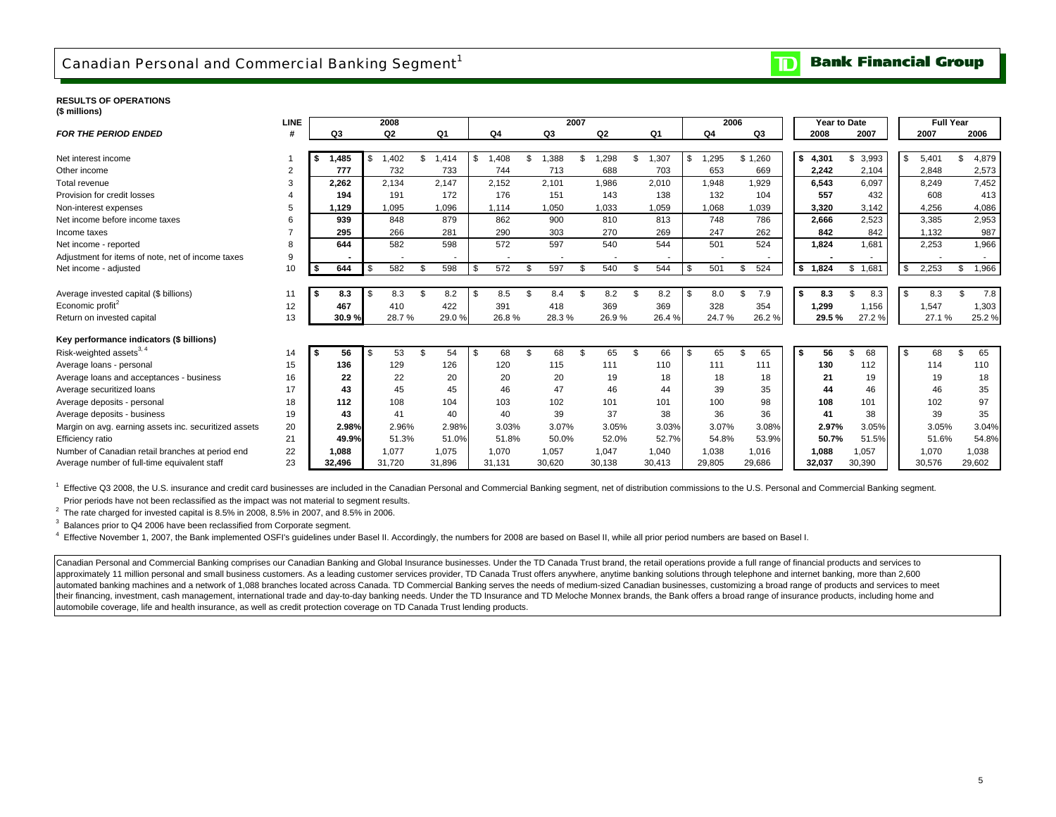# Canadian Personal and Commercial Banking Segment[1]

**Bank Financial Group**

**RESULTS OF OPERATIONS**
**(\$ millions)**

| *FOR THE PERIOD ENDED* | LINE # | 2008 Q3 | 2008 Q2 | 2008 Q1 | 2007 Q4 | 2007 Q3 | 2007 Q2 | 2007 Q1 | 2006 Q4 | 2006 Q3 | Year to Date 2008 | Year to Date 2007 | Full Year 2007 | Full Year 2006 |
|---|---|---|---|---|---|---|---|---|---|---|---|---|---|---|
| Net interest income | 1 | **\$ 1,485** | \$ 1,402 | \$ 1,414 | \$ 1,408 | \$ 1,388 | \$ 1,298 | \$ 1,307 | \$ 1,295 | \$ 1,260 | **\$ 4,301** | \$ 3,993 | \$ 5,401 | \$ 4,879 |
| Other income | 2 | **777** | 732 | 733 | 744 | 713 | 688 | 703 | 653 | 669 | **2,242** | 2,104 | 2,848 | 2,573 |
| Total revenue | 3 | **2,262** | 2,134 | 2,147 | 2,152 | 2,101 | 1,986 | 2,010 | 1,948 | 1,929 | **6,543** | 6,097 | 8,249 | 7,452 |
| Provision for credit losses | 4 | **194** | 191 | 172 | 176 | 151 | 143 | 138 | 132 | 104 | **557** | 432 | 608 | 413 |
| Non-interest expenses | 5 | **1,129** | 1,095 | 1,096 | 1,114 | 1,050 | 1,033 | 1,059 | 1,068 | 1,039 | **3,320** | 3,142 | 4,256 | 4,086 |
| Net income before income taxes | 6 | **939** | 848 | 879 | 862 | 900 | 810 | 813 | 748 | 786 | **2,666** | 2,523 | 3,385 | 2,953 |
| Income taxes | 7 | **295** | 266 | 281 | 290 | 303 | 270 | 269 | 247 | 262 | **842** | 842 | 1,132 | 987 |
| Net income - reported | 8 | **644** | 582 | 598 | 572 | 597 | 540 | 544 | 501 | 524 | **1,824** | 1,681 | 2,253 | 1,966 |
| Adjustment for items of note, net of income taxes | 9 | **-** | - | - | - | - | - | - | - | - | **-** | - | - | - |
| Net income - adjusted | 10 | **\$ 644** | \$ 582 | \$ 598 | \$ 572 | \$ 597 | \$ 540 | \$ 544 | \$ 501 | \$ 524 | **\$ 1,824** | \$ 1,681 | \$ 2,253 | \$ 1,966 |
| | | | | | | | | | | | | | | |
| Average invested capital (\$ billions) | 11 | **\$ 8.3** | \$ 8.3 | \$ 8.2 | \$ 8.5 | \$ 8.4 | \$ 8.2 | \$ 8.2 | \$ 8.0 | \$ 7.9 | **\$ 8.3** | \$ 8.3 | \$ 8.3 | \$ 7.8 |
| Economic profit[2] | 12 | **467** | 410 | 422 | 391 | 418 | 369 | 369 | 328 | 354 | **1,299** | 1,156 | 1,547 | 1,303 |
| Return on invested capital | 13 | **30.9 %** | 28.7 % | 29.0 % | 26.8 % | 28.3 % | 26.9 % | 26.4 % | 24.7 % | 26.2 % | **29.5 %** | 27.2 % | 27.1 % | 25.2 % |
| **Key performance indicators (\$ billions)** | | | | | | | | | | | | | | |
| Risk-weighted assets[3, 4] | 14 | **\$ 56** | \$ 53 | \$ 54 | \$ 68 | \$ 68 | \$ 65 | \$ 66 | \$ 65 | \$ 65 | **\$ 56** | \$ 68 | \$ 68 | \$ 65 |
| Average loans - personal | 15 | **136** | 129 | 126 | 120 | 115 | 111 | 110 | 111 | 111 | **130** | 112 | 114 | 110 |
| Average loans and acceptances - business | 16 | **22** | 22 | 20 | 20 | 20 | 19 | 18 | 18 | 18 | **21** | 19 | 19 | 18 |
| Average securitized loans | 17 | **43** | 45 | 45 | 46 | 47 | 46 | 44 | 39 | 35 | **44** | 46 | 46 | 35 |
| Average deposits - personal | 18 | **112** | 108 | 104 | 103 | 102 | 101 | 101 | 100 | 98 | **108** | 101 | 102 | 97 |
| Average deposits - business | 19 | **43** | 41 | 40 | 40 | 39 | 37 | 38 | 36 | 36 | **41** | 38 | 39 | 35 |
| Margin on avg. earning assets inc. securitized assets | 20 | **2.98%** | 2.96% | 2.98% | 3.03% | 3.07% | 3.05% | 3.03% | 3.07% | 3.08% | **2.97%** | 3.05% | 3.05% | 3.04% |
| Efficiency ratio | 21 | **49.9%** | 51.3% | 51.0% | 51.8% | 50.0% | 52.0% | 52.7% | 54.8% | 53.9% | **50.7%** | 51.5% | 51.6% | 54.8% |
| Number of Canadian retail branches at period end | 22 | **1,088** | 1,077 | 1,075 | 1,070 | 1,057 | 1,047 | 1,040 | 1,038 | 1,016 | **1,088** | 1,057 | 1,070 | 1,038 |
| Average number of full-time equivalent staff | 23 | **32,496** | 31,720 | 31,896 | 31,131 | 30,620 | 30,138 | 30,413 | 29,805 | 29,686 | **32,037** | 30,390 | 30,576 | 29,602 |

[1] Effective Q3 2008, the U.S. insurance and credit card businesses are included in the Canadian Personal and Commercial Banking segment, net of distribution commissions to the U.S. Personal and Commercial Banking segment. Prior periods have not been reclassified as the impact was not material to segment results.

[2] The rate charged for invested capital is 8.5% in 2008, 8.5% in 2007, and 8.5% in 2006.

[3] Balances prior to Q4 2006 have been reclassified from Corporate segment.

[4] Effective November 1, 2007, the Bank implemented OSFI's guidelines under Basel II. Accordingly, the numbers for 2008 are based on Basel II, while all prior period numbers are based on Basel I.

Canadian Personal and Commercial Banking comprises our Canadian Banking and Global Insurance businesses. Under the TD Canada Trust brand, the retail operations provide a full range of financial products and services to approximately 11 million personal and small business customers. As a leading customer services provider, TD Canada Trust offers anywhere, anytime banking solutions through telephone and internet banking, more than 2,600 automated banking machines and a network of 1,088 branches located across Canada. TD Commercial Banking serves the needs of medium-sized Canadian businesses, customizing a broad range of products and services to meet their financing, investment, cash management, international trade and day-to-day banking needs. Under the TD Insurance and TD Meloche Monnex brands, the Bank offers a broad range of insurance products, including home and automobile coverage, life and health insurance, as well as credit protection coverage on TD Canada Trust lending products.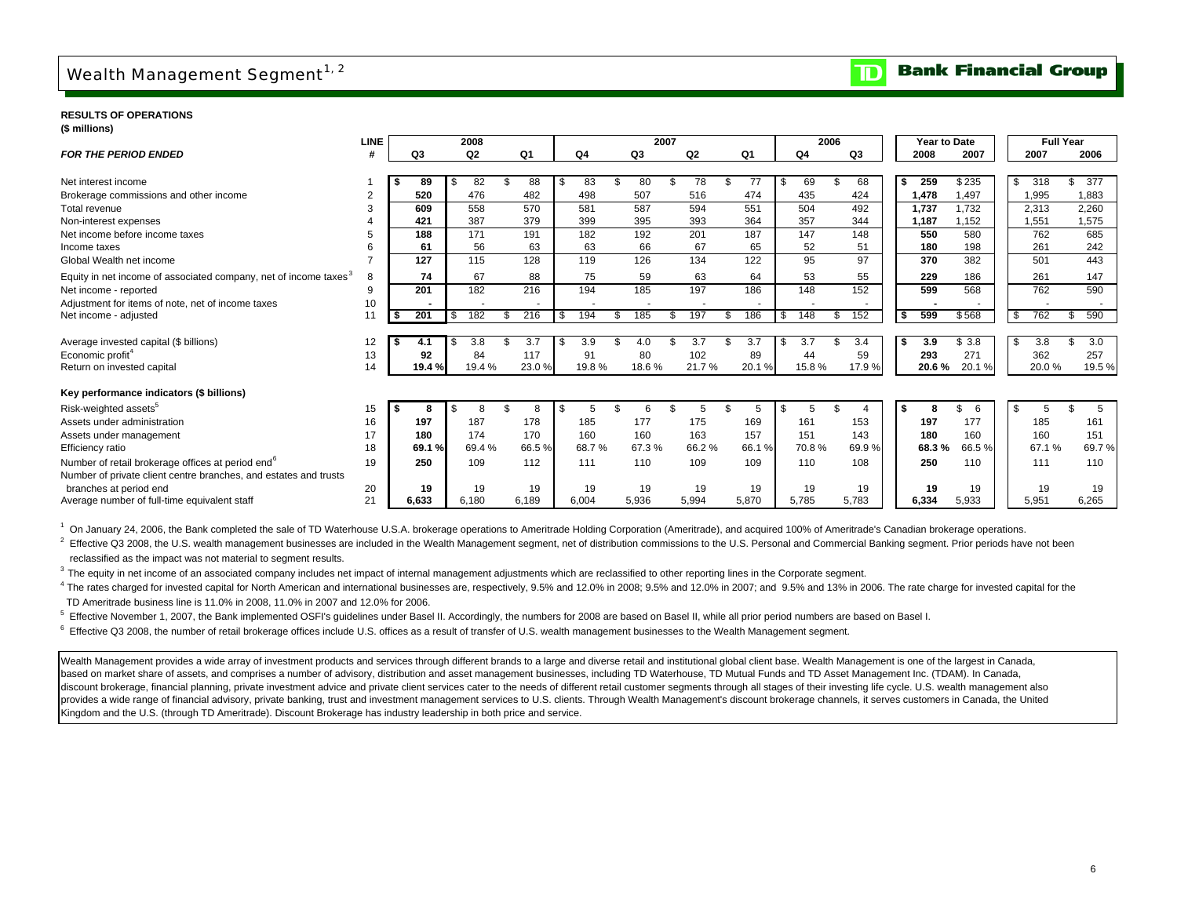# Wealth Management Segment[1, 2]

**RESULTS OF OPERATIONS**
**($ millions)**

| *FOR THE PERIOD ENDED* | LINE # | 2008 Q3 | 2008 Q2 | 2008 Q1 | 2007 Q4 | 2007 Q3 | 2007 Q2 | 2007 Q1 | 2006 Q4 | 2006 Q3 | Year to Date 2008 | Year to Date 2007 | Full Year 2007 | Full Year 2006 |
|---|---|---|---|---|---|---|---|---|---|---|---|---|---|---|
| Net interest income | 1 | $ 89 | $ 82 | $ 88 | $ 83 | $ 80 | $ 78 | $ 77 | $ 69 | $ 68 | $ 259 | $ 235 | $ 318 | $ 377 |
| Brokerage commissions and other income | 2 | 520 | 476 | 482 | 498 | 507 | 516 | 474 | 435 | 424 | 1,478 | 1,497 | 1,995 | 1,883 |
| Total revenue | 3 | 609 | 558 | 570 | 581 | 587 | 594 | 551 | 504 | 492 | 1,737 | 1,732 | 2,313 | 2,260 |
| Non-interest expenses | 4 | 421 | 387 | 379 | 399 | 395 | 393 | 364 | 357 | 344 | 1,187 | 1,152 | 1,551 | 1,575 |
| Net income before income taxes | 5 | 188 | 171 | 191 | 182 | 192 | 201 | 187 | 147 | 148 | 550 | 580 | 762 | 685 |
| Income taxes | 6 | 61 | 56 | 63 | 63 | 66 | 67 | 65 | 52 | 51 | 180 | 198 | 261 | 242 |
| Global Wealth net income | 7 | 127 | 115 | 128 | 119 | 126 | 134 | 122 | 95 | 97 | 370 | 382 | 501 | 443 |
| Equity in net income of associated company, net of income taxes[3] | 8 | 74 | 67 | 88 | 75 | 59 | 63 | 64 | 53 | 55 | 229 | 186 | 261 | 147 |
| Net income - reported | 9 | 201 | 182 | 216 | 194 | 185 | 197 | 186 | 148 | 152 | 599 | 568 | 762 | 590 |
| Adjustment for items of note, net of income taxes | 10 | - | - | - | - | - | - | - | - | - | - | - | - | - |
| Net income - adjusted | 11 | $ 201 | $ 182 | $ 216 | $ 194 | $ 185 | $ 197 | $ 186 | $ 148 | $ 152 | $ 599 | $ 568 | $ 762 | $ 590 |
| Average invested capital ($ billions) | 12 | $ 4.1 | $ 3.8 | $ 3.7 | $ 3.9 | $ 4.0 | $ 3.7 | $ 3.7 | $ 3.7 | $ 3.4 | $ 3.9 | $ 3.8 | $ 3.8 | $ 3.0 |
| Economic profit[4] | 13 | 92 | 84 | 117 | 91 | 80 | 102 | 89 | 44 | 59 | 293 | 271 | 362 | 257 |
| Return on invested capital | 14 | 19.4 % | 19.4 % | 23.0 % | 19.8 % | 18.6 % | 21.7 % | 20.1 % | 15.8 % | 17.9 % | 20.6 % | 20.1 % | 20.0 % | 19.5 % |
| **Key performance indicators ($ billions)** | | | | | | | | | | | | | | |
| Risk-weighted assets[5] | 15 | $ 8 | $ 8 | $ 8 | $ 5 | $ 6 | $ 5 | $ 5 | $ 5 | $ 4 | $ 8 | $ 6 | $ 5 | $ 5 |
| Assets under administration | 16 | 197 | 187 | 178 | 185 | 177 | 175 | 169 | 161 | 153 | 197 | 177 | 185 | 161 |
| Assets under management | 17 | 180 | 174 | 170 | 160 | 160 | 163 | 157 | 151 | 143 | 180 | 160 | 160 | 151 |
| Efficiency ratio | 18 | 69.1 % | 69.4 % | 66.5 % | 68.7 % | 67.3 % | 66.2 % | 66.1 % | 70.8 % | 69.9 % | 68.3 % | 66.5 % | 67.1 % | 69.7 % |
| Number of retail brokerage offices at period end[6] | 19 | 250 | 109 | 112 | 111 | 110 | 109 | 109 | 110 | 108 | 250 | 110 | 111 | 110 |
| Number of private client centre branches, and estates and trusts branches at period end | 20 | 19 | 19 | 19 | 19 | 19 | 19 | 19 | 19 | 19 | 19 | 19 | 19 | 19 |
| Average number of full-time equivalent staff | 21 | 6,633 | 6,180 | 6,189 | 6,004 | 5,936 | 5,994 | 5,870 | 5,785 | 5,783 | 6,334 | 5,933 | 5,951 | 6,265 |

[1] On January 24, 2006, the Bank completed the sale of TD Waterhouse U.S.A. brokerage operations to Ameritrade Holding Corporation (Ameritrade), and acquired 100% of Ameritrade's Canadian brokerage operations.

[2] Effective Q3 2008, the U.S. wealth management businesses are included in the Wealth Management segment, net of distribution commissions to the U.S. Personal and Commercial Banking segment. Prior periods have not been reclassified as the impact was not material to segment results.

[3] The equity in net income of an associated company includes net impact of internal management adjustments which are reclassified to other reporting lines in the Corporate segment.

[4] The rates charged for invested capital for North American and international businesses are, respectively, 9.5% and 12.0% in 2008; 9.5% and 12.0% in 2007; and 9.5% and 13% in 2006. The rate charge for invested capital for the TD Ameritrade business line is 11.0% in 2008, 11.0% in 2007 and 12.0% for 2006.

[5] Effective November 1, 2007, the Bank implemented OSFI's guidelines under Basel II. Accordingly, the numbers for 2008 are based on Basel II, while all prior period numbers are based on Basel I.

[6] Effective Q3 2008, the number of retail brokerage offices include U.S. offices as a result of transfer of U.S. wealth management businesses to the Wealth Management segment.

Wealth Management provides a wide array of investment products and services through different brands to a large and diverse retail and institutional global client base. Wealth Management is one of the largest in Canada, based on market share of assets, and comprises a number of advisory, distribution and asset management businesses, including TD Waterhouse, TD Mutual Funds and TD Asset Management Inc. (TDAM). In Canada, discount brokerage, financial planning, private investment advice and private client services cater to the needs of different retail customer segments through all stages of their investing life cycle. U.S. wealth management also provides a wide range of financial advisory, private banking, trust and investment management services to U.S. clients. Through Wealth Management's discount brokerage channels, it serves customers in Canada, the United Kingdom and the U.S. (through TD Ameritrade). Discount Brokerage has industry leadership in both price and service.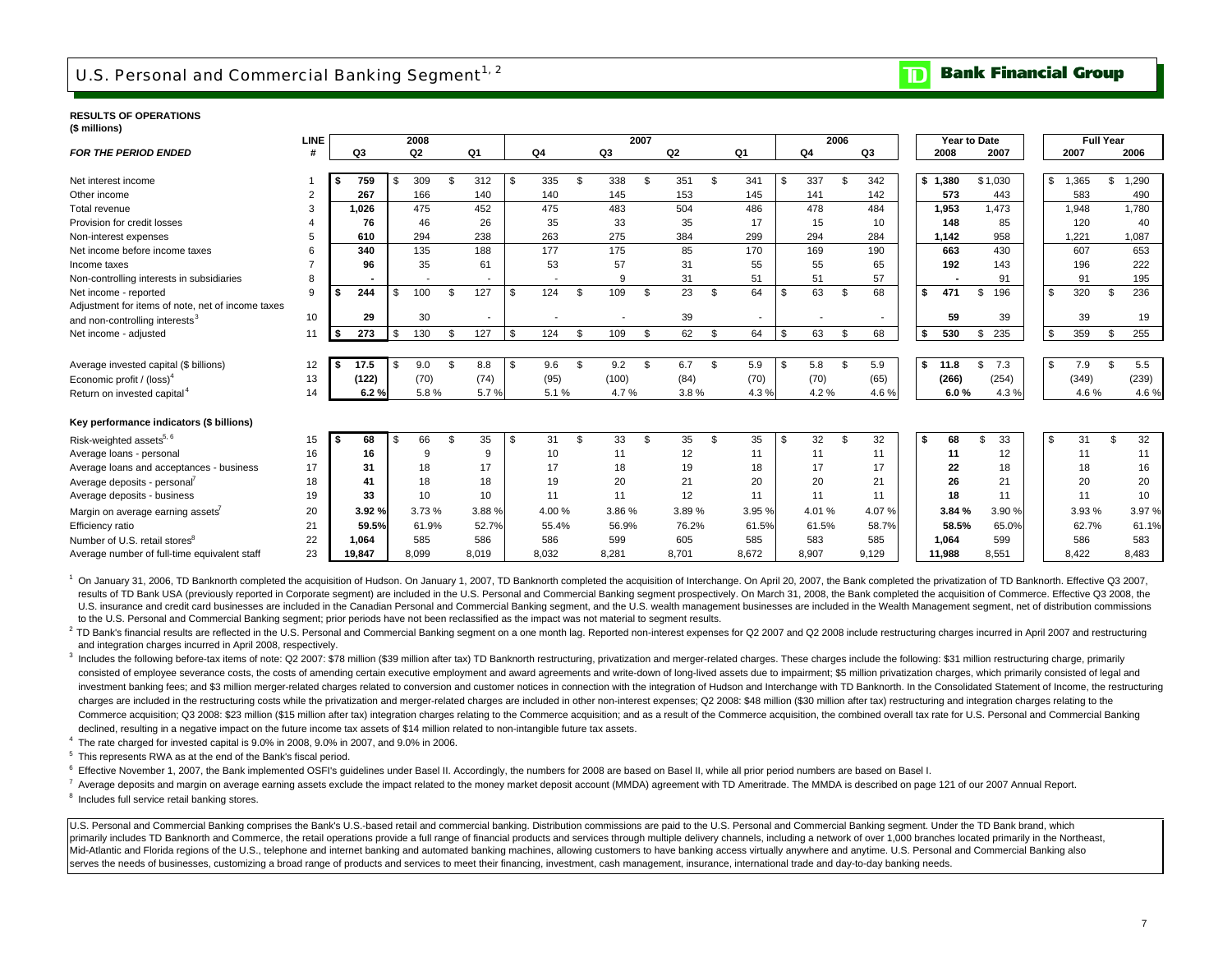# U.S. Personal and Commercial Banking Segment[1, 2]

**RESULTS OF OPERATIONS**
**($ millions)**

| *FOR THE PERIOD ENDED* | LINE # | 2008 Q3 | 2008 Q2 | 2008 Q1 | 2007 Q4 | 2007 Q3 | 2007 Q2 | 2007 Q1 | 2006 Q4 | 2006 Q3 | Year to Date 2008 | Year to Date 2007 | Full Year 2007 | Full Year 2006 |
|---|---|---|---|---|---|---|---|---|---|---|---|---|---|---|
| Net interest income | 1 | $ 759 | $ 309 | $ 312 | $ 335 | $ 338 | $ 351 | $ 341 | $ 337 | $ 342 | $ 1,380 | $ 1,030 | $ 1,365 | $ 1,290 |
| Other income | 2 | 267 | 166 | 140 | 140 | 145 | 153 | 145 | 141 | 142 | 573 | 443 | 583 | 490 |
| Total revenue | 3 | 1,026 | 475 | 452 | 475 | 483 | 504 | 486 | 478 | 484 | 1,953 | 1,473 | 1,948 | 1,780 |
| Provision for credit losses | 4 | 76 | 46 | 26 | 35 | 33 | 35 | 17 | 15 | 10 | 148 | 85 | 120 | 40 |
| Non-interest expenses | 5 | 610 | 294 | 238 | 263 | 275 | 384 | 299 | 294 | 284 | 1,142 | 958 | 1,221 | 1,087 |
| Net income before income taxes | 6 | 340 | 135 | 188 | 177 | 175 | 85 | 170 | 169 | 190 | 663 | 430 | 607 | 653 |
| Income taxes | 7 | 96 | 35 | 61 | 53 | 57 | 31 | 55 | 55 | 65 | 192 | 143 | 196 | 222 |
| Non-controlling interests in subsidiaries | 8 | - | - | - | - | 9 | 31 | 51 | 51 | 57 | - | 91 | 91 | 195 |
| Net income - reported | 9 | $ 244 | $ 100 | $ 127 | $ 124 | $ 109 | $ 23 | $ 64 | $ 63 | $ 68 | $ 471 | $ 196 | $ 320 | $ 236 |
| Adjustment for items of note, net of income taxes and non-controlling interests[3] | 10 | 29 | 30 | - | - | - | 39 | - | - | - | 59 | 39 | 39 | 19 |
| Net income - adjusted | 11 | $ 273 | $ 130 | $ 127 | $ 124 | $ 109 | $ 62 | $ 64 | $ 63 | $ 68 | $ 530 | $ 235 | $ 359 | $ 255 |
| Average invested capital ($ billions) | 12 | $ 17.5 | $ 9.0 | $ 8.8 | $ 9.6 | $ 9.2 | $ 6.7 | $ 5.9 | $ 5.8 | $ 5.9 | $ 11.8 | $ 7.3 | $ 7.9 | $ 5.5 |
| Economic profit / (loss)[4] | 13 | (122) | (70) | (74) | (95) | (100) | (84) | (70) | (70) | (65) | (266) | (254) | (349) | (239) |
| Return on invested capital[4] | 14 | 6.2 % | 5.8 % | 5.7 % | 5.1 % | 4.7 % | 3.8 % | 4.3 % | 4.2 % | 4.6 % | 6.0 % | 4.3 % | 4.6 % | 4.6 % |
| **Key performance indicators ($ billions)** | | | | | | | | | | | | | | |
| Risk-weighted assets[5, 6] | 15 | $ 68 | $ 66 | $ 35 | $ 31 | $ 33 | $ 35 | $ 35 | $ 32 | $ 32 | $ 68 | $ 33 | $ 31 | $ 32 |
| Average loans - personal | 16 | 16 | 9 | 9 | 10 | 11 | 12 | 11 | 11 | 11 | 11 | 12 | 11 | 11 |
| Average loans and acceptances - business | 17 | 31 | 18 | 17 | 17 | 18 | 19 | 18 | 17 | 17 | 22 | 18 | 18 | 16 |
| Average deposits - personal[7] | 18 | 41 | 18 | 18 | 19 | 20 | 21 | 20 | 20 | 21 | 26 | 21 | 20 | 20 |
| Average deposits - business | 19 | 33 | 10 | 10 | 11 | 11 | 12 | 11 | 11 | 11 | 18 | 11 | 11 | 10 |
| Margin on average earning assets[7] | 20 | 3.92 % | 3.73 % | 3.88 % | 4.00 % | 3.86 % | 3.89 % | 3.95 % | 4.01 % | 4.07 % | 3.84 % | 3.90 % | 3.93 % | 3.97 % |
| Efficiency ratio | 21 | 59.5% | 61.9% | 52.7% | 55.4% | 56.9% | 76.2% | 61.5% | 61.5% | 58.7% | 58.5% | 65.0% | 62.7% | 61.1% |
| Number of U.S. retail stores[8] | 22 | 1,064 | 585 | 586 | 586 | 599 | 605 | 585 | 583 | 585 | 1,064 | 599 | 586 | 583 |
| Average number of full-time equivalent staff | 23 | 19,847 | 8,099 | 8,019 | 8,032 | 8,281 | 8,701 | 8,672 | 8,907 | 9,129 | 11,988 | 8,551 | 8,422 | 8,483 |

[1] On January 31, 2006, TD Banknorth completed the acquisition of Hudson. On January 1, 2007, TD Banknorth completed the acquisition of Interchange. On April 20, 2007, the Bank completed the privatization of TD Banknorth. Effective Q3 2007, results of TD Bank USA (previously reported in Corporate segment) are included in the U.S. Personal and Commercial Banking segment prospectively. On March 31, 2008, the Bank completed the acquisition of Commerce. Effective Q3 2008, the U.S. insurance and credit card businesses are included in the Canadian Personal and Commercial Banking segment, and the U.S. wealth management businesses are included in the Wealth Management segment, net of distribution commissions to the U.S. Personal and Commercial Banking segment; prior periods have not been reclassified as the impact was not material to segment results.

[2] TD Bank's financial results are reflected in the U.S. Personal and Commercial Banking segment on a one month lag. Reported non-interest expenses for Q2 2007 and Q2 2008 include restructuring charges incurred in April 2007 and restructuring and integration charges incurred in April 2008, respectively.

[3] Includes the following before-tax items of note: Q2 2007: $78 million ($39 million after tax) TD Banknorth restructuring, privatization and merger-related charges. These charges include the following: $31 million restructuring charge, primarily consisted of employee severance costs, the costs of amending certain executive employment and award agreements and write-down of long-lived assets due to impairment; $5 million privatization charges, which primarily consisted of legal and investment banking fees; and $3 million merger-related charges related to conversion and customer notices in connection with the integration of Hudson and Interchange with TD Banknorth. In the Consolidated Statement of Income, the restructuring charges are included in the restructuring costs while the privatization and merger-related charges are included in other non-interest expenses; Q2 2008: $48 million ($30 million after tax) restructuring and integration charges relating to the Commerce acquisition; Q3 2008: $23 million ($15 million after tax) integration charges relating to the Commerce acquisition; and as a result of the Commerce acquisition, the combined overall tax rate for U.S. Personal and Commercial Banking declined, resulting in a negative impact on the future income tax assets of $14 million related to non-intangible future tax assets.

[4] The rate charged for invested capital is 9.0% in 2008, 9.0% in 2007, and 9.0% in 2006.

[5] This represents RWA as at the end of the Bank's fiscal period.

[6] Effective November 1, 2007, the Bank implemented OSFI's guidelines under Basel II. Accordingly, the numbers for 2008 are based on Basel II, while all prior period numbers are based on Basel I.

[7] Average deposits and margin on average earning assets exclude the impact related to the money market deposit account (MMDA) agreement with TD Ameritrade. The MMDA is described on page 121 of our 2007 Annual Report.

[8] Includes full service retail banking stores.

U.S. Personal and Commercial Banking comprises the Bank's U.S.-based retail and commercial banking. Distribution commissions are paid to the U.S. Personal and Commercial Banking segment. Under the TD Bank brand, which primarily includes TD Banknorth and Commerce, the retail operations provide a full range of financial products and services through multiple delivery channels, including a network of over 1,000 branches located primarily in the Northeast, Mid-Atlantic and Florida regions of the U.S., telephone and internet banking and automated banking machines, allowing customers to have banking access virtually anywhere and anytime. U.S. Personal and Commercial Banking also serves the needs of businesses, customizing a broad range of products and services to meet their financing, investment, cash management, insurance, international trade and day-to-day banking needs.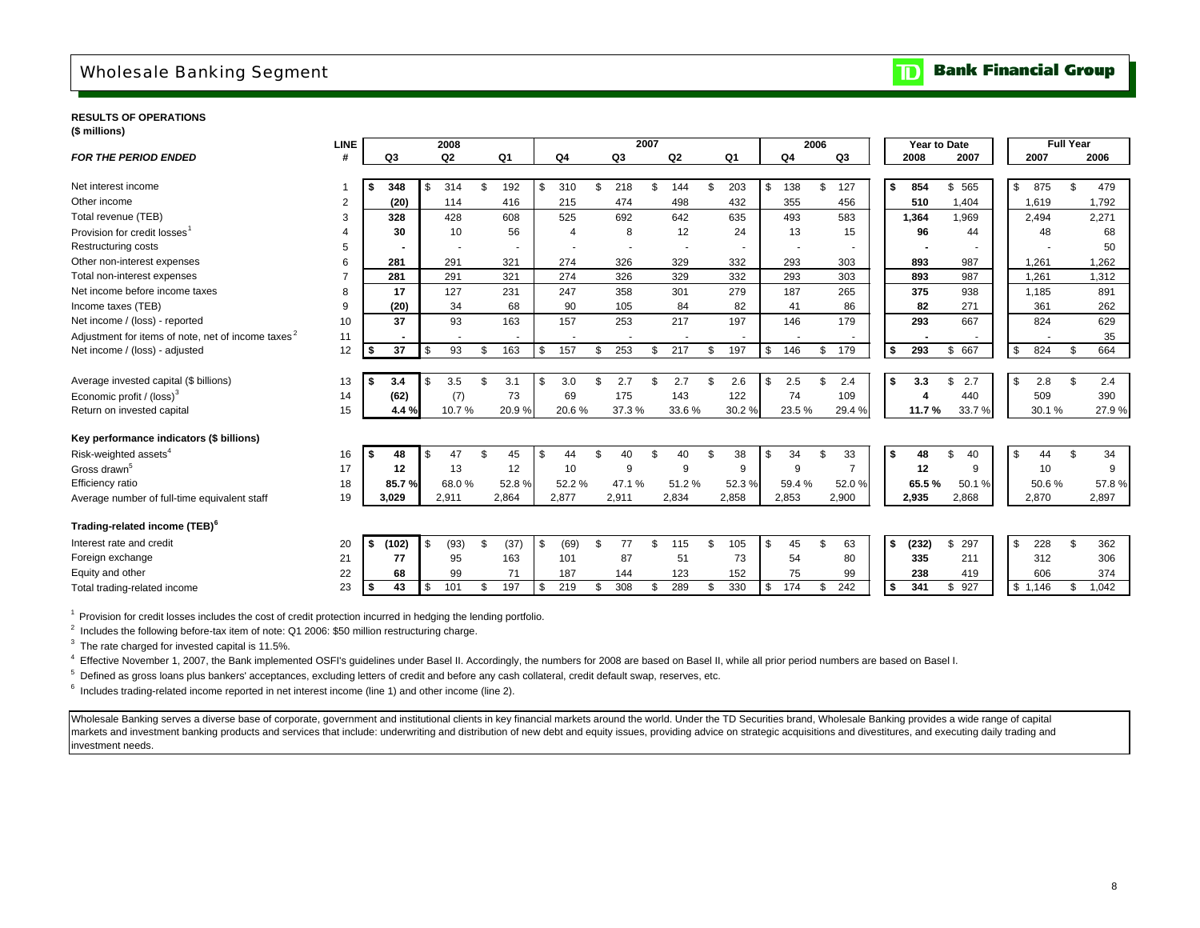# Wholesale Banking Segment

**TD Bank Financial Group**

**RESULTS OF OPERATIONS**
**($ millions)**

| *FOR THE PERIOD ENDED* | LINE # | 2008 Q3 | 2008 Q2 | 2008 Q1 | 2007 Q4 | 2007 Q3 | 2007 Q2 | 2007 Q1 | 2006 Q4 | 2006 Q3 | Year to Date 2008 | Year to Date 2007 | Full Year 2007 | Full Year 2006 |
|---|---|---|---|---|---|---|---|---|---|---|---|---|---|---|
| Net interest income | 1 | $ 348 | $ 314 | $ 192 | $ 310 | $ 218 | $ 144 | $ 203 | $ 138 | $ 127 | $ 854 | $ 565 | $ 875 | $ 479 |
| Other income | 2 | (20) | 114 | 416 | 215 | 474 | 498 | 432 | 355 | 456 | 510 | 1,404 | 1,619 | 1,792 |
| Total revenue (TEB) | 3 | 328 | 428 | 608 | 525 | 692 | 642 | 635 | 493 | 583 | 1,364 | 1,969 | 2,494 | 2,271 |
| Provision for credit losses[1] | 4 | 30 | 10 | 56 | 4 | 8 | 12 | 24 | 13 | 15 | 96 | 44 | 48 | 68 |
| Restructuring costs | 5 | - | - | - | - | - | - | - | - | - | - | - | - | 50 |
| Other non-interest expenses | 6 | 281 | 291 | 321 | 274 | 326 | 329 | 332 | 293 | 303 | 893 | 987 | 1,261 | 1,262 |
| Total non-interest expenses | 7 | 281 | 291 | 321 | 274 | 326 | 329 | 332 | 293 | 303 | 893 | 987 | 1,261 | 1,312 |
| Net income before income taxes | 8 | 17 | 127 | 231 | 247 | 358 | 301 | 279 | 187 | 265 | 375 | 938 | 1,185 | 891 |
| Income taxes (TEB) | 9 | (20) | 34 | 68 | 90 | 105 | 84 | 82 | 41 | 86 | 82 | 271 | 361 | 262 |
| Net income / (loss) - reported | 10 | 37 | 93 | 163 | 157 | 253 | 217 | 197 | 146 | 179 | 293 | 667 | 824 | 629 |
| Adjustment for items of note, net of income taxes[2] | 11 | - | - | - | - | - | - | - | - | - | - | - | - | 35 |
| Net income / (loss) - adjusted | 12 | $ 37 | $ 93 | $ 163 | $ 157 | $ 253 | $ 217 | $ 197 | $ 146 | $ 179 | $ 293 | $ 667 | $ 824 | $ 664 |
| | | | | | | | | | | | | | | |
| Average invested capital ($ billions) | 13 | $ 3.4 | $ 3.5 | $ 3.1 | $ 3.0 | $ 2.7 | $ 2.7 | $ 2.6 | $ 2.5 | $ 2.4 | $ 3.3 | $ 2.7 | $ 2.8 | $ 2.4 |
| Economic profit / (loss)[3] | 14 | (62) | (7) | 73 | 69 | 175 | 143 | 122 | 74 | 109 | 4 | 440 | 509 | 390 |
| Return on invested capital | 15 | 4.4 % | 10.7 % | 20.9 % | 20.6 % | 37.3 % | 33.6 % | 30.2 % | 23.5 % | 29.4 % | 11.7 % | 33.7 % | 30.1 % | 27.9 % |
| | | | | | | | | | | | | | | |
| **Key performance indicators ($ billions)** | | | | | | | | | | | | | | |
| Risk-weighted assets[4] | 16 | $ 48 | $ 47 | $ 45 | $ 44 | $ 40 | $ 40 | $ 38 | $ 34 | $ 33 | $ 48 | $ 40 | $ 44 | $ 34 |
| Gross drawn[5] | 17 | 12 | 13 | 12 | 10 | 9 | 9 | 9 | 9 | 7 | 12 | 9 | 10 | 9 |
| Efficiency ratio | 18 | 85.7 % | 68.0 % | 52.8 % | 52.2 % | 47.1 % | 51.2 % | 52.3 % | 59.4 % | 52.0 % | 65.5 % | 50.1 % | 50.6 % | 57.8 % |
| Average number of full-time equivalent staff | 19 | 3,029 | 2,911 | 2,864 | 2,877 | 2,911 | 2,834 | 2,858 | 2,853 | 2,900 | 2,935 | 2,868 | 2,870 | 2,897 |
| | | | | | | | | | | | | | | |
| **Trading-related income (TEB)[6]** | | | | | | | | | | | | | | |
| Interest rate and credit | 20 | $ (102) | $ (93) | $ (37) | $ (69) | $ 77 | $ 115 | $ 105 | $ 45 | $ 63 | $ (232) | $ 297 | $ 228 | $ 362 |
| Foreign exchange | 21 | 77 | 95 | 163 | 101 | 87 | 51 | 73 | 54 | 80 | 335 | 211 | 312 | 306 |
| Equity and other | 22 | 68 | 99 | 71 | 187 | 144 | 123 | 152 | 75 | 99 | 238 | 419 | 606 | 374 |
| Total trading-related income | 23 | $ 43 | $ 101 | $ 197 | $ 219 | $ 308 | $ 289 | $ 330 | $ 174 | $ 242 | $ 341 | $ 927 | $ 1,146 | $ 1,042 |

[1] Provision for credit losses includes the cost of credit protection incurred in hedging the lending portfolio.

[2] Includes the following before-tax item of note: Q1 2006: $50 million restructuring charge.

[3] The rate charged for invested capital is 11.5%.

[4] Effective November 1, 2007, the Bank implemented OSFI's guidelines under Basel II. Accordingly, the numbers for 2008 are based on Basel II, while all prior period numbers are based on Basel I.

[5] Defined as gross loans plus bankers' acceptances, excluding letters of credit and before any cash collateral, credit default swap, reserves, etc.

[6] Includes trading-related income reported in net interest income (line 1) and other income (line 2).

Wholesale Banking serves a diverse base of corporate, government and institutional clients in key financial markets around the world. Under the TD Securities brand, Wholesale Banking provides a wide range of capital markets and investment banking products and services that include: underwriting and distribution of new debt and equity issues, providing advice on strategic acquisitions and divestitures, and executing daily trading and investment needs.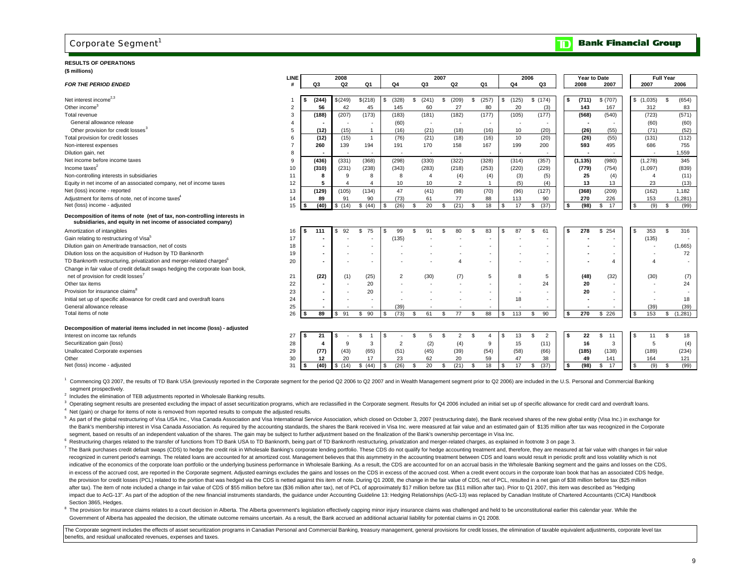# Corporate Segment[1]

**Bank Financial Group**

**RESULTS OF OPERATIONS**
**($ millions)**

| *FOR THE PERIOD ENDED* | LINE # | 2008 Q3 | 2008 Q2 | 2008 Q1 | 2007 Q4 | 2007 Q3 | 2007 Q2 | 2007 Q1 | 2006 Q4 | 2006 Q3 | Year to Date 2008 | Year to Date 2007 | Full Year 2007 | Full Year 2006 |
|---|---|---|---|---|---|---|---|---|---|---|---|---|---|---|
| Net interest income[2,3] | 1 | $ (244) | $ (249) | $ (218) | $ (328) | $ (241) | $ (209) | $ (257) | $ (125) | $ (174) | $ (711) | $ (707) | $ (1,035) | $ (654) |
| Other income[3] | 2 | 56 | 42 | 45 | 145 | 60 | 27 | 80 | 20 | (3) | 143 | 167 | 312 | 83 |
| Total revenue | 3 | (188) | (207) | (173) | (183) | (181) | (182) | (177) | (105) | (177) | (568) | (540) | (723) | (571) |
| General allowance release | 4 | - | - | - | (60) | - | - | - | - | - | - | - | (60) | (60) |
| Other provision for credit losses[3] | 5 | (12) | (15) | 1 | (16) | (21) | (18) | (16) | 10 | (20) | (26) | (55) | (71) | (52) |
| Total provision for credit losses | 6 | (12) | (15) | 1 | (76) | (21) | (18) | (16) | 10 | (20) | (26) | (55) | (131) | (112) |
| Non-interest expenses | 7 | 260 | 139 | 194 | 191 | 170 | 158 | 167 | 199 | 200 | 593 | 495 | 686 | 755 |
| Dilution gain, net | 8 | - | - | - | - | - | - | - | - | - | - | - | - | 1,559 |
| Net income before income taxes | 9 | (436) | (331) | (368) | (298) | (330) | (322) | (328) | (314) | (357) | (1,135) | (980) | (1,278) | 345 |
| Income taxes[2] | 10 | (310) | (231) | (238) | (343) | (283) | (218) | (253) | (220) | (229) | (779) | (754) | (1,097) | (839) |
| Non-controlling interests in subsidiaries | 11 | 8 | 9 | 8 | 8 | 4 | (4) | (4) | (3) | (5) | 25 | (4) | 4 | (11) |
| Equity in net income of an associated company, net of income taxes | 12 | 5 | 4 | 4 | 10 | 10 | 2 | 1 | (5) | (4) | 13 | 13 | 23 | (13) |
| Net (loss) income - reported | 13 | (129) | (105) | (134) | 47 | (41) | (98) | (70) | (96) | (127) | (368) | (209) | (162) | 1,182 |
| Adjustment for items of note, net of income taxes[4] | 14 | 89 | 91 | 90 | (73) | 61 | 77 | 88 | 113 | 90 | 270 | 226 | 153 | (1,281) |
| Net (loss) income - adjusted | 15 | $ (40) | $ (14) | $ (44) | $ (26) | $ 20 | $ (21) | $ 18 | $ 17 | $ (37) | $ (98) | $ 17 | $ (9) | $ (99) |
| **Decomposition of items of note (net of tax, non-controlling interests in subsidiaries, and equity in net income of associated company)** | | | | | | | | | | | | | | |
| Amortization of intangibles | 16 | $ 111 | $ 92 | $ 75 | $ 99 | $ 91 | $ 80 | $ 83 | $ 87 | $ 61 | $ 278 | $ 254 | $ 353 | $ 316 |
| Gain relating to restructuring of Visa[5] | 17 | - | - | - | (135) | - | - | - | - | - | - | - | (135) | - |
| Dilution gain on Ameritrade transaction, net of costs | 18 | - | - | - | - | - | - | - | - | - | - | - | - | (1,665) |
| Dilution loss on the acquisition of Hudson by TD Banknorth | 19 | - | - | - | - | - | - | - | - | - | - | - | - | 72 |
| TD Banknorth restructuring, privatization and merger-related charges[6] | 20 | - | - | - | - | - | 4 | - | - | - | - | 4 | 4 | - |
| Change in fair value of credit default swaps hedging the corporate loan book, net of provision for credit losses[7] | 21 | (22) | (1) | (25) | 2 | (30) | (7) | 5 | 8 | 5 | (48) | (32) | (30) | (7) |
| Other tax items | 22 | - | - | 20 | - | - | - | - | - | 24 | 20 | - | - | 24 |
| Provision for insurance claims[8] | 23 | - | - | 20 | - | - | - | - | - | - | 20 | - | - | - |
| Initial set up of specific allowance for credit card and overdraft loans | 24 | - | - | - | - | - | - | - | 18 | - | - | - | - | 18 |
| General allowance release | 25 | - | - | - | (39) | - | - | - | - | - | - | - | (39) | (39) |
| Total items of note | 26 | $ 89 | $ 91 | $ 90 | $ (73) | $ 61 | $ 77 | $ 88 | $ 113 | $ 90 | $ 270 | $ 226 | $ 153 | $ (1,281) |
| **Decomposition of material items included in net income (loss) - adjusted** | | | | | | | | | | | | | | |
| Interest on income tax refunds | 27 | $ 21 | $ - | $ 1 | $ - | $ 5 | $ 2 | $ 4 | $ 13 | $ 2 | $ 22 | $ 11 | $ 11 | $ 18 |
| Securitization gain (loss) | 28 | 4 | 9 | 3 | 2 | (2) | (4) | 9 | 15 | (11) | 16 | 3 | 5 | (4) |
| Unallocated Corporate expenses | 29 | (77) | (43) | (65) | (51) | (45) | (39) | (54) | (58) | (66) | (185) | (138) | (189) | (234) |
| Other | 30 | 12 | 20 | 17 | 23 | 62 | 20 | 59 | 47 | 38 | 49 | 141 | 164 | 121 |
| Net (loss) income - adjusted | 31 | $ (40) | $ (14) | $ (44) | $ (26) | $ 20 | $ (21) | $ 18 | $ 17 | $ (37) | $ (98) | $ 17 | $ (9) | $ (99) |

[1] Commencing Q3 2007, the results of TD Bank USA (previously reported in the Corporate segment for the period Q2 2006 to Q2 2007 and in Wealth Management segment prior to Q2 2006) are included in the U.S. Personal and Commercial Banking segment prospectively.

[2] Includes the elimination of TEB adjustments reported in Wholesale Banking results.

[3] Operating segment results are presented excluding the impact of asset securitization programs, which are reclassified in the Corporate segment. Results for Q4 2006 included an initial set up of specific allowance for credit card and overdraft loans.

[4] Net (gain) or charge for items of note is removed from reported results to compute the adjusted results.

[5] As part of the global restructuring of Visa USA Inc., Visa Canada Association and Visa International Service Association, which closed on October 3, 2007 (restructuring date), the Bank received shares of the new global entity (Visa Inc.) in exchange for the Bank's membership interest in Visa Canada Association. As required by the accounting standards, the shares the Bank received in Visa Inc. were measured at fair value and an estimated gain of $135 million after tax was recognized in the Corporate segment, based on results of an independent valuation of the shares. The gain may be subject to further adjustment based on the finalization of the Bank's ownership percentage in Visa Inc.

[6] Restructuring charges related to the transfer of functions from TD Bank USA to TD Banknorth, being part of TD Banknorth restructuring, privatization and merger-related charges, as explained in footnote 3 on page 3.

[7] The Bank purchases credit default swaps (CDS) to hedge the credit risk in Wholesale Banking's corporate lending portfolio. These CDS do not qualify for hedge accounting treatment and, therefore, they are measured at fair value with changes in fair value recognized in current period's earnings. The related loans are accounted for at amortized cost. Management believes that this asymmetry in the accounting treatment between CDS and loans would result in periodic profit and loss volatility which is not indicative of the economics of the corporate loan portfolio or the underlying business performance in Wholesale Banking. As a result, the CDS are accounted for on an accrual basis in the Wholesale Banking segment and the gains and losses on the CDS, in excess of the accrued cost, are reported in the Corporate segment. Adjusted earnings excludes the gains and losses on the CDS in excess of the accrued cost. When a credit event occurs in the corporate loan book that has an associated CDS hedge, the provision for credit losses (PCL) related to the portion that was hedged via the CDS is netted against this item of note. During Q1 2008, the change in the fair value of CDS, net of PCL, resulted in a net gain of $38 million before tax ($25 million after tax). The item of note included a change in fair value of CDS of $55 million before tax ($36 million after tax), net of PCL of approximately $17 million before tax ($11 million after tax). Prior to Q1 2007, this item was described as "Hedging impact due to AcG-13". As part of the adoption of the new financial instruments standards, the guidance under Accounting Guideline 13: Hedging Relationships (AcG-13) was replaced by Canadian Institute of Chartered Accountants (CICA) Handbook Section 3865, Hedges.

[8] The provision for insurance claims relates to a court decision in Alberta. The Alberta government's legislation effectively capping minor injury insurance claims was challenged and held to be unconstitutional earlier this calendar year. While the Government of Alberta has appealed the decision, the ultimate outcome remains uncertain. As a result, the Bank accrued an additional actuarial liability for potential claims in Q1 2008.

The Corporate segment includes the effects of asset securitization programs in Canadian Personal and Commercial Banking, treasury management, general provisions for credit losses, the elimination of taxable equivalent adjustments, corporate level tax benefits, and residual unallocated revenues, expenses and taxes.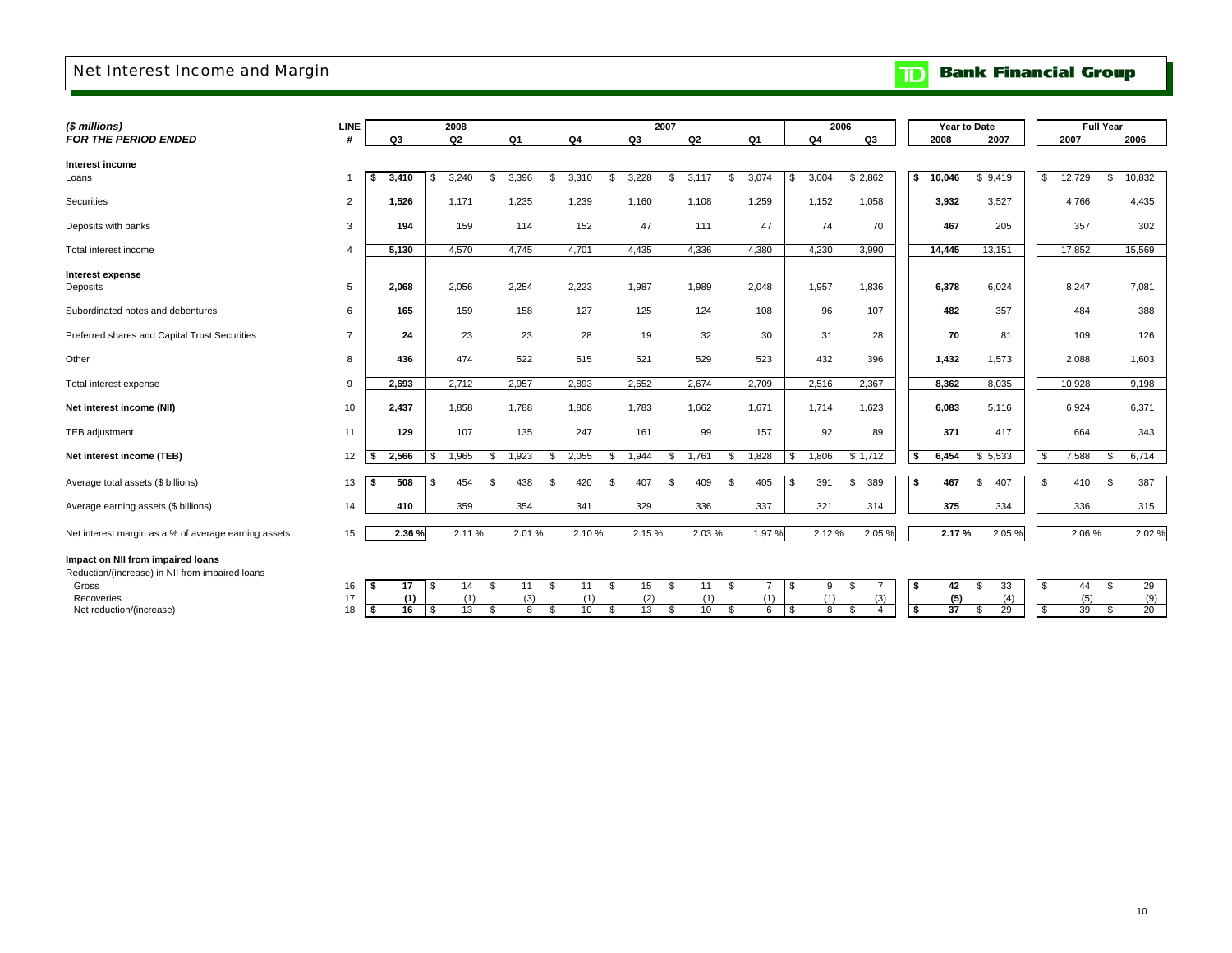# Net Interest Income and Margin

TD Bank Financial Group

| *($ millions)* *FOR THE PERIOD ENDED* | LINE # | 2008 Q3 | 2008 Q2 | 2008 Q1 | 2007 Q4 | 2007 Q3 | 2007 Q2 | 2007 Q1 | 2006 Q4 | 2006 Q3 | Year to Date 2008 | Year to Date 2007 | Full Year 2007 | Full Year 2006 |
|---|---|---|---|---|---|---|---|---|---|---|---|---|---|---|
| **Interest income** | | | | | | | | | | | | | | |
| Loans | 1 | **$ 3,410** | $ 3,240 | $ 3,396 | $ 3,310 | $ 3,228 | $ 3,117 | $ 3,074 | $ 3,004 | $ 2,862 | **$ 10,046** | $ 9,419 | $ 12,729 | $ 10,832 |
| Securities | 2 | **1,526** | 1,171 | 1,235 | 1,239 | 1,160 | 1,108 | 1,259 | 1,152 | 1,058 | **3,932** | 3,527 | 4,766 | 4,435 |
| Deposits with banks | 3 | **194** | 159 | 114 | 152 | 47 | 111 | 47 | 74 | 70 | **467** | 205 | 357 | 302 |
| Total interest income | 4 | **5,130** | 4,570 | 4,745 | 4,701 | 4,435 | 4,336 | 4,380 | 4,230 | 3,990 | **14,445** | 13,151 | 17,852 | 15,569 |
| **Interest expense** | | | | | | | | | | | | | | |
| Deposits | 5 | **2,068** | 2,056 | 2,254 | 2,223 | 1,987 | 1,989 | 2,048 | 1,957 | 1,836 | **6,378** | 6,024 | 8,247 | 7,081 |
| Subordinated notes and debentures | 6 | **165** | 159 | 158 | 127 | 125 | 124 | 108 | 96 | 107 | **482** | 357 | 484 | 388 |
| Preferred shares and Capital Trust Securities | 7 | **24** | 23 | 23 | 28 | 19 | 32 | 30 | 31 | 28 | **70** | 81 | 109 | 126 |
| Other | 8 | **436** | 474 | 522 | 515 | 521 | 529 | 523 | 432 | 396 | **1,432** | 1,573 | 2,088 | 1,603 |
| Total interest expense | 9 | **2,693** | 2,712 | 2,957 | 2,893 | 2,652 | 2,674 | 2,709 | 2,516 | 2,367 | **8,362** | 8,035 | 10,928 | 9,198 |
| **Net interest income (NII)** | 10 | **2,437** | 1,858 | 1,788 | 1,808 | 1,783 | 1,662 | 1,671 | 1,714 | 1,623 | **6,083** | 5,116 | 6,924 | 6,371 |
| TEB adjustment | 11 | **129** | 107 | 135 | 247 | 161 | 99 | 157 | 92 | 89 | **371** | 417 | 664 | 343 |
| **Net interest income (TEB)** | 12 | **$ 2,566** | $ 1,965 | $ 1,923 | $ 2,055 | $ 1,944 | $ 1,761 | $ 1,828 | $ 1,806 | $ 1,712 | **$ 6,454** | $ 5,533 | $ 7,588 | $ 6,714 |
| Average total assets ($ billions) | 13 | **$ 508** | $ 454 | $ 438 | $ 420 | $ 407 | $ 409 | $ 405 | $ 391 | $ 389 | **$ 467** | $ 407 | $ 410 | $ 387 |
| Average earning assets ($ billions) | 14 | **410** | 359 | 354 | 341 | 329 | 336 | 337 | 321 | 314 | **375** | 334 | 336 | 315 |
| Net interest margin as a % of average earning assets | 15 | **2.36 %** | 2.11 % | 2.01 % | 2.10 % | 2.15 % | 2.03 % | 1.97 % | 2.12 % | 2.05 % | **2.17 %** | 2.05 % | 2.06 % | 2.02 % |
| **Impact on NII from impaired loans** | | | | | | | | | | | | | | |
| Reduction/(increase) in NII from impaired loans | | | | | | | | | | | | | | |
| Gross | 16 | **$ 17** | $ 14 | $ 11 | $ 11 | $ 15 | $ 11 | $ 7 | $ 9 | $ 7 | **$ 42** | $ 33 | $ 44 | $ 29 |
| Recoveries | 17 | **(1)** | (1) | (3) | (1) | (2) | (1) | (1) | (1) | (3) | **(5)** | (4) | (5) | (9) |
| Net reduction/(increase) | 18 | **$ 16** | $ 13 | $ 8 | $ 10 | $ 13 | $ 10 | $ 6 | $ 8 | $ 4 | **$ 37** | $ 29 | $ 39 | $ 20 |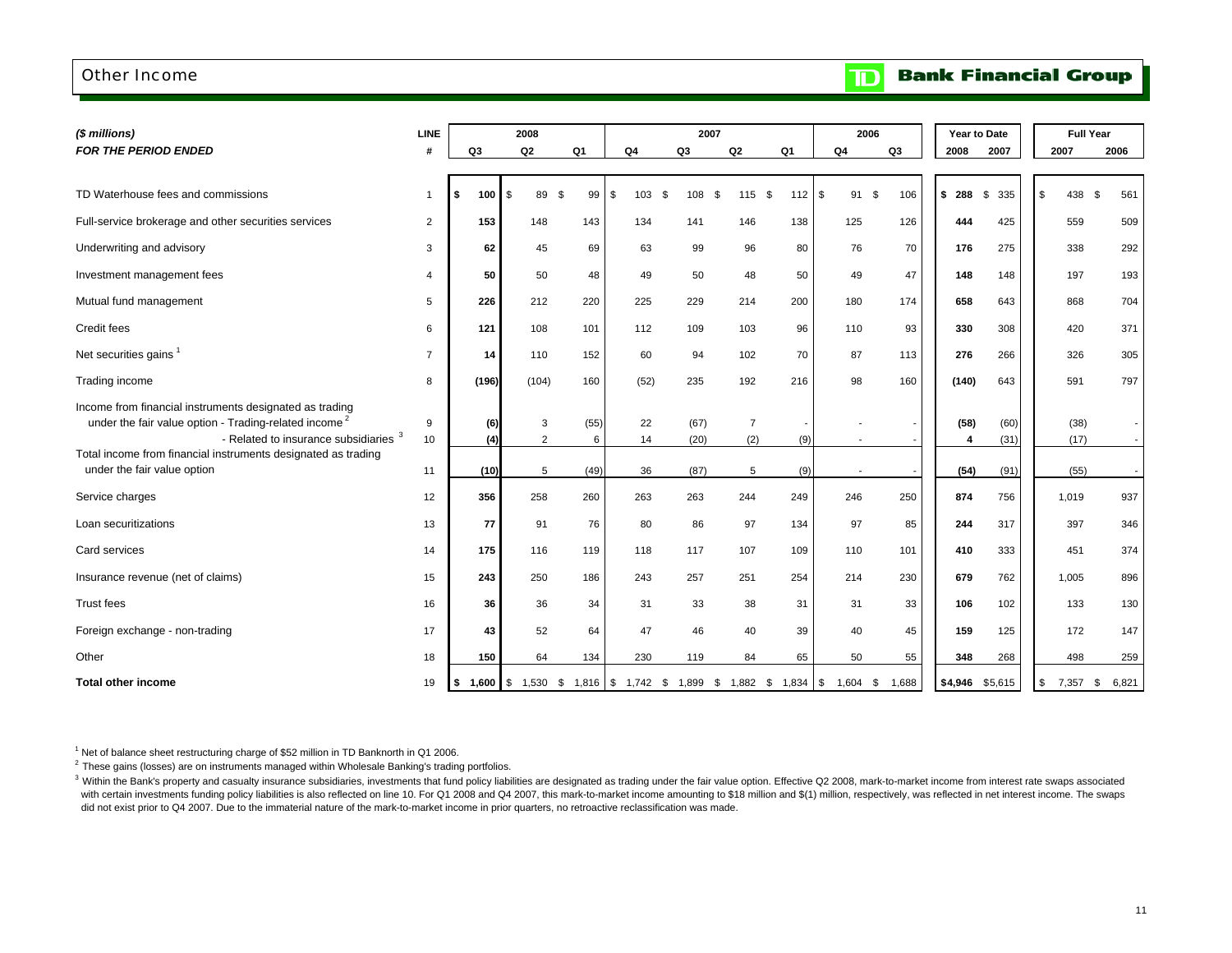# Other Income

**Bank Financial Group**

| *($ millions)* | LINE | 2008 | | | 2007 | | | | 2006 | | Year to Date | | Full Year | |
|---|---|---|---|---|---|---|---|---|---|---|---|---|---|---|
| ***FOR THE PERIOD ENDED*** | # | Q3 | Q2 | Q1 | Q4 | Q3 | Q2 | Q1 | Q4 | Q3 | 2008 | 2007 | 2007 | 2006 |
| TD Waterhouse fees and commissions | 1 | **$ 100** | $ 89 | $ 99 | $ 103 | $ 108 | $ 115 | $ 112 | $ 91 | $ 106 | **$ 288** | $ 335 | $ 438 | $ 561 |
| Full-service brokerage and other securities services | 2 | **153** | 148 | 143 | 134 | 141 | 146 | 138 | 125 | 126 | **444** | 425 | 559 | 509 |
| Underwriting and advisory | 3 | **62** | 45 | 69 | 63 | 99 | 96 | 80 | 76 | 70 | **176** | 275 | 338 | 292 |
| Investment management fees | 4 | **50** | 50 | 48 | 49 | 50 | 48 | 50 | 49 | 47 | **148** | 148 | 197 | 193 |
| Mutual fund management | 5 | **226** | 212 | 220 | 225 | 229 | 214 | 200 | 180 | 174 | **658** | 643 | 868 | 704 |
| Credit fees | 6 | **121** | 108 | 101 | 112 | 109 | 103 | 96 | 110 | 93 | **330** | 308 | 420 | 371 |
| Net securities gains [1] | 7 | **14** | 110 | 152 | 60 | 94 | 102 | 70 | 87 | 113 | **276** | 266 | 326 | 305 |
| Trading income | 8 | **(196)** | (104) | 160 | (52) | 235 | 192 | 216 | 98 | 160 | **(140)** | 643 | 591 | 797 |
| Income from financial instruments designated as trading under the fair value option - Trading-related income [2] | 9 | **(6)** | 3 | (55) | 22 | (67) | 7 | - | - | - | **(58)** | (60) | (38) | - |
| - Related to insurance subsidiaries [3] | 10 | **(4)** | 2 | 6 | 14 | (20) | (2) | (9) | - | - | **4** | (31) | (17) | - |
| Total income from financial instruments designated as trading under the fair value option | 11 | **(10)** | 5 | (49) | 36 | (87) | 5 | (9) | - | - | **(54)** | (91) | (55) | - |
| Service charges | 12 | **356** | 258 | 260 | 263 | 263 | 244 | 249 | 246 | 250 | **874** | 756 | 1,019 | 937 |
| Loan securitizations | 13 | **77** | 91 | 76 | 80 | 86 | 97 | 134 | 97 | 85 | **244** | 317 | 397 | 346 |
| Card services | 14 | **175** | 116 | 119 | 118 | 117 | 107 | 109 | 110 | 101 | **410** | 333 | 451 | 374 |
| Insurance revenue (net of claims) | 15 | **243** | 250 | 186 | 243 | 257 | 251 | 254 | 214 | 230 | **679** | 762 | 1,005 | 896 |
| Trust fees | 16 | **36** | 36 | 34 | 31 | 33 | 38 | 31 | 31 | 33 | **106** | 102 | 133 | 130 |
| Foreign exchange - non-trading | 17 | **43** | 52 | 64 | 47 | 46 | 40 | 39 | 40 | 45 | **159** | 125 | 172 | 147 |
| Other | 18 | **150** | 64 | 134 | 230 | 119 | 84 | 65 | 50 | 55 | **348** | 268 | 498 | 259 |
| **Total other income** | 19 | **$ 1,600** | $ 1,530 | $ 1,816 | $ 1,742 | $ 1,899 | $ 1,882 | $ 1,834 | $ 1,604 | $ 1,688 | **$4,946** | $5,615 | $ 7,357 | $ 6,821 |

[1] Net of balance sheet restructuring charge of $52 million in TD Banknorth in Q1 2006.

[2] These gains (losses) are on instruments managed within Wholesale Banking's trading portfolios.

[3] Within the Bank's property and casualty insurance subsidiaries, investments that fund policy liabilities are designated as trading under the fair value option. Effective Q2 2008, mark-to-market income from interest rate swaps associated with certain investments funding policy liabilities is also reflected on line 10. For Q1 2008 and Q4 2007, this mark-to-market income amounting to $18 million and $(1) million, respectively, was reflected in net interest income. The swaps did not exist prior to Q4 2007. Due to the immaterial nature of the mark-to-market income in prior quarters, no retroactive reclassification was made.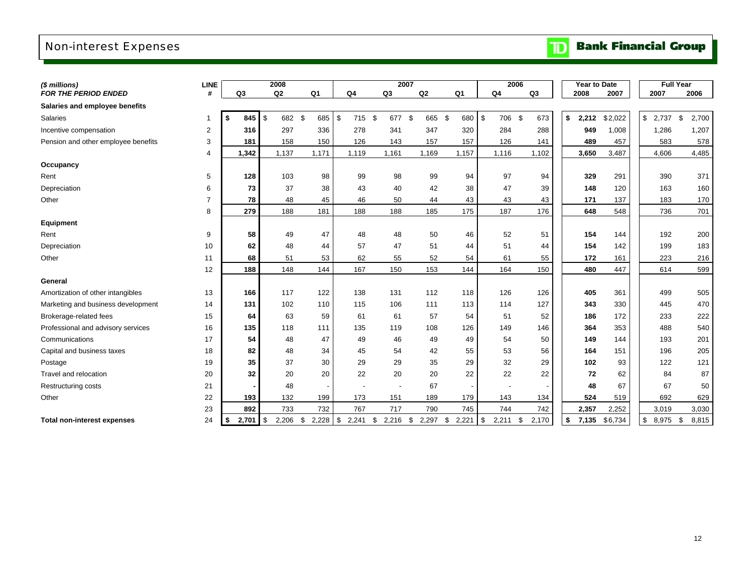# Non-interest Expenses

TD Bank Financial Group

| ($ millions) FOR THE PERIOD ENDED | LINE # | 2008 Q3 | 2008 Q2 | 2008 Q1 | 2007 Q4 | 2007 Q3 | 2007 Q2 | 2007 Q1 | 2006 Q4 | 2006 Q3 | Year to Date 2008 | Year to Date 2007 | Full Year 2007 | Full Year 2006 |
|---|---|---|---|---|---|---|---|---|---|---|---|---|---|---|
| **Salaries and employee benefits** | | | | | | | | | | | | | | |
| Salaries | 1 | **$ 845** | $ 682 | $ 685 | $ 715 | $ 677 | $ 665 | $ 680 | $ 706 | $ 673 | **$ 2,212** | $2,022 | $ 2,737 | $ 2,700 |
| Incentive compensation | 2 | **316** | 297 | 336 | 278 | 341 | 347 | 320 | 284 | 288 | **949** | 1,008 | 1,286 | 1,207 |
| Pension and other employee benefits | 3 | **181** | 158 | 150 | 126 | 143 | 157 | 157 | 126 | 141 | **489** | 457 | 583 | 578 |
| | 4 | **1,342** | 1,137 | 1,171 | 1,119 | 1,161 | 1,169 | 1,157 | 1,116 | 1,102 | **3,650** | 3,487 | 4,606 | 4,485 |
| **Occupancy** | | | | | | | | | | | | | | |
| Rent | 5 | **128** | 103 | 98 | 99 | 98 | 99 | 94 | 97 | 94 | **329** | 291 | 390 | 371 |
| Depreciation | 6 | **73** | 37 | 38 | 43 | 40 | 42 | 38 | 47 | 39 | **148** | 120 | 163 | 160 |
| Other | 7 | **78** | 48 | 45 | 46 | 50 | 44 | 43 | 43 | 43 | **171** | 137 | 183 | 170 |
| | 8 | **279** | 188 | 181 | 188 | 188 | 185 | 175 | 187 | 176 | **648** | 548 | 736 | 701 |
| **Equipment** | | | | | | | | | | | | | | |
| Rent | 9 | **58** | 49 | 47 | 48 | 48 | 50 | 46 | 52 | 51 | **154** | 144 | 192 | 200 |
| Depreciation | 10 | **62** | 48 | 44 | 57 | 47 | 51 | 44 | 51 | 44 | **154** | 142 | 199 | 183 |
| Other | 11 | **68** | 51 | 53 | 62 | 55 | 52 | 54 | 61 | 55 | **172** | 161 | 223 | 216 |
| | 12 | **188** | 148 | 144 | 167 | 150 | 153 | 144 | 164 | 150 | **480** | 447 | 614 | 599 |
| **General** | | | | | | | | | | | | | | |
| Amortization of other intangibles | 13 | **166** | 117 | 122 | 138 | 131 | 112 | 118 | 126 | 126 | **405** | 361 | 499 | 505 |
| Marketing and business development | 14 | **131** | 102 | 110 | 115 | 106 | 111 | 113 | 114 | 127 | **343** | 330 | 445 | 470 |
| Brokerage-related fees | 15 | **64** | 63 | 59 | 61 | 61 | 57 | 54 | 51 | 52 | **186** | 172 | 233 | 222 |
| Professional and advisory services | 16 | **135** | 118 | 111 | 135 | 119 | 108 | 126 | 149 | 146 | **364** | 353 | 488 | 540 |
| Communications | 17 | **54** | 48 | 47 | 49 | 46 | 49 | 49 | 54 | 50 | **149** | 144 | 193 | 201 |
| Capital and business taxes | 18 | **82** | 48 | 34 | 45 | 54 | 42 | 55 | 53 | 56 | **164** | 151 | 196 | 205 |
| Postage | 19 | **35** | 37 | 30 | 29 | 29 | 35 | 29 | 32 | 29 | **102** | 93 | 122 | 121 |
| Travel and relocation | 20 | **32** | 20 | 20 | 22 | 20 | 20 | 22 | 22 | 22 | **72** | 62 | 84 | 87 |
| Restructuring costs | 21 | **-** | 48 | - | - | - | 67 | - | - | - | **48** | 67 | 67 | 50 |
| Other | 22 | **193** | 132 | 199 | 173 | 151 | 189 | 179 | 143 | 134 | **524** | 519 | 692 | 629 |
| | 23 | **892** | 733 | 732 | 767 | 717 | 790 | 745 | 744 | 742 | **2,357** | 2,252 | 3,019 | 3,030 |
| **Total non-interest expenses** | 24 | **$ 2,701** | $ 2,206 | $ 2,228 | $ 2,241 | $ 2,216 | $ 2,297 | $ 2,221 | $ 2,211 | $ 2,170 | **$ 7,135** | $6,734 | $ 8,975 | $ 8,815 |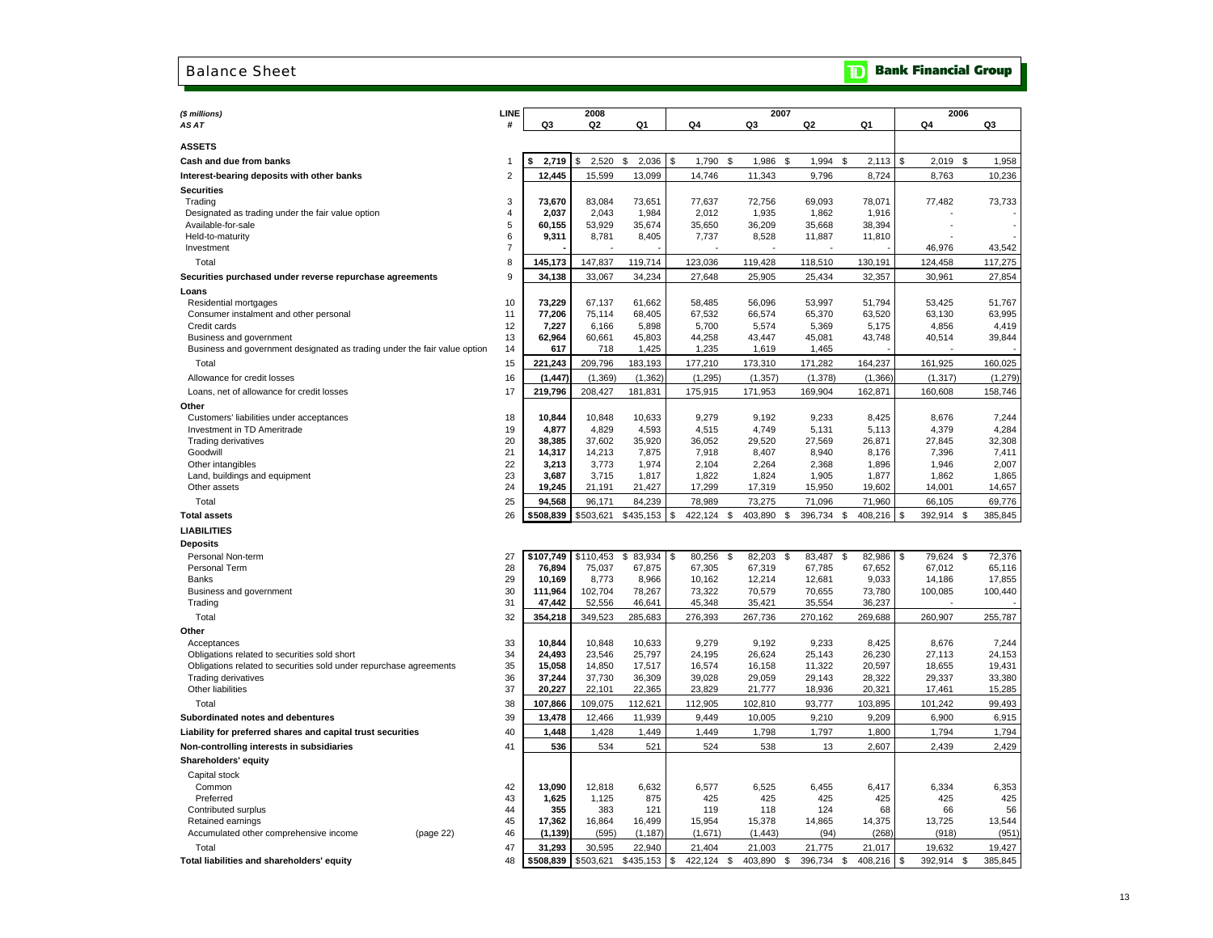## Balance Sheet

**TD Bank Financial Group**

| *($ millions)* | LINE | 2008 | | | 2007 | | | | 2006 | |
|---|---|---|---|---|---|---|---|---|---|---|
| *AS AT* | # | Q3 | Q2 | Q1 | Q4 | Q3 | Q2 | Q1 | Q4 | Q3 |
| **ASSETS** | | | | | | | | | | |
| **Cash and due from banks** | 1 | **$ 2,719** | $ 2,520 | $ 2,036 | $ 1,790 | $ 1,986 | $ 1,994 | $ 2,113 | $ 2,019 | $ 1,958 |
| **Interest-bearing deposits with other banks** | 2 | **12,445** | 15,599 | 13,099 | 14,746 | 11,343 | 9,796 | 8,724 | 8,763 | 10,236 |
| **Securities** | | | | | | | | | | |
| Trading | 3 | **73,670** | 83,084 | 73,651 | 77,637 | 72,756 | 69,093 | 78,071 | 77,482 | 73,733 |
| Designated as trading under the fair value option | 4 | **2,037** | 2,043 | 1,984 | 2,012 | 1,935 | 1,862 | 1,916 | - | - |
| Available-for-sale | 5 | **60,155** | 53,929 | 35,674 | 35,650 | 36,209 | 35,668 | 38,394 | - | - |
| Held-to-maturity | 6 | **9,311** | 8,781 | 8,405 | 7,737 | 8,528 | 11,887 | 11,810 | - | - |
| Investment | 7 | **-** | - | - | - | - | - | - | 46,976 | 43,542 |
| Total | 8 | **145,173** | 147,837 | 119,714 | 123,036 | 119,428 | 118,510 | 130,191 | 124,458 | 117,275 |
| **Securities purchased under reverse repurchase agreements** | 9 | **34,138** | 33,067 | 34,234 | 27,648 | 25,905 | 25,434 | 32,357 | 30,961 | 27,854 |
| **Loans** | | | | | | | | | | |
| Residential mortgages | 10 | **73,229** | 67,137 | 61,662 | 58,485 | 56,096 | 53,997 | 51,794 | 53,425 | 51,767 |
| Consumer instalment and other personal | 11 | **77,206** | 75,114 | 68,405 | 67,532 | 66,574 | 65,370 | 63,520 | 63,130 | 63,995 |
| Credit cards | 12 | **7,227** | 6,166 | 5,898 | 5,700 | 5,574 | 5,369 | 5,175 | 4,856 | 4,419 |
| Business and government | 13 | **62,964** | 60,661 | 45,803 | 44,258 | 43,447 | 45,081 | 43,748 | 40,514 | 39,844 |
| Business and government designated as trading under the fair value option | 14 | **617** | 718 | 1,425 | 1,235 | 1,619 | 1,465 | - | - | - |
| Total | 15 | **221,243** | 209,796 | 183,193 | 177,210 | 173,310 | 171,282 | 164,237 | 161,925 | 160,025 |
| Allowance for credit losses | 16 | **(1,447)** | (1,369) | (1,362) | (1,295) | (1,357) | (1,378) | (1,366) | (1,317) | (1,279) |
| Loans, net of allowance for credit losses | 17 | **219,796** | 208,427 | 181,831 | 175,915 | 171,953 | 169,904 | 162,871 | 160,608 | 158,746 |
| **Other** | | | | | | | | | | |
| Customers' liabilities under acceptances | 18 | **10,844** | 10,848 | 10,633 | 9,279 | 9,192 | 9,233 | 8,425 | 8,676 | 7,244 |
| Investment in TD Ameritrade | 19 | **4,877** | 4,829 | 4,593 | 4,515 | 4,749 | 5,131 | 5,113 | 4,379 | 4,284 |
| Trading derivatives | 20 | **38,385** | 37,602 | 35,920 | 36,052 | 29,520 | 27,569 | 26,871 | 27,845 | 32,308 |
| Goodwill | 21 | **14,317** | 14,213 | 7,875 | 7,918 | 8,407 | 8,940 | 8,176 | 7,396 | 7,411 |
| Other intangibles | 22 | **3,213** | 3,773 | 1,974 | 2,104 | 2,264 | 2,368 | 1,896 | 1,946 | 2,007 |
| Land, buildings and equipment | 23 | **3,687** | 3,715 | 1,817 | 1,822 | 1,824 | 1,905 | 1,877 | 1,862 | 1,865 |
| Other assets | 24 | **19,245** | 21,191 | 21,427 | 17,299 | 17,319 | 15,950 | 19,602 | 14,001 | 14,657 |
| Total | 25 | **94,568** | 96,171 | 84,239 | 78,989 | 73,275 | 71,096 | 71,960 | 66,105 | 69,776 |
| **Total assets** | 26 | **$508,839** | $503,621 | $435,153 | $ 422,124 | $ 403,890 | $ 396,734 | $ 408,216 | $ 392,914 | $ 385,845 |
| **LIABILITIES** | | | | | | | | | | |
| **Deposits** | | | | | | | | | | |
| Personal Non-term | 27 | **$107,749** | $110,453 | $ 83,934 | $ 80,256 | $ 82,203 | $ 83,487 | $ 82,986 | $ 79,624 | $ 72,376 |
| Personal Term | 28 | **76,894** | 75,037 | 67,875 | 67,305 | 67,319 | 67,785 | 67,652 | 67,012 | 65,116 |
| Banks | 29 | **10,169** | 8,773 | 8,966 | 10,162 | 12,214 | 12,681 | 9,033 | 14,186 | 17,855 |
| Business and government | 30 | **111,964** | 102,704 | 78,267 | 73,322 | 70,579 | 70,655 | 73,780 | 100,085 | 100,440 |
| Trading | 31 | **47,442** | 52,556 | 46,641 | 45,348 | 35,421 | 35,554 | 36,237 | - | - |
| Total | 32 | **354,218** | 349,523 | 285,683 | 276,393 | 267,736 | 270,162 | 269,688 | 260,907 | 255,787 |
| **Other** | | | | | | | | | | |
| Acceptances | 33 | **10,844** | 10,848 | 10,633 | 9,279 | 9,192 | 9,233 | 8,425 | 8,676 | 7,244 |
| Obligations related to securities sold short | 34 | **24,493** | 23,546 | 25,797 | 24,195 | 26,624 | 25,143 | 26,230 | 27,113 | 24,153 |
| Obligations related to securities sold under repurchase agreements | 35 | **15,058** | 14,850 | 17,517 | 16,574 | 16,158 | 11,322 | 20,597 | 18,655 | 19,431 |
| Trading derivatives | 36 | **37,244** | 37,730 | 36,309 | 39,028 | 29,059 | 29,143 | 28,322 | 29,337 | 33,380 |
| Other liabilities | 37 | **20,227** | 22,101 | 22,365 | 23,829 | 21,777 | 18,936 | 20,321 | 17,461 | 15,285 |
| Total | 38 | **107,866** | 109,075 | 112,621 | 112,905 | 102,810 | 93,777 | 103,895 | 101,242 | 99,493 |
| **Subordinated notes and debentures** | 39 | **13,478** | 12,466 | 11,939 | 9,449 | 10,005 | 9,210 | 9,209 | 6,900 | 6,915 |
| **Liability for preferred shares and capital trust securities** | 40 | **1,448** | 1,428 | 1,449 | 1,449 | 1,798 | 1,797 | 1,800 | 1,794 | 1,794 |
| **Non-controlling interests in subsidiaries** | 41 | **536** | 534 | 521 | 524 | 538 | 13 | 2,607 | 2,439 | 2,429 |
| **Shareholders' equity** | | | | | | | | | | |
| Capital stock | | | | | | | | | | |
| Common | 42 | **13,090** | 12,818 | 6,632 | 6,577 | 6,525 | 6,455 | 6,417 | 6,334 | 6,353 |
| Preferred | 43 | **1,625** | 1,125 | 875 | 425 | 425 | 425 | 425 | 425 | 425 |
| Contributed surplus | 44 | **355** | 383 | 121 | 119 | 118 | 124 | 68 | 66 | 56 |
| Retained earnings | 45 | **17,362** | 16,864 | 16,499 | 15,954 | 15,378 | 14,865 | 14,375 | 13,725 | 13,544 |
| Accumulated other comprehensive income (page 22) | 46 | **(1,139)** | (595) | (1,187) | (1,671) | (1,443) | (94) | (268) | (918) | (951) |
| Total | 47 | **31,293** | 30,595 | 22,940 | 21,404 | 21,003 | 21,775 | 21,017 | 19,632 | 19,427 |
| **Total liabilities and shareholders' equity** | 48 | **$508,839** | $503,621 | $435,153 | $ 422,124 | $ 403,890 | $ 396,734 | $ 408,216 | $ 392,914 | $ 385,845 |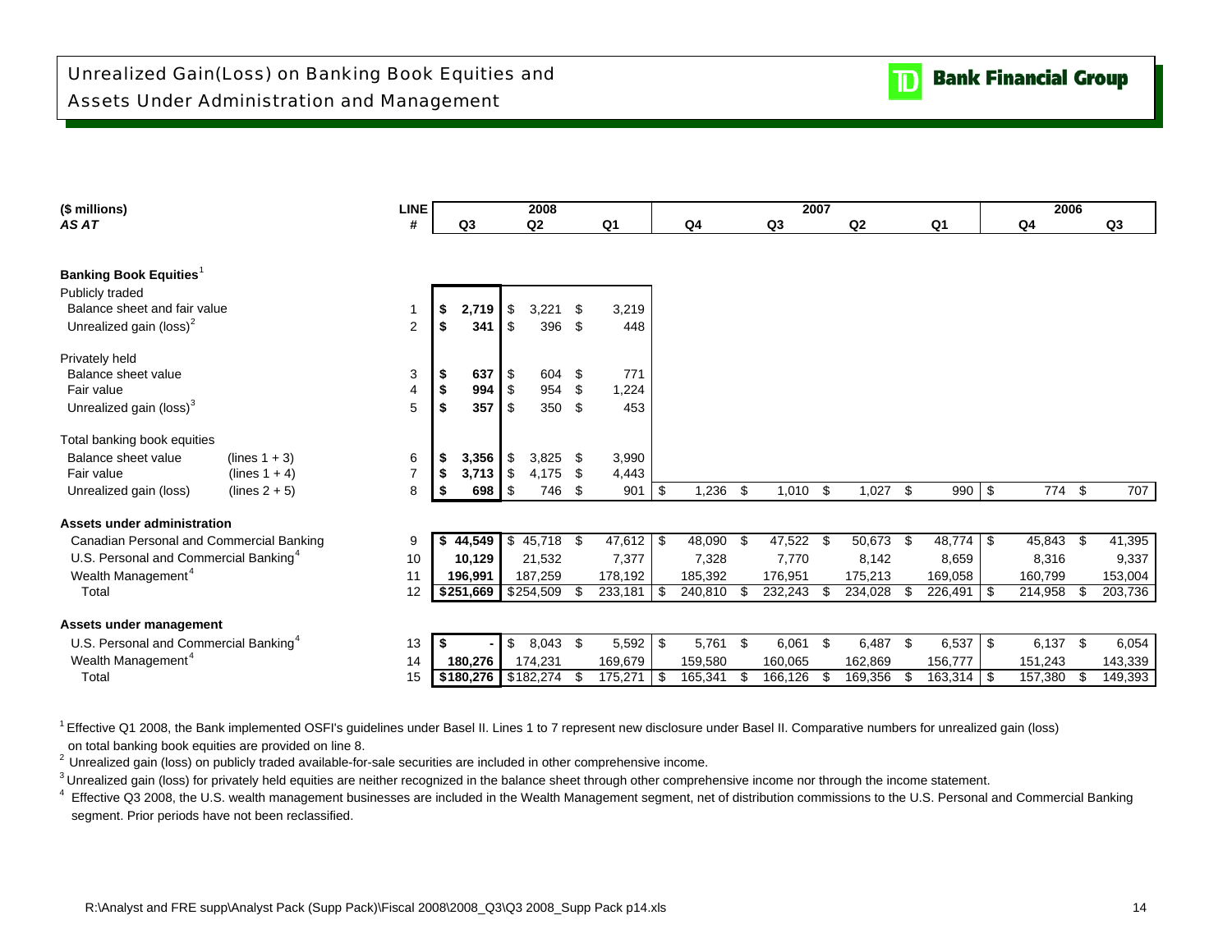# Unrealized Gain(Loss) on Banking Book Equities and Assets Under Administration and Management

| ($ millions) AS AT | | LINE # | 2008 Q3 | 2008 Q2 | 2008 Q1 | 2007 Q4 | 2007 Q3 | 2007 Q2 | 2007 Q1 | 2006 Q4 | 2006 Q3 |
|---|---|---|---|---|---|---|---|---|---|---|---|
| **Banking Book Equities**[1] | | | | | | | | | | | |
| Publicly traded | | | | | | | | | | | |
| Balance sheet and fair value | | 1 | **$ 2,719** | $ 3,221 | $ 3,219 | | | | | | |
| Unrealized gain (loss)[2] | | 2 | **$ 341** | $ 396 | $ 448 | | | | | | |
| Privately held | | | | | | | | | | | |
| Balance sheet value | | 3 | **$ 637** | $ 604 | $ 771 | | | | | | |
| Fair value | | 4 | **$ 994** | $ 954 | $ 1,224 | | | | | | |
| Unrealized gain (loss)[3] | | 5 | **$ 357** | $ 350 | $ 453 | | | | | | |
| Total banking book equities | | | | | | | | | | | |
| Balance sheet value | (lines 1 + 3) | 6 | **$ 3,356** | $ 3,825 | $ 3,990 | | | | | | |
| Fair value | (lines 1 + 4) | 7 | **$ 3,713** | $ 4,175 | $ 4,443 | | | | | | |
| Unrealized gain (loss) | (lines 2 + 5) | 8 | **$ 698** | $ 746 | $ 901 | $ 1,236 | $ 1,010 | $ 1,027 | $ 990 | $ 774 | $ 707 |
| **Assets under administration** | | | | | | | | | | | |
| Canadian Personal and Commercial Banking | | 9 | **$ 44,549** | $ 45,718 | $ 47,612 | $ 48,090 | $ 47,522 | $ 50,673 | $ 48,774 | $ 45,843 | $ 41,395 |
| U.S. Personal and Commercial Banking[4] | | 10 | **10,129** | 21,532 | 7,377 | 7,328 | 7,770 | 8,142 | 8,659 | 8,316 | 9,337 |
| Wealth Management[4] | | 11 | **196,991** | 187,259 | 178,192 | 185,392 | 176,951 | 175,213 | 169,058 | 160,799 | 153,004 |
| Total | | 12 | **$251,669** | $254,509 | $ 233,181 | $ 240,810 | $ 232,243 | $ 234,028 | $ 226,491 | $ 214,958 | $ 203,736 |
| **Assets under management** | | | | | | | | | | | |
| U.S. Personal and Commercial Banking[4] | | 13 | **$ -** | $ 8,043 | $ 5,592 | $ 5,761 | $ 6,061 | $ 6,487 | $ 6,537 | $ 6,137 | $ 6,054 |
| Wealth Management[4] | | 14 | **180,276** | 174,231 | 169,679 | 159,580 | 160,065 | 162,869 | 156,777 | 151,243 | 143,339 |
| Total | | 15 | **$180,276** | $182,274 | $ 175,271 | $ 165,341 | $ 166,126 | $ 169,356 | $ 163,314 | $ 157,380 | $ 149,393 |

[1] Effective Q1 2008, the Bank implemented OSFI's guidelines under Basel II. Lines 1 to 7 represent new disclosure under Basel II. Comparative numbers for unrealized gain (loss) on total banking book equities are provided on line 8.

[2] Unrealized gain (loss) on publicly traded available-for-sale securities are included in other comprehensive income.

[3] Unrealized gain (loss) for privately held equities are neither recognized in the balance sheet through other comprehensive income nor through the income statement.

[4] Effective Q3 2008, the U.S. wealth management businesses are included in the Wealth Management segment, net of distribution commissions to the U.S. Personal and Commercial Banking segment. Prior periods have not been reclassified.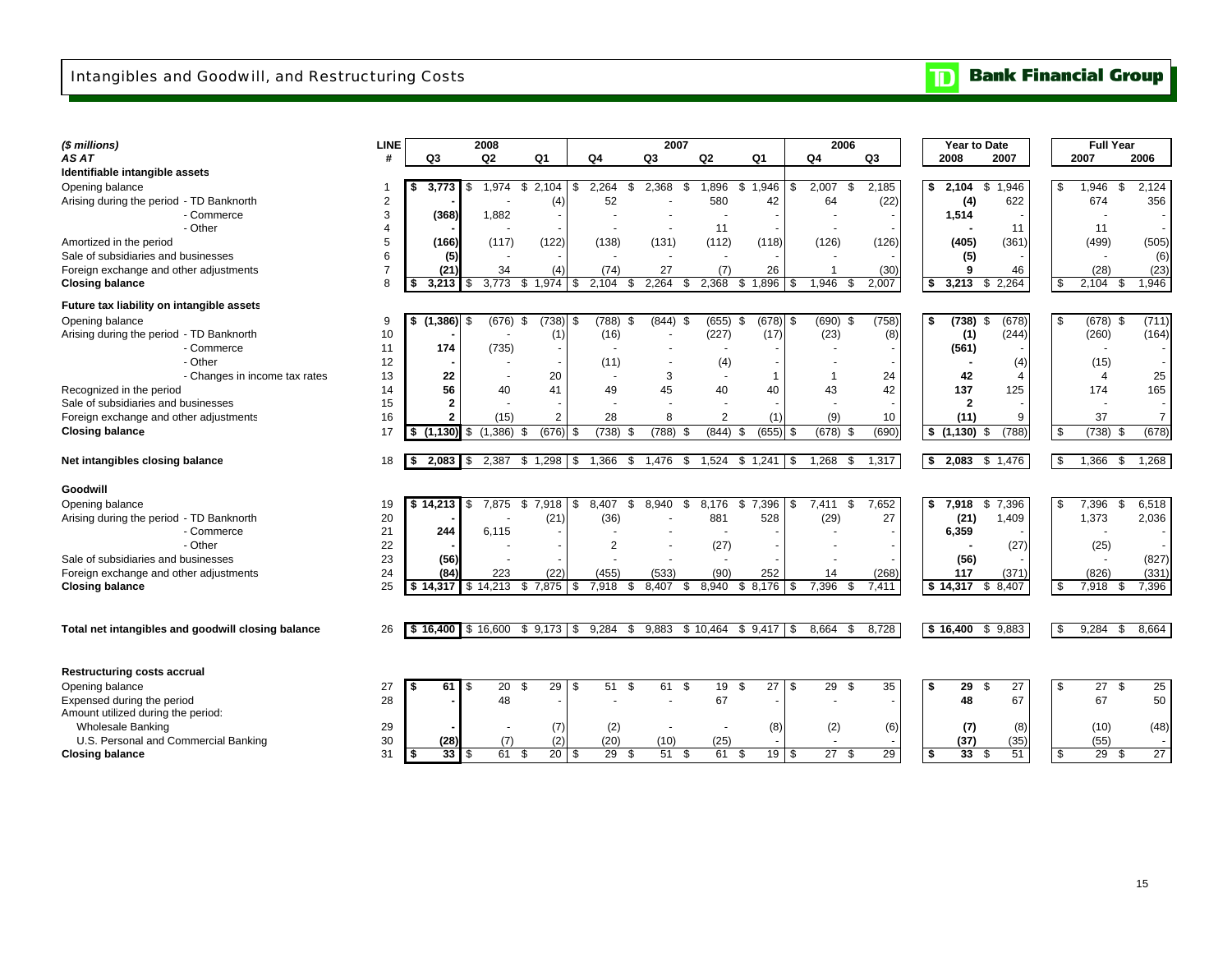# Intangibles and Goodwill, and Restructuring Costs

| ($ millions) | LINE | 2008 | | | 2007 | | | | 2006 | | Year to Date | | Full Year | |
|---|---|---|---|---|---|---|---|---|---|---|---|---|---|---|
| AS AT | # | Q3 | Q2 | Q1 | Q4 | Q3 | Q2 | Q1 | Q4 | Q3 | 2008 | 2007 | 2007 | 2006 |
| **Identifiable intangible assets** | | | | | | | | | | | | | | |
| Opening balance | 1 | $ 3,773 | $ 1,974 | $ 2,104 | $ 2,264 | $ 2,368 | $ 1,896 | $ 1,946 | $ 2,007 | $ 2,185 | $ 2,104 | $ 1,946 | $ 1,946 | $ 2,124 |
| Arising during the period - TD Banknorth | 2 | - | - | (4) | 52 | - | 580 | 42 | 64 | (22) | (4) | 622 | 674 | 356 |
| - Commerce | 3 | (368) | 1,882 | - | - | - | - | - | - | - | 1,514 | - | - | - |
| - Other | 4 | - | - | - | - | - | 11 | - | - | - | - | 11 | 11 | - |
| Amortized in the period | 5 | (166) | (117) | (122) | (138) | (131) | (112) | (118) | (126) | (126) | (405) | (361) | (499) | (505) |
| Sale of subsidiaries and businesses | 6 | (5) | - | - | - | - | - | - | - | - | (5) | - | - | (6) |
| Foreign exchange and other adjustments | 7 | (21) | 34 | (4) | (74) | 27 | (7) | 26 | 1 | (30) | 9 | 46 | (28) | (23) |
| **Closing balance** | 8 | $ 3,213 | $ 3,773 | $ 1,974 | $ 2,104 | $ 2,264 | $ 2,368 | $ 1,896 | $ 1,946 | $ 2,007 | $ 3,213 | $ 2,264 | $ 2,104 | $ 1,946 |
| **Future tax liability on intangible assets** | | | | | | | | | | | | | | |
| Opening balance | 9 | $ (1,386) | $ (676) | $ (738) | $ (788) | $ (844) | $ (655) | $ (678) | $ (690) | $ (758) | $ (738) | $ (678) | $ (678) | $ (711) |
| Arising during the period - TD Banknorth | 10 | - | - | (1) | (16) | - | (227) | (17) | (23) | (8) | (1) | (244) | (260) | (164) |
| - Commerce | 11 | 174 | (735) | - | - | - | - | - | - | - | (561) | - | - | - |
| - Other | 12 | - | - | - | (11) | - | (4) | - | - | - | - | (4) | (15) | - |
| - Changes in income tax rates | 13 | 22 | - | 20 | - | 3 | - | 1 | 1 | 24 | 42 | 4 | 4 | 25 |
| Recognized in the period | 14 | 56 | 40 | 41 | 49 | 45 | 40 | 40 | 43 | 42 | 137 | 125 | 174 | 165 |
| Sale of subsidiaries and businesses | 15 | 2 | - | - | - | - | - | - | - | - | 2 | - | - | - |
| Foreign exchange and other adjustments | 16 | 2 | (15) | 2 | 28 | 8 | 2 | (1) | (9) | 10 | (11) | 9 | 37 | 7 |
| **Closing balance** | 17 | $ (1,130) | $ (1,386) | $ (676) | $ (738) | $ (788) | $ (844) | $ (655) | $ (678) | $ (690) | $ (1,130) | $ (788) | $ (738) | $ (678) |
| **Net intangibles closing balance** | 18 | $ 2,083 | $ 2,387 | $ 1,298 | $ 1,366 | $ 1,476 | $ 1,524 | $ 1,241 | $ 1,268 | $ 1,317 | $ 2,083 | $ 1,476 | $ 1,366 | $ 1,268 |
| **Goodwill** | | | | | | | | | | | | | | |
| Opening balance | 19 | $ 14,213 | $ 7,875 | $ 7,918 | $ 8,407 | $ 8,940 | $ 8,176 | $ 7,396 | $ 7,411 | $ 7,652 | $ 7,918 | $ 7,396 | $ 7,396 | $ 6,518 |
| Arising during the period - TD Banknorth | 20 | - | - | (21) | (36) | - | 881 | 528 | (29) | 27 | (21) | 1,409 | 1,373 | 2,036 |
| - Commerce | 21 | 244 | 6,115 | - | - | - | - | - | - | - | 6,359 | - | - | - |
| - Other | 22 | - | - | - | 2 | - | (27) | - | - | - | - | (27) | (25) | - |
| Sale of subsidiaries and businesses | 23 | (56) | - | - | - | - | - | - | - | - | (56) | - | - | (827) |
| Foreign exchange and other adjustments | 24 | (84) | 223 | (22) | (455) | (533) | (90) | 252 | 14 | (268) | 117 | (371) | (826) | (331) |
| **Closing balance** | 25 | $ 14,317 | $ 14,213 | $ 7,875 | $ 7,918 | $ 8,407 | $ 8,940 | $ 8,176 | $ 7,396 | $ 7,411 | $ 14,317 | $ 8,407 | $ 7,918 | $ 7,396 |
| **Total net intangibles and goodwill closing balance** | 26 | $ 16,400 | $ 16,600 | $ 9,173 | $ 9,284 | $ 9,883 | $ 10,464 | $ 9,417 | $ 8,664 | $ 8,728 | $ 16,400 | $ 9,883 | $ 9,284 | $ 8,664 |
| **Restructuring costs accrual** | | | | | | | | | | | | | | |
| Opening balance | 27 | $ 61 | $ 20 | $ 29 | $ 51 | $ 61 | $ 19 | $ 27 | $ 29 | $ 35 | $ 29 | $ 27 | $ 27 | $ 25 |
| Expensed during the period | 28 | - | 48 | - | - | - | 67 | - | - | - | 48 | 67 | 67 | 50 |
| Amount utilized during the period: | | | | | | | | | | | | | | |
| Wholesale Banking | 29 | - | - | (7) | (2) | - | - | (8) | (2) | (6) | (7) | (8) | (10) | (48) |
| U.S. Personal and Commercial Banking | 30 | (28) | (7) | (2) | (20) | (10) | (25) | - | - | - | (37) | (35) | (55) | - |
| **Closing balance** | 31 | $ 33 | $ 61 | $ 20 | $ 29 | $ 51 | $ 61 | $ 19 | $ 27 | $ 29 | $ 33 | $ 51 | $ 29 | $ 27 |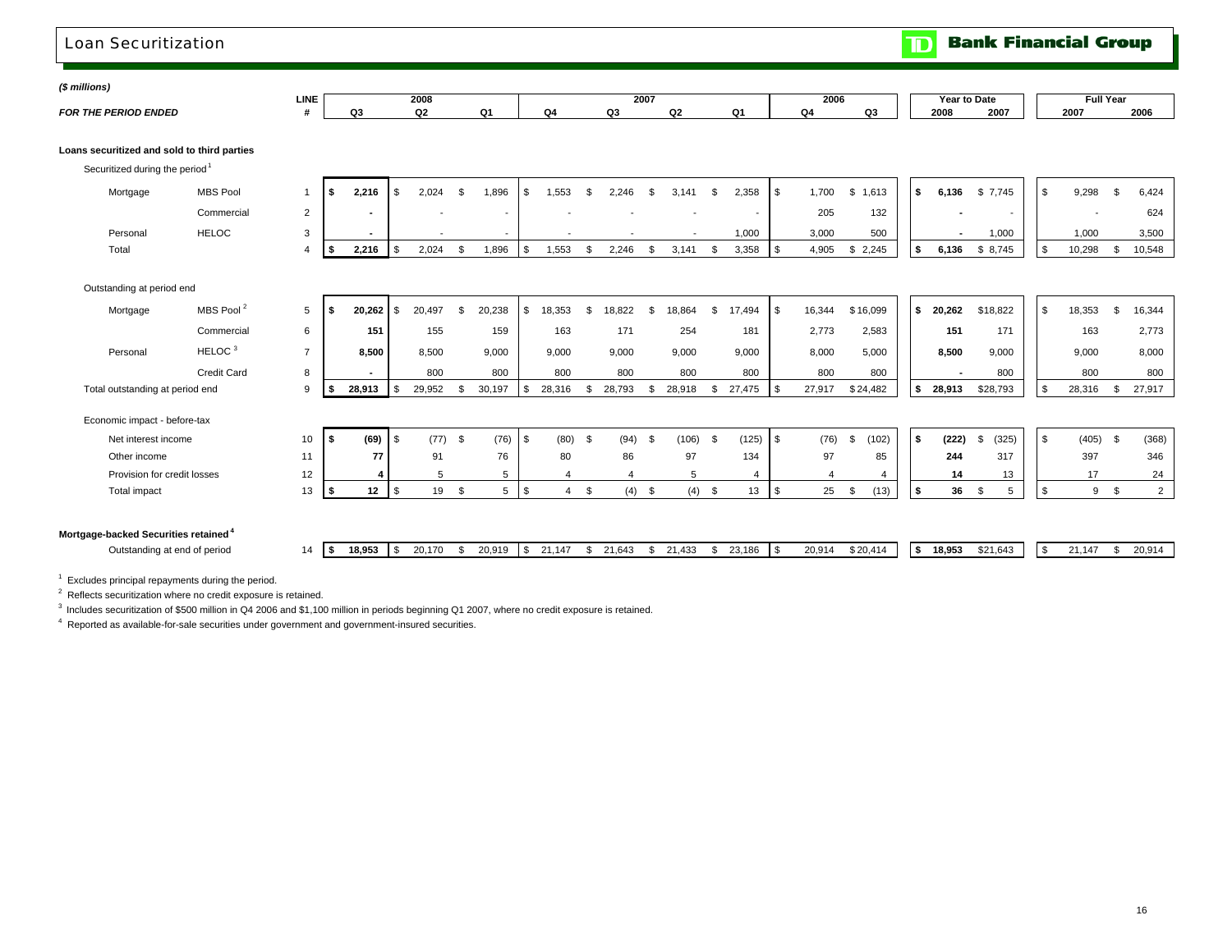# Loan Securitization

*($ millions)*

| FOR THE PERIOD ENDED | | LINE # | 2008 Q3 | 2008 Q2 | 2008 Q1 | 2007 Q4 | 2007 Q3 | 2007 Q2 | 2007 Q1 | 2006 Q4 | 2006 Q3 | Year to Date 2008 | Year to Date 2007 | Full Year 2007 | Full Year 2006 |
|---|---|---|---|---|---|---|---|---|---|---|---|---|---|---|---|
| **Loans securitized and sold to third parties** | | | | | | | | | | | | | | | |
| Securitized during the period[1] | | | | | | | | | | | | | | | |
| Mortgage | MBS Pool | 1 | **$ 2,216** | $ 2,024 | $ 1,896 | $ 1,553 | $ 2,246 | $ 3,141 | $ 2,358 | $ 1,700 | $ 1,613 | **$ 6,136** | $ 7,745 | $ 9,298 | $ 6,424 |
| | Commercial | 2 | **-** | - | - | - | - | - | - | 205 | 132 | **-** | - | - | 624 |
| Personal | HELOC | 3 | **-** | - | - | - | - | - | 1,000 | 3,000 | 500 | **-** | 1,000 | 1,000 | 3,500 |
| Total | | 4 | **$ 2,216** | $ 2,024 | $ 1,896 | $ 1,553 | $ 2,246 | $ 3,141 | $ 3,358 | $ 4,905 | $ 2,245 | **$ 6,136** | $ 8,745 | $ 10,298 | $ 10,548 |
| Outstanding at period end | | | | | | | | | | | | | | | |
| Mortgage | MBS Pool[2] | 5 | **$ 20,262** | $ 20,497 | $ 20,238 | $ 18,353 | $ 18,822 | $ 18,864 | $ 17,494 | $ 16,344 | $ 16,099 | **$ 20,262** | $ 18,822 | $ 18,353 | $ 16,344 |
| | Commercial | 6 | **151** | 155 | 159 | 163 | 171 | 254 | 181 | 2,773 | 2,583 | **151** | 171 | 163 | 2,773 |
| Personal | HELOC[3] | 7 | **8,500** | 8,500 | 9,000 | 9,000 | 9,000 | 9,000 | 9,000 | 8,000 | 5,000 | **8,500** | 9,000 | 9,000 | 8,000 |
| | Credit Card | 8 | **-** | 800 | 800 | 800 | 800 | 800 | 800 | 800 | 800 | **-** | 800 | 800 | 800 |
| Total outstanding at period end | | 9 | **$ 28,913** | $ 29,952 | $ 30,197 | $ 28,316 | $ 28,793 | $ 28,918 | $ 27,475 | $ 27,917 | $ 24,482 | **$ 28,913** | $ 28,793 | $ 28,316 | $ 27,917 |
| Economic impact - before-tax | | | | | | | | | | | | | | | |
| Net interest income | | 10 | **$ (69)** | $ (77) | $ (76) | $ (80) | $ (94) | $ (106) | $ (125) | $ (76) | $ (102) | **$ (222)** | $ (325) | $ (405) | $ (368) |
| Other income | | 11 | **77** | 91 | 76 | 80 | 86 | 97 | 134 | 97 | 85 | **244** | 317 | 397 | 346 |
| Provision for credit losses | | 12 | **4** | 5 | 5 | 4 | 4 | 5 | 4 | 4 | 4 | **14** | 13 | 17 | 24 |
| Total impact | | 13 | **$ 12** | $ 19 | $ 5 | $ 4 | $ (4) | $ (4) | $ 13 | $ 25 | $ (13) | **$ 36** | $ 5 | $ 9 | $ 2 |
| **Mortgage-backed Securities retained[4]** | | | | | | | | | | | | | | | |
| Outstanding at end of period | | 14 | **$ 18,953** | $ 20,170 | $ 20,919 | $ 21,147 | $ 21,643 | $ 21,433 | $ 23,186 | $ 20,914 | $ 20,414 | **$ 18,953** | $ 21,643 | $ 21,147 | $ 20,914 |

[1] Excludes principal repayments during the period.

[2] Reflects securitization where no credit exposure is retained.

[3] Includes securitization of $500 million in Q4 2006 and $1,100 million in periods beginning Q1 2007, where no credit exposure is retained.

[4] Reported as available-for-sale securities under government and government-insured securities.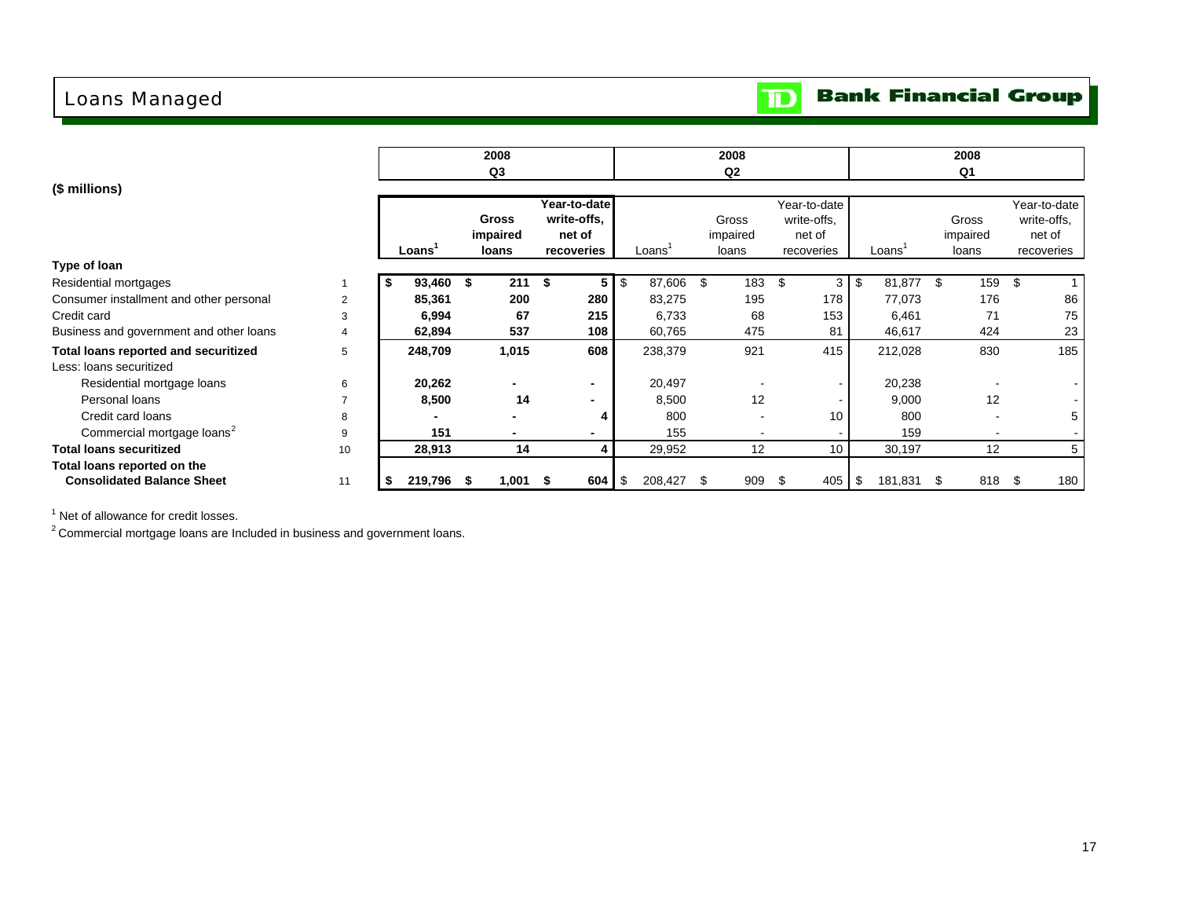# Loans Managed

TD Bank Financial Group

($ millions)

| | | 2008 Q3 | | | 2008 Q2 | | | 2008 Q1 | | |
|---|---|---|---|---|---|---|---|---|---|---|
| | | Loans[1] | Gross impaired loans | Year-to-date write-offs, net of recoveries | Loans[1] | Gross impaired loans | Year-to-date write-offs, net of recoveries | Loans[1] | Gross impaired loans | Year-to-date write-offs, net of recoveries |
| **Type of loan** | | | | | | | | | | |
| Residential mortgages | 1 | **$ 93,460** | **$ 211** | **$ 5** | $ 87,606 | $ 183 | $ 3 | $ 81,877 | $ 159 | $ 1 |
| Consumer installment and other personal | 2 | **85,361** | **200** | **280** | 83,275 | 195 | 178 | 77,073 | 176 | 86 |
| Credit card | 3 | **6,994** | **67** | **215** | 6,733 | 68 | 153 | 6,461 | 71 | 75 |
| Business and government and other loans | 4 | **62,894** | **537** | **108** | 60,765 | 475 | 81 | 46,617 | 424 | 23 |
| **Total loans reported and securitized** | 5 | **248,709** | **1,015** | **608** | 238,379 | 921 | 415 | 212,028 | 830 | 185 |
| Less: loans securitized | | | | | | | | | | |
| Residential mortgage loans | 6 | **20,262** | **-** | **-** | 20,497 | - | - | 20,238 | - | - |
| Personal loans | 7 | **8,500** | **14** | **-** | 8,500 | 12 | - | 9,000 | 12 | - |
| Credit card loans | 8 | **-** | **-** | **4** | 800 | - | 10 | 800 | - | 5 |
| Commercial mortgage loans[2] | 9 | **151** | **-** | **-** | 155 | - | - | 159 | - | - |
| **Total loans securitized** | 10 | **28,913** | **14** | **4** | 29,952 | 12 | 10 | 30,197 | 12 | 5 |
| **Total loans reported on the Consolidated Balance Sheet** | 11 | **$ 219,796** | **$ 1,001** | **$ 604** | $ 208,427 | $ 909 | $ 405 | $ 181,831 | $ 818 | $ 180 |

[1] Net of allowance for credit losses.

[2] Commercial mortgage loans are Included in business and government loans.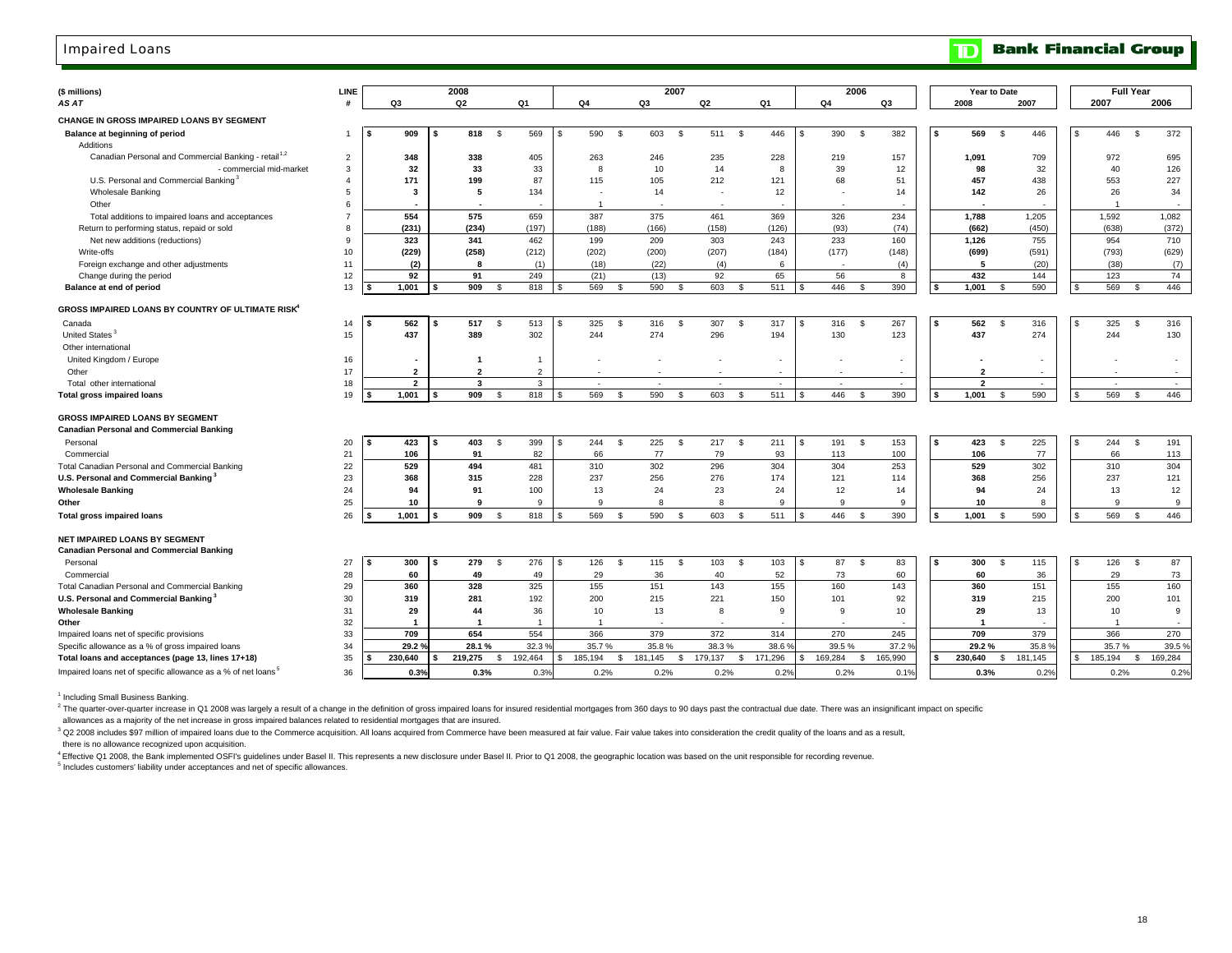# Impaired Loans

| ($ millions) | LINE | 2008 | | | 2007 | | | | 2006 | | Year to Date | | Full Year | |
|---|---|---|---|---|---|---|---|---|---|---|---|---|---|---|
| *AS AT* | # | Q3 | Q2 | Q1 | Q4 | Q3 | Q2 | Q1 | Q4 | Q3 | 2008 | 2007 | 2007 | 2006 |
| **CHANGE IN GROSS IMPAIRED LOANS BY SEGMENT** | | | | | | | | | | | | | | |
| **Balance at beginning of period** | 1 | $ 909 | $ 818 | $ 569 | $ 590 | $ 603 | $ 511 | $ 446 | $ 390 | $ 382 | $ 569 | $ 446 | $ 446 | $ 372 |
| Additions | | | | | | | | | | | | | | |
| Canadian Personal and Commercial Banking - retail[1,2] | 2 | 348 | 338 | 405 | 263 | 246 | 235 | 228 | 219 | 157 | 1,091 | 709 | 972 | 695 |
| - commercial mid-market | 3 | 32 | 33 | 33 | 8 | 10 | 14 | 8 | 39 | 12 | 98 | 32 | 40 | 126 |
| U.S. Personal and Commercial Banking[3] | 4 | 171 | 199 | 87 | 115 | 105 | 212 | 121 | 68 | 51 | 457 | 438 | 553 | 227 |
| Wholesale Banking | 5 | 3 | 5 | 134 | - | 14 | - | 12 | - | 14 | 142 | 26 | 26 | 34 |
| Other | 6 | - | - | - | 1 | - | - | - | - | - | - | - | 1 | - |
| Total additions to impaired loans and acceptances | 7 | 554 | 575 | 659 | 387 | 375 | 461 | 369 | 326 | 234 | 1,788 | 1,205 | 1,592 | 1,082 |
| Return to performing status, repaid or sold | 8 | (231) | (234) | (197) | (188) | (166) | (158) | (126) | (93) | (74) | (662) | (450) | (638) | (372) |
| Net new additions (reductions) | 9 | 323 | 341 | 462 | 199 | 209 | 303 | 243 | 233 | 160 | 1,126 | 755 | 954 | 710 |
| Write-offs | 10 | (229) | (258) | (212) | (202) | (200) | (207) | (184) | (177) | (148) | (699) | (591) | (793) | (629) |
| Foreign exchange and other adjustments | 11 | (2) | 8 | (1) | (18) | (22) | (4) | 6 | - | (4) | 5 | (20) | (38) | (7) |
| Change during the period | 12 | 92 | 91 | 249 | (21) | (13) | 92 | 65 | 56 | 8 | 432 | 144 | 123 | 74 |
| **Balance at end of period** | 13 | $ 1,001 | $ 909 | $ 818 | $ 569 | $ 590 | $ 603 | $ 511 | $ 446 | $ 390 | $ 1,001 | $ 590 | $ 569 | $ 446 |
| **GROSS IMPAIRED LOANS BY COUNTRY OF ULTIMATE RISK[4]** | | | | | | | | | | | | | | |
| Canada | 14 | $ 562 | $ 517 | $ 513 | $ 325 | $ 316 | $ 307 | $ 317 | $ 316 | $ 267 | $ 562 | $ 316 | $ 325 | $ 316 |
| United States[3] | 15 | 437 | 389 | 302 | 244 | 274 | 296 | 194 | 130 | 123 | 437 | 274 | 244 | 130 |
| Other international | | | | | | | | | | | | | | |
| United Kingdom / Europe | 16 | - | 1 | 1 | - | - | - | - | - | - | - | - | - | - |
| Other | 17 | 2 | 2 | 2 | - | - | - | - | - | - | 2 | - | - | - |
| Total other international | 18 | 2 | 3 | 3 | - | - | - | - | - | - | 2 | - | - | - |
| **Total gross impaired loans** | 19 | $ 1,001 | $ 909 | $ 818 | $ 569 | $ 590 | $ 603 | $ 511 | $ 446 | $ 390 | $ 1,001 | $ 590 | $ 569 | $ 446 |
| **GROSS IMPAIRED LOANS BY SEGMENT** | | | | | | | | | | | | | | |
| **Canadian Personal and Commercial Banking** | | | | | | | | | | | | | | |
| Personal | 20 | $ 423 | $ 403 | $ 399 | $ 244 | $ 225 | $ 217 | $ 211 | $ 191 | $ 153 | $ 423 | $ 225 | $ 244 | $ 191 |
| Commercial | 21 | 106 | 91 | 82 | 66 | 77 | 79 | 93 | 113 | 100 | 106 | 77 | 66 | 113 |
| Total Canadian Personal and Commercial Banking | 22 | 529 | 494 | 481 | 310 | 302 | 296 | 304 | 304 | 253 | 529 | 302 | 310 | 304 |
| **U.S. Personal and Commercial Banking[3]** | 23 | 368 | 315 | 228 | 237 | 256 | 276 | 174 | 121 | 114 | 368 | 256 | 237 | 121 |
| **Wholesale Banking** | 24 | 94 | 91 | 100 | 13 | 24 | 23 | 24 | 12 | 14 | 94 | 24 | 13 | 12 |
| **Other** | 25 | 10 | 9 | 9 | 9 | 8 | 8 | 9 | 9 | 9 | 10 | 8 | 9 | 9 |
| **Total gross impaired loans** | 26 | $ 1,001 | $ 909 | $ 818 | $ 569 | $ 590 | $ 603 | $ 511 | $ 446 | $ 390 | $ 1,001 | $ 590 | $ 569 | $ 446 |
| **NET IMPAIRED LOANS BY SEGMENT** | | | | | | | | | | | | | | |
| **Canadian Personal and Commercial Banking** | | | | | | | | | | | | | | |
| Personal | 27 | $ 300 | $ 279 | $ 276 | $ 126 | $ 115 | $ 103 | $ 103 | $ 87 | $ 83 | $ 300 | $ 115 | $ 126 | $ 87 |
| Commercial | 28 | 60 | 49 | 49 | 29 | 36 | 40 | 52 | 73 | 60 | 60 | 36 | 29 | 73 |
| Total Canadian Personal and Commercial Banking | 29 | 360 | 328 | 325 | 155 | 151 | 143 | 155 | 160 | 143 | 360 | 151 | 155 | 160 |
| **U.S. Personal and Commercial Banking[3]** | 30 | 319 | 281 | 192 | 200 | 215 | 221 | 150 | 101 | 92 | 319 | 215 | 200 | 101 |
| **Wholesale Banking** | 31 | 29 | 44 | 36 | 10 | 13 | 8 | 9 | 9 | 10 | 29 | 13 | 10 | 9 |
| **Other** | 32 | 1 | 1 | 1 | 1 | - | - | - | - | - | 1 | - | 1 | - |
| Impaired loans net of specific provisions | 33 | 709 | 654 | 554 | 366 | 379 | 372 | 314 | 270 | 245 | 709 | 379 | 366 | 270 |
| Specific allowance as a % of gross impaired loans | 34 | 29.2 % | 28.1 % | 32.3 % | 35.7 % | 35.8 % | 38.3 % | 38.6 % | 39.5 % | 37.2 % | 29.2 % | 35.8 % | 35.7 % | 39.5 % |
| **Total loans and acceptances (page 13, lines 17+18)** | 35 | $ 230,640 | $ 219,275 | $ 192,464 | $ 185,194 | $ 181,145 | $ 179,137 | $ 171,296 | $ 169,284 | $ 165,990 | $ 230,640 | $ 181,145 | $ 185,194 | $ 169,284 |
| Impaired loans net of specific allowance as a % of net loans[5] | 36 | 0.3% | 0.3% | 0.3% | 0.2% | 0.2% | 0.2% | 0.2% | 0.2% | 0.1% | 0.3% | 0.2% | 0.2% | 0.2% |

[1] Including Small Business Banking.

[2] The quarter-over-quarter increase in Q1 2008 was largely a result of a change in the definition of gross impaired loans for insured residential mortgages from 360 days to 90 days past the contractual due date. There was an insignificant impact on specific allowances as a majority of the net increase in gross impaired balances related to residential mortgages that are insured.

[3] Q2 2008 includes $97 million of impaired loans due to the Commerce acquisition. All loans acquired from Commerce have been measured at fair value. Fair value takes into consideration the credit quality of the loans and as a result, there is no allowance recognized upon acquisition.

[4] Effective Q1 2008, the Bank implemented OSFI's guidelines under Basel II. This represents a new disclosure under Basel II. Prior to Q1 2008, the geographic location was based on the unit responsible for recording revenue.

[5] Includes customers' liability under acceptances and net of specific allowances.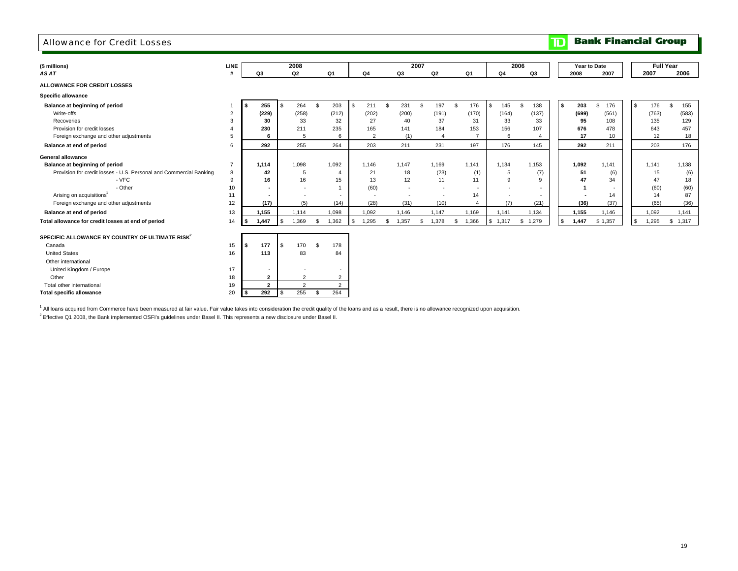# Allowance for Credit Losses

**Bank Financial Group**

| ($ millions) *AS AT* | LINE # | 2008 Q3 | 2008 Q2 | 2008 Q1 | 2007 Q4 | 2007 Q3 | 2007 Q2 | 2007 Q1 | 2006 Q4 | 2006 Q3 | Year to Date 2008 | Year to Date 2007 | Full Year 2007 | Full Year 2006 |
|---|---|---|---|---|---|---|---|---|---|---|---|---|---|---|
| **ALLOWANCE FOR CREDIT LOSSES** | | | | | | | | | | | | | | |
| **Specific allowance** | | | | | | | | | | | | | | |
| **Balance at beginning of period** | 1 | **$ 255** | $ 264 | $ 203 | $ 211 | $ 231 | $ 197 | $ 176 | $ 145 | $ 138 | **$ 203** | $ 176 | $ 176 | $ 155 |
| Write-offs | 2 | **(229)** | (258) | (212) | (202) | (200) | (191) | (170) | (164) | (137) | **(699)** | (561) | (763) | (583) |
| Recoveries | 3 | **30** | 33 | 32 | 27 | 40 | 37 | 31 | 33 | 33 | **95** | 108 | 135 | 129 |
| Provision for credit losses | 4 | **230** | 211 | 235 | 165 | 141 | 184 | 153 | 156 | 107 | **676** | 478 | 643 | 457 |
| Foreign exchange and other adjustments | 5 | **6** | 5 | 6 | 2 | (1) | 4 | 7 | 6 | 4 | **17** | 10 | 12 | 18 |
| **Balance at end of period** | 6 | **292** | 255 | 264 | 203 | 211 | 231 | 197 | 176 | 145 | **292** | 211 | 203 | 176 |
| **General allowance** | | | | | | | | | | | | | | |
| **Balance at beginning of period** | 7 | **1,114** | 1,098 | 1,092 | 1,146 | 1,147 | 1,169 | 1,141 | 1,134 | 1,153 | **1,092** | 1,141 | 1,141 | 1,138 |
| Provision for credit losses - U.S. Personal and Commercial Banking | 8 | **42** | 5 | 4 | 21 | 18 | (23) | (1) | 5 | (7) | **51** | (6) | 15 | (6) |
| - VFC | 9 | **16** | 16 | 15 | 13 | 12 | 11 | 11 | 9 | 9 | **47** | 34 | 47 | 18 |
| - Other | 10 | **-** | - | 1 | (60) | - | - | - | - | - | **1** | - | (60) | (60) |
| Arising on acquisitions[1] | 11 | **-** | - | - | - | - | - | 14 | - | - | **-** | 14 | 14 | 87 |
| Foreign exchange and other adjustments | 12 | **(17)** | (5) | (14) | (28) | (31) | (10) | 4 | (7) | (21) | **(36)** | (37) | (65) | (36) |
| **Balance at end of period** | 13 | **1,155** | 1,114 | 1,098 | 1,092 | 1,146 | 1,147 | 1,169 | 1,141 | 1,134 | **1,155** | 1,146 | 1,092 | 1,141 |
| **Total allowance for credit losses at end of period** | 14 | **$ 1,447** | $ 1,369 | $ 1,362 | $ 1,295 | $ 1,357 | $ 1,378 | $ 1,366 | $ 1,317 | $ 1,279 | **$ 1,447** | $ 1,357 | $ 1,295 | $ 1,317 |

| **SPECIFIC ALLOWANCE BY COUNTRY OF ULTIMATE RISK[2]** | LINE # | 2008 Q3 | 2008 Q2 | 2008 Q1 |
|---|---|---|---|---|
| Canada | 15 | **$ 177** | $ 170 | $ 178 |
| United States | 16 | **113** | 83 | 84 |
| Other international | | | | |
| United Kingdom / Europe | 17 | **-** | - | - |
| Other | 18 | **2** | 2 | 2 |
| Total other international | 19 | **2** | 2 | 2 |
| **Total specific allowance** | 20 | **$ 292** | $ 255 | $ 264 |

[1] All loans acquired from Commerce have been measured at fair value. Fair value takes into consideration the credit quality of the loans and as a result, there is no allowance recognized upon acquisition.

[2] Effective Q1 2008, the Bank implemented OSFI's guidelines under Basel II. This represents a new disclosure under Basel II.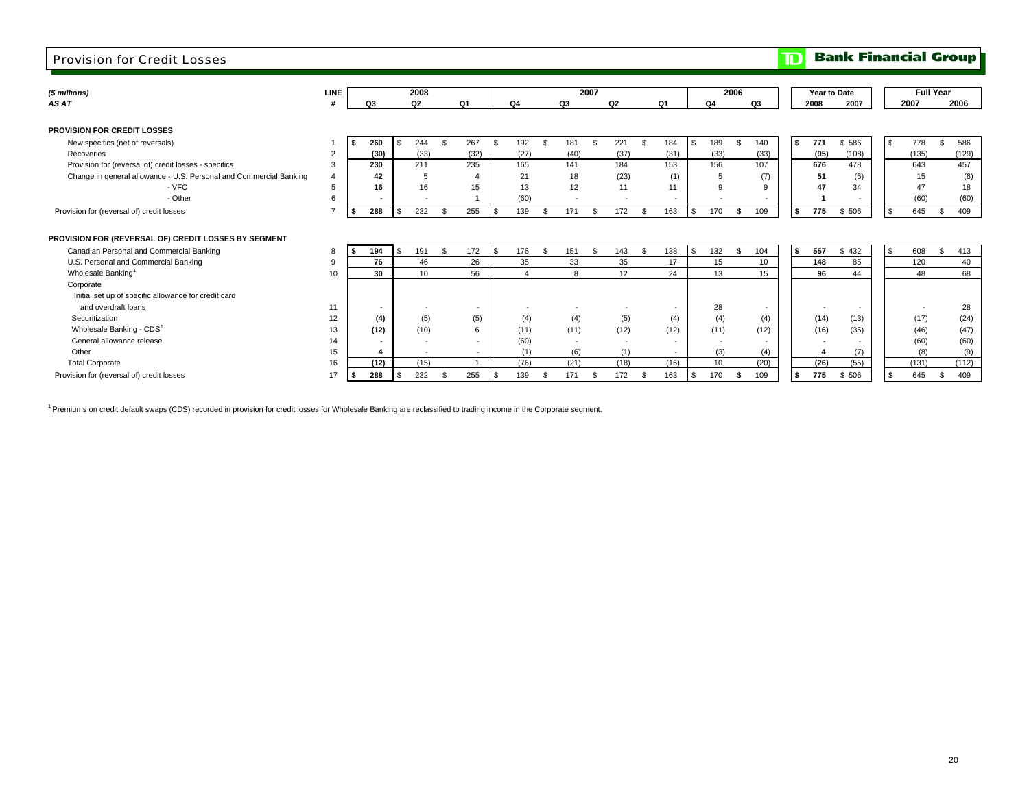# Provision for Credit Losses

**TD Bank Financial Group**

| ($ millions) AS AT | LINE # | 2008 Q3 | 2008 Q2 | 2008 Q1 | 2007 Q4 | 2007 Q3 | 2007 Q2 | 2007 Q1 | 2006 Q4 | 2006 Q3 | Year to Date 2008 | Year to Date 2007 | Full Year 2007 | Full Year 2006 |
|---|---|---|---|---|---|---|---|---|---|---|---|---|---|---|
| **PROVISION FOR CREDIT LOSSES** | | | | | | | | | | | | | | |
| New specifics (net of reversals) | 1 | **$ 260** | $ 244 | $ 267 | $ 192 | $ 181 | $ 221 | $ 184 | $ 189 | $ 140 | **$ 771** | $ 586 | $ 778 | $ 586 |
| Recoveries | 2 | **(30)** | (33) | (32) | (27) | (40) | (37) | (31) | (33) | (33) | **(95)** | (108) | (135) | (129) |
| Provision for (reversal of) credit losses - specifics | 3 | **230** | 211 | 235 | 165 | 141 | 184 | 153 | 156 | 107 | **676** | 478 | 643 | 457 |
| Change in general allowance - U.S. Personal and Commercial Banking | 4 | **42** | 5 | 4 | 21 | 18 | (23) | (1) | 5 | (7) | **51** | (6) | 15 | (6) |
| - VFC | 5 | **16** | 16 | 15 | 13 | 12 | 11 | 11 | 9 | 9 | **47** | 34 | 47 | 18 |
| - Other | 6 | **-** | - | 1 | (60) | - | - | - | - | - | **1** | - | (60) | (60) |
| Provision for (reversal of) credit losses | 7 | **$ 288** | $ 232 | $ 255 | $ 139 | $ 171 | $ 172 | $ 163 | $ 170 | $ 109 | **$ 775** | $ 506 | $ 645 | $ 409 |
| **PROVISION FOR (REVERSAL OF) CREDIT LOSSES BY SEGMENT** | | | | | | | | | | | | | | |
| Canadian Personal and Commercial Banking | 8 | **$ 194** | $ 191 | $ 172 | $ 176 | $ 151 | $ 143 | $ 138 | $ 132 | $ 104 | **$ 557** | $ 432 | $ 608 | $ 413 |
| U.S. Personal and Commercial Banking | 9 | **76** | 46 | 26 | 35 | 33 | 35 | 17 | 15 | 10 | **148** | 85 | 120 | 40 |
| Wholesale Banking[1] | 10 | **30** | 10 | 56 | 4 | 8 | 12 | 24 | 13 | 15 | **96** | 44 | 48 | 68 |
| Corporate | | | | | | | | | | | | | | |
| Initial set up of specific allowance for credit card and overdraft loans | 11 | **-** | - | - | - | - | - | - | 28 | - | **-** | - | - | 28 |
| Securitization | 12 | **(4)** | (5) | (5) | (4) | (4) | (5) | (4) | (4) | (4) | **(14)** | (13) | (17) | (24) |
| Wholesale Banking - CDS[1] | 13 | **(12)** | (10) | 6 | (11) | (11) | (12) | (12) | (11) | (12) | **(16)** | (35) | (46) | (47) |
| General allowance release | 14 | **-** | - | - | (60) | - | - | - | - | - | **-** | - | (60) | (60) |
| Other | 15 | **4** | - | - | (1) | (6) | (1) | - | (3) | (4) | **4** | (7) | (8) | (9) |
| Total Corporate | 16 | **(12)** | (15) | 1 | (76) | (21) | (18) | (16) | 10 | (20) | **(26)** | (55) | (131) | (112) |
| Provision for (reversal of) credit losses | 17 | **$ 288** | $ 232 | $ 255 | $ 139 | $ 171 | $ 172 | $ 163 | $ 170 | $ 109 | **$ 775** | $ 506 | $ 645 | $ 409 |

[1] Premiums on credit default swaps (CDS) recorded in provision for credit losses for Wholesale Banking are reclassified to trading income in the Corporate segment.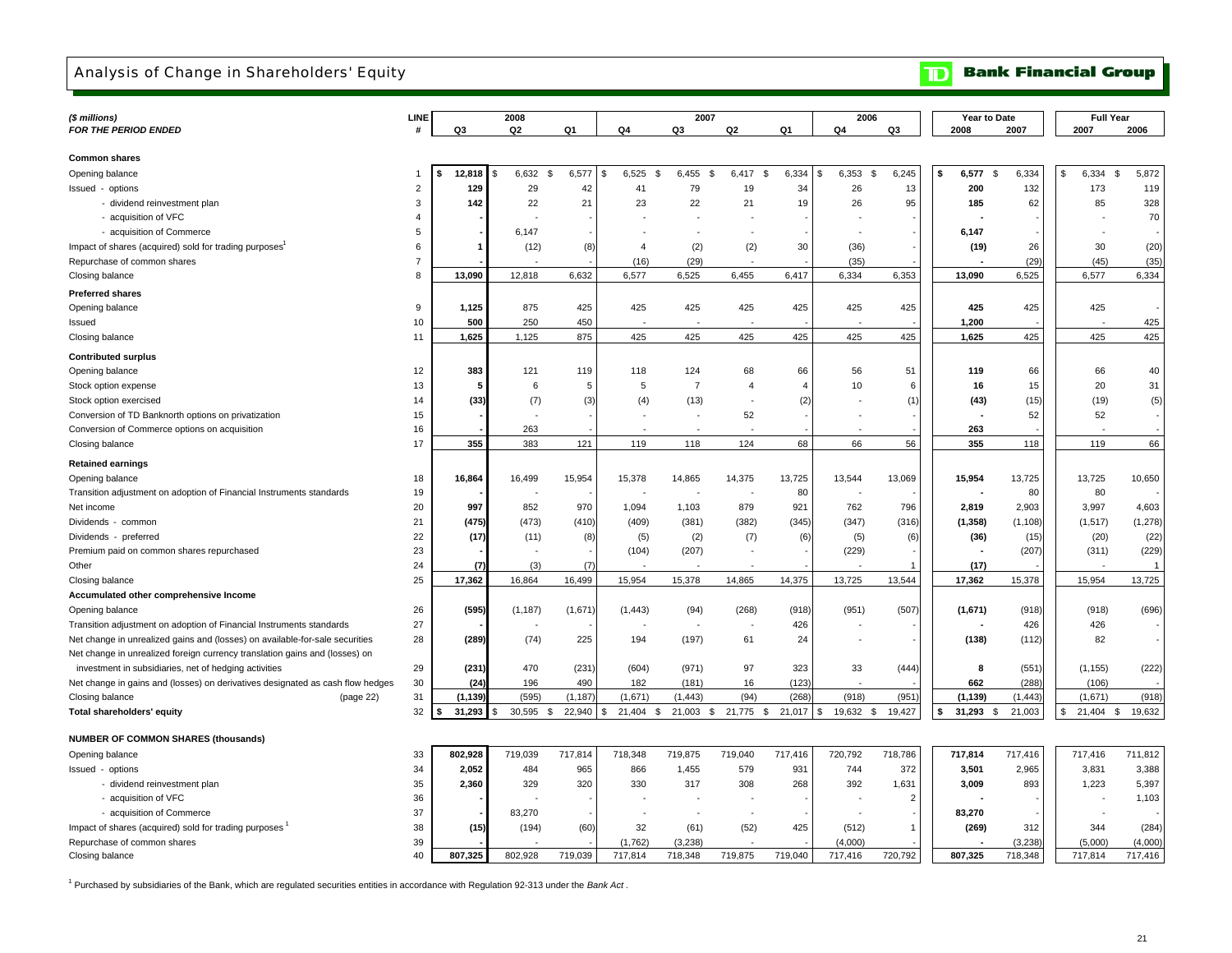# Analysis of Change in Shareholders' Equity

**TD Bank Financial Group**

| ($ millions) | LINE | 2008 | | | 2007 | | | | 2006 | | Year to Date | | Full Year | |
|---|---|---|---|---|---|---|---|---|---|---|---|---|---|---|
| FOR THE PERIOD ENDED | # | Q3 | Q2 | Q1 | Q4 | Q3 | Q2 | Q1 | Q4 | Q3 | 2008 | 2007 | 2007 | 2006 |
| **Common shares** | | | | | | | | | | | | | | |
| Opening balance | 1 | $ 12,818 | $ 6,632 | $ 6,577 | $ 6,525 | $ 6,455 | $ 6,417 | $ 6,334 | $ 6,353 | $ 6,245 | $ 6,577 | $ 6,334 | $ 6,334 | $ 5,872 |
| Issued - options | 2 | 129 | 29 | 42 | 41 | 79 | 19 | 34 | 26 | 13 | 200 | 132 | 173 | 119 |
| - dividend reinvestment plan | 3 | 142 | 22 | 21 | 23 | 22 | 21 | 19 | 26 | 95 | 185 | 62 | 85 | 328 |
| - acquisition of VFC | 4 | - | - | - | - | - | - | - | - | - | - | - | - | 70 |
| - acquisition of Commerce | 5 | - | 6,147 | - | - | - | - | - | - | - | 6,147 | - | - | - |
| Impact of shares (acquired) sold for trading purposes[1] | 6 | 1 | (12) | (8) | 4 | (2) | (2) | 30 | (36) | - | (19) | 26 | 30 | (20) |
| Repurchase of common shares | 7 | - | - | - | (16) | (29) | - | - | (35) | - | - | (29) | (45) | (35) |
| Closing balance | 8 | 13,090 | 12,818 | 6,632 | 6,577 | 6,525 | 6,455 | 6,417 | 6,334 | 6,353 | 13,090 | 6,525 | 6,577 | 6,334 |
| **Preferred shares** | | | | | | | | | | | | | | |
| Opening balance | 9 | 1,125 | 875 | 425 | 425 | 425 | 425 | 425 | 425 | 425 | 425 | 425 | 425 | - |
| Issued | 10 | 500 | 250 | 450 | - | - | - | - | - | - | 1,200 | - | - | 425 |
| Closing balance | 11 | 1,625 | 1,125 | 875 | 425 | 425 | 425 | 425 | 425 | 425 | 1,625 | 425 | 425 | 425 |
| **Contributed surplus** | | | | | | | | | | | | | | |
| Opening balance | 12 | 383 | 121 | 119 | 118 | 124 | 68 | 66 | 56 | 51 | 119 | 66 | 66 | 40 |
| Stock option expense | 13 | 5 | 6 | 5 | 5 | 7 | 4 | 4 | 10 | 6 | 16 | 15 | 20 | 31 |
| Stock option exercised | 14 | (33) | (7) | (3) | (4) | (13) | - | (2) | - | (1) | (43) | (15) | (19) | (5) |
| Conversion of TD Banknorth options on privatization | 15 | - | - | - | - | - | 52 | - | - | - | - | 52 | 52 | - |
| Conversion of Commerce options on acquisition | 16 | - | 263 | - | - | - | - | - | - | - | 263 | - | - | - |
| Closing balance | 17 | 355 | 383 | 121 | 119 | 118 | 124 | 68 | 66 | 56 | 355 | 118 | 119 | 66 |
| **Retained earnings** | | | | | | | | | | | | | | |
| Opening balance | 18 | 16,864 | 16,499 | 15,954 | 15,378 | 14,865 | 14,375 | 13,725 | 13,544 | 13,069 | 15,954 | 13,725 | 13,725 | 10,650 |
| Transition adjustment on adoption of Financial Instruments standards | 19 | - | - | - | - | - | - | 80 | - | - | - | 80 | 80 | - |
| Net income | 20 | 997 | 852 | 970 | 1,094 | 1,103 | 879 | 921 | 762 | 796 | 2,819 | 2,903 | 3,997 | 4,603 |
| Dividends - common | 21 | (475) | (473) | (410) | (409) | (381) | (382) | (345) | (347) | (316) | (1,358) | (1,108) | (1,517) | (1,278) |
| Dividends - preferred | 22 | (17) | (11) | (8) | (5) | (2) | (7) | (6) | (5) | (6) | (36) | (15) | (20) | (22) |
| Premium paid on common shares repurchased | 23 | - | - | - | (104) | (207) | - | - | (229) | - | - | (207) | (311) | (229) |
| Other | 24 | (7) | (3) | (7) | - | - | - | - | - | 1 | (17) | - | - | 1 |
| Closing balance | 25 | 17,362 | 16,864 | 16,499 | 15,954 | 15,378 | 14,865 | 14,375 | 13,725 | 13,544 | 17,362 | 15,378 | 15,954 | 13,725 |
| **Accumulated other comprehensive Income** | | | | | | | | | | | | | | |
| Opening balance | 26 | (595) | (1,187) | (1,671) | (1,443) | (94) | (268) | (918) | (951) | (507) | (1,671) | (918) | (918) | (696) |
| Transition adjustment on adoption of Financial Instruments standards | 27 | - | - | - | - | - | - | 426 | - | - | - | 426 | 426 | - |
| Net change in unrealized gains and (losses) on available-for-sale securities | 28 | (289) | (74) | 225 | 194 | (197) | 61 | 24 | - | - | (138) | (112) | 82 | - |
| Net change in unrealized foreign currency translation gains and (losses) on investment in subsidiaries, net of hedging activities | 29 | (231) | 470 | (231) | (604) | (971) | 97 | 323 | 33 | (444) | 8 | (551) | (1,155) | (222) |
| Net change in gains and (losses) on derivatives designated as cash flow hedges | 30 | (24) | 196 | 490 | 182 | (181) | 16 | (123) | - | - | 662 | (288) | (106) | - |
| Closing balance (page 22) | 31 | (1,139) | (595) | (1,187) | (1,671) | (1,443) | (94) | (268) | (918) | (951) | (1,139) | (1,443) | (1,671) | (918) |
| **Total shareholders' equity** | 32 | $ 31,293 | $ 30,595 | $ 22,940 | $ 21,404 | $ 21,003 | $ 21,775 | $ 21,017 | $ 19,632 | $ 19,427 | $ 31,293 | $ 21,003 | $ 21,404 | $ 19,632 |
| **NUMBER OF COMMON SHARES (thousands)** | | | | | | | | | | | | | | |
| Opening balance | 33 | 802,928 | 719,039 | 717,814 | 718,348 | 719,875 | 719,040 | 717,416 | 720,792 | 718,786 | 717,814 | 717,416 | 717,416 | 711,812 |
| Issued - options | 34 | 2,052 | 484 | 965 | 866 | 1,455 | 579 | 931 | 744 | 372 | 3,501 | 2,965 | 3,831 | 3,388 |
| - dividend reinvestment plan | 35 | 2,360 | 329 | 320 | 330 | 317 | 308 | 268 | 392 | 1,631 | 3,009 | 893 | 1,223 | 5,397 |
| - acquisition of VFC | 36 | - | - | - | - | - | - | - | - | 2 | - | - | - | 1,103 |
| - acquisition of Commerce | 37 | - | 83,270 | - | - | - | - | - | - | - | 83,270 | - | - | - |
| Impact of shares (acquired) sold for trading purposes[1] | 38 | (15) | (194) | (60) | 32 | (61) | (52) | 425 | (512) | 1 | (269) | 312 | 344 | (284) |
| Repurchase of common shares | 39 | - | - | - | (1,762) | (3,238) | - | - | (4,000) | - | - | (3,238) | (5,000) | (4,000) |
| Closing balance | 40 | 807,325 | 802,928 | 719,039 | 717,814 | 718,348 | 719,875 | 719,040 | 717,416 | 720,792 | 807,325 | 718,348 | 717,814 | 717,416 |

[1] Purchased by subsidiaries of the Bank, which are regulated securities entities in accordance with Regulation 92-313 under the *Bank Act*.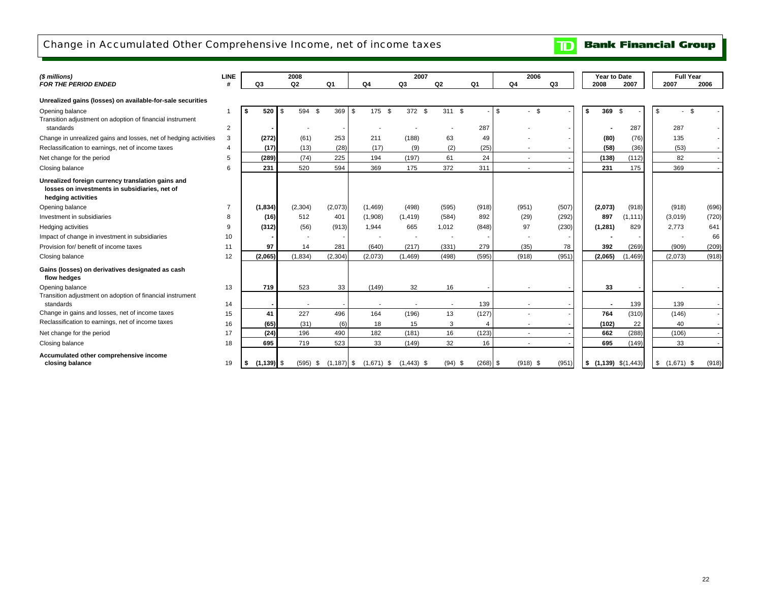# Change in Accumulated Other Comprehensive Income, net of income taxes

**Bank Financial Group**

| *($ millions)* *FOR THE PERIOD ENDED* | LINE # | 2008 Q3 | 2008 Q2 | 2008 Q1 | 2007 Q4 | 2007 Q3 | 2007 Q2 | 2007 Q1 | 2006 Q4 | 2006 Q3 | Year to Date 2008 | Year to Date 2007 | Full Year 2007 | Full Year 2006 |
|---|---|---|---|---|---|---|---|---|---|---|---|---|---|---|
| **Unrealized gains (losses) on available-for-sale securities** | | | | | | | | | | | | | | |
| Opening balance | 1 | **$ 520** | $ 594 | $ 369 | $ 175 | $ 372 | $ 311 | $ - | $ - | $ - | **$ 369** | $ - | $ - | $ - |
| Transition adjustment on adoption of financial instrument standards | 2 | **-** | - | - | - | - | - | 287 | - | - | **-** | 287 | 287 | - |
| Change in unrealized gains and losses, net of hedging activities | 3 | **(272)** | (61) | 253 | 211 | (188) | 63 | 49 | - | - | **(80)** | (76) | 135 | - |
| Reclassification to earnings, net of income taxes | 4 | **(17)** | (13) | (28) | (17) | (9) | (2) | (25) | - | - | **(58)** | (36) | (53) | - |
| Net change for the period | 5 | **(289)** | (74) | 225 | 194 | (197) | 61 | 24 | - | - | **(138)** | (112) | 82 | - |
| Closing balance | 6 | **231** | 520 | 594 | 369 | 175 | 372 | 311 | - | - | **231** | 175 | 369 | - |
| **Unrealized foreign currency translation gains and losses on investments in subsidiaries, net of hedging activities** | | | | | | | | | | | | | | |
| Opening balance | 7 | **(1,834)** | (2,304) | (2,073) | (1,469) | (498) | (595) | (918) | (951) | (507) | **(2,073)** | (918) | (918) | (696) |
| Investment in subsidiaries | 8 | **(16)** | 512 | 401 | (1,908) | (1,419) | (584) | 892 | (29) | (292) | **897** | (1,111) | (3,019) | (720) |
| Hedging activities | 9 | **(312)** | (56) | (913) | 1,944 | 665 | 1,012 | (848) | 97 | (230) | **(1,281)** | 829 | 2,773 | 641 |
| Impact of change in investment in subsidiaries | 10 | **-** | - | - | - | - | - | - | - | - | **-** | - | - | 66 |
| Provision for/ benefit of income taxes | 11 | **97** | 14 | 281 | (640) | (217) | (331) | 279 | (35) | 78 | **392** | (269) | (909) | (209) |
| Closing balance | 12 | **(2,065)** | (1,834) | (2,304) | (2,073) | (1,469) | (498) | (595) | (918) | (951) | **(2,065)** | (1,469) | (2,073) | (918) |
| **Gains (losses) on derivatives designated as cash flow hedges** | | | | | | | | | | | | | | |
| Opening balance | 13 | **719** | 523 | 33 | (149) | 32 | 16 | - | - | - | **33** | - | - | - |
| Transition adjustment on adoption of financial instrument standards | 14 | **-** | - | - | - | - | - | 139 | - | - | **-** | 139 | 139 | - |
| Change in gains and losses, net of income taxes | 15 | **41** | 227 | 496 | 164 | (196) | 13 | (127) | - | - | **764** | (310) | (146) | - |
| Reclassification to earnings, net of income taxes | 16 | **(65)** | (31) | (6) | 18 | 15 | 3 | 4 | - | - | **(102)** | 22 | 40 | - |
| Net change for the period | 17 | **(24)** | 196 | 490 | 182 | (181) | 16 | (123) | - | - | **662** | (288) | (106) | - |
| Closing balance | 18 | **695** | 719 | 523 | 33 | (149) | 32 | 16 | - | - | **695** | (149) | 33 | - |
| **Accumulated other comprehensive income closing balance** | 19 | **$ (1,139)** | $ (595) | $ (1,187) | $ (1,671) | $ (1,443) | $ (94) | $ (268) | $ (918) | $ (951) | **$ (1,139)** | $(1,443) | $ (1,671) | $ (918) |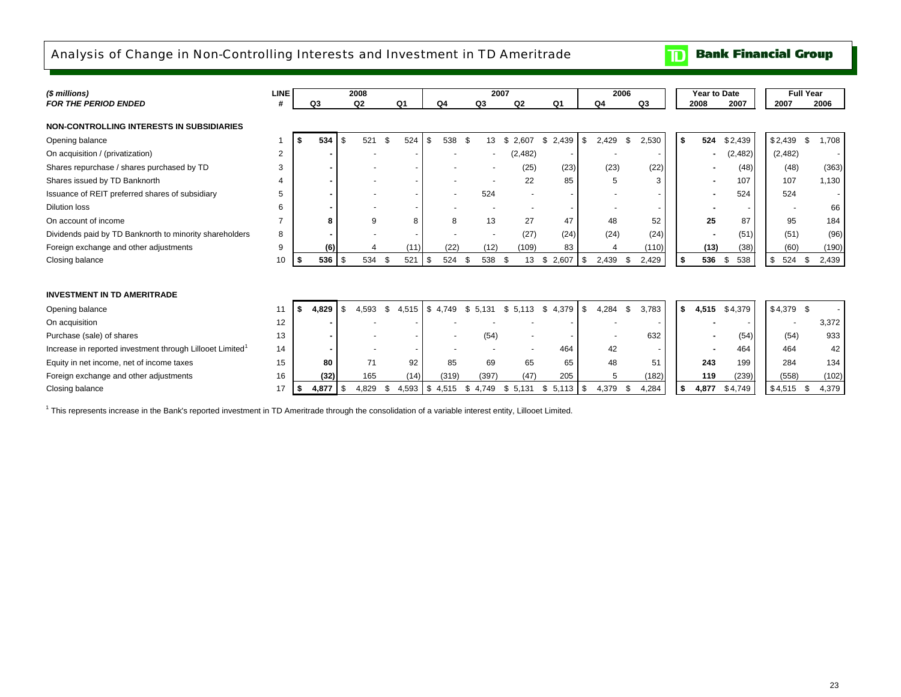# Analysis of Change in Non-Controlling Interests and Investment in TD Ameritrade

**Bank Financial Group**

| *($ millions)* | LINE | 2008 | | | 2007 | | | | 2006 | | Year to Date | | Full Year | |
|---|---|---|---|---|---|---|---|---|---|---|---|---|---|---|
| ***FOR THE PERIOD ENDED*** | **#** | **Q3** | **Q2** | **Q1** | **Q4** | **Q3** | **Q2** | **Q1** | **Q4** | **Q3** | **2008** | **2007** | **2007** | **2006** |
| **NON-CONTROLLING INTERESTS IN SUBSIDIARIES** | | | | | | | | | | | | | | |
| Opening balance | 1 | **$ 534** | $ 521 | $ 524 | $ 538 | $ 13 | $ 2,607 | $ 2,439 | $ 2,429 | $ 2,530 | **$ 524** | $ 2,439 | $ 2,439 | $ 1,708 |
| On acquisition / (privatization) | 2 | **-** | - | - | - | - | (2,482) | - | - | - | **-** | (2,482) | (2,482) | - |
| Shares repurchase / shares purchased by TD | 3 | **-** | - | - | - | - | (25) | (23) | (23) | (22) | **-** | (48) | (48) | (363) |
| Shares issued by TD Banknorth | 4 | **-** | - | - | - | - | 22 | 85 | 5 | 3 | **-** | 107 | 107 | 1,130 |
| Issuance of REIT preferred shares of subsidiary | 5 | **-** | - | - | - | 524 | - | - | - | - | **-** | 524 | 524 | - |
| Dilution loss | 6 | **-** | - | - | - | - | - | - | - | - | **-** | - | - | 66 |
| On account of income | 7 | **8** | 9 | 8 | 8 | 13 | 27 | 47 | 48 | 52 | **25** | 87 | 95 | 184 |
| Dividends paid by TD Banknorth to minority shareholders | 8 | **-** | - | - | - | - | (27) | (24) | (24) | (24) | **-** | (51) | (51) | (96) |
| Foreign exchange and other adjustments | 9 | **(6)** | 4 | (11) | (22) | (12) | (109) | 83 | 4 | (110) | **(13)** | (38) | (60) | (190) |
| Closing balance | 10 | **$ 536** | $ 534 | $ 521 | $ 524 | $ 538 | $ 13 | $ 2,607 | $ 2,439 | $ 2,429 | **$ 536** | $ 538 | $ 524 | $ 2,439 |
| **INVESTMENT IN TD AMERITRADE** | | | | | | | | | | | | | | |
| Opening balance | 11 | **$ 4,829** | $ 4,593 | $ 4,515 | $ 4,749 | $ 5,131 | $ 5,113 | $ 4,379 | $ 4,284 | $ 3,783 | **$ 4,515** | $ 4,379 | $ 4,379 | $ - |
| On acquisition | 12 | **-** | - | - | - | - | - | - | - | - | **-** | - | - | 3,372 |
| Purchase (sale) of shares | 13 | **-** | - | - | - | (54) | - | - | - | 632 | **-** | (54) | (54) | 933 |
| Increase in reported investment through Lillooet Limited[1] | 14 | **-** | - | - | - | - | - | 464 | 42 | - | **-** | 464 | 464 | 42 |
| Equity in net income, net of income taxes | 15 | **80** | 71 | 92 | 85 | 69 | 65 | 65 | 48 | 51 | **243** | 199 | 284 | 134 |
| Foreign exchange and other adjustments | 16 | **(32)** | 165 | (14) | (319) | (397) | (47) | 205 | 5 | (182) | **119** | (239) | (558) | (102) |
| Closing balance | 17 | **$ 4,877** | $ 4,829 | $ 4,593 | $ 4,515 | $ 4,749 | $ 5,131 | $ 5,113 | $ 4,379 | $ 4,284 | **$ 4,877** | $ 4,749 | $ 4,515 | $ 4,379 |

[1] This represents increase in the Bank's reported investment in TD Ameritrade through the consolidation of a variable interest entity, Lillooet Limited.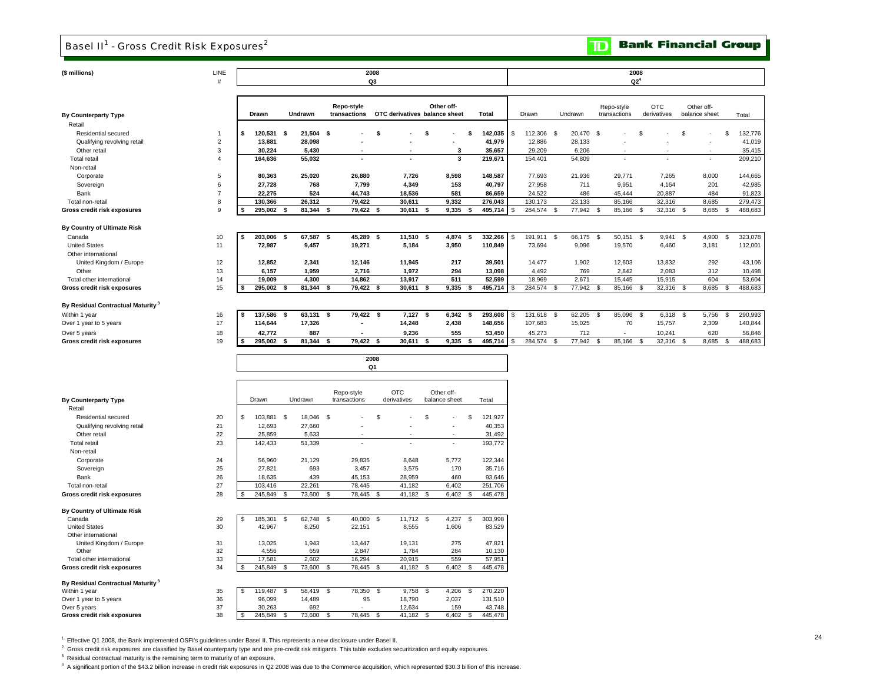# Basel II[1] - Gross Credit Risk Exposures[2]

**Bank Financial Group**

| ($ millions) | LINE # | 2008 Q3 Drawn | 2008 Q3 Undrawn | 2008 Q3 Repo-style transactions | 2008 Q3 OTC derivatives | 2008 Q3 Other off-balance sheet | 2008 Q3 Total | 2008 Q2[4] Drawn | 2008 Q2[4] Undrawn | 2008 Q2[4] Repo-style transactions | 2008 Q2[4] OTC derivatives | 2008 Q2[4] Other off-balance sheet | 2008 Q2[4] Total |
|---|---|---|---|---|---|---|---|---|---|---|---|---|---|
| **By Counterparty Type** | | | | | | | | | | | | | |
| Retail | | | | | | | | | | | | | |
| Residential secured | 1 | $ 120,531 | $ 21,504 | $ - | $ - | $ - | $ 142,035 | $ 112,306 | $ 20,470 | $ - | $ - | $ - | $ 132,776 |
| Qualifying revolving retail | 2 | 13,881 | 28,098 | - | - | - | 41,979 | 12,886 | 28,133 | - | - | - | 41,019 |
| Other retail | 3 | 30,224 | 5,430 | - | - | 3 | 35,657 | 29,209 | 6,206 | - | - | - | 35,415 |
| Total retail | 4 | 164,636 | 55,032 | - | - | 3 | 219,671 | 154,401 | 54,809 | - | - | - | 209,210 |
| Non-retail | | | | | | | | | | | | | |
| Corporate | 5 | 80,363 | 25,020 | 26,880 | 7,726 | 8,598 | 148,587 | 77,693 | 21,936 | 29,771 | 7,265 | 8,000 | 144,665 |
| Sovereign | 6 | 27,728 | 768 | 7,799 | 4,349 | 153 | 40,797 | 27,958 | 711 | 9,951 | 4,164 | 201 | 42,985 |
| Bank | 7 | 22,275 | 524 | 44,743 | 18,536 | 581 | 86,659 | 24,522 | 486 | 45,444 | 20,887 | 484 | 91,823 |
| Total non-retail | 8 | 130,366 | 26,312 | 79,422 | 30,611 | 9,332 | 276,043 | 130,173 | 23,133 | 85,166 | 32,316 | 8,685 | 279,473 |
| **Gross credit risk exposures** | 9 | $ 295,002 | $ 81,344 | $ 79,422 | $ 30,611 | $ 9,335 | $ 495,714 | $ 284,574 | $ 77,942 | $ 85,166 | $ 32,316 | $ 8,685 | $ 488,683 |
| **By Country of Ultimate Risk** | | | | | | | | | | | | | |
| Canada | 10 | $ 203,006 | $ 67,587 | $ 45,289 | $ 11,510 | $ 4,874 | $ 332,266 | $ 191,911 | $ 66,175 | $ 50,151 | $ 9,941 | $ 4,900 | $ 323,078 |
| United States | 11 | 72,987 | 9,457 | 19,271 | 5,184 | 3,950 | 110,849 | 73,694 | 9,096 | 19,570 | 6,460 | 3,181 | 112,001 |
| Other international | | | | | | | | | | | | | |
| United Kingdom / Europe | 12 | 12,852 | 2,341 | 12,146 | 11,945 | 217 | 39,501 | 14,477 | 1,902 | 12,603 | 13,832 | 292 | 43,106 |
| Other | 13 | 6,157 | 1,959 | 2,716 | 1,972 | 294 | 13,098 | 4,492 | 769 | 2,842 | 2,083 | 312 | 10,498 |
| Total other international | 14 | 19,009 | 4,300 | 14,862 | 13,917 | 511 | 52,599 | 18,969 | 2,671 | 15,445 | 15,915 | 604 | 53,604 |
| **Gross credit risk exposures** | 15 | $ 295,002 | $ 81,344 | $ 79,422 | $ 30,611 | $ 9,335 | $ 495,714 | $ 284,574 | $ 77,942 | $ 85,166 | $ 32,316 | $ 8,685 | $ 488,683 |
| **By Residual Contractual Maturity[3]** | | | | | | | | | | | | | |
| Within 1 year | 16 | $ 137,586 | $ 63,131 | $ 79,422 | $ 7,127 | $ 6,342 | $ 293,608 | $ 131,618 | $ 62,205 | $ 85,096 | $ 6,318 | $ 5,756 | $ 290,993 |
| Over 1 year to 5 years | 17 | 114,644 | 17,326 | - | 14,248 | 2,438 | 148,656 | 107,683 | 15,025 | 70 | 15,757 | 2,309 | 140,844 |
| Over 5 years | 18 | 42,772 | 887 | - | 9,236 | 555 | 53,450 | 45,273 | 712 | - | 10,241 | 620 | 56,846 |
| **Gross credit risk exposures** | 19 | $ 295,002 | $ 81,344 | $ 79,422 | $ 30,611 | $ 9,335 | $ 495,714 | $ 284,574 | $ 77,942 | $ 85,166 | $ 32,316 | $ 8,685 | $ 488,683 |

| | LINE # | 2008 Q1 Drawn | 2008 Q1 Undrawn | 2008 Q1 Repo-style transactions | 2008 Q1 OTC derivatives | 2008 Q1 Other off-balance sheet | 2008 Q1 Total |
|---|---|---|---|---|---|---|---|
| **By Counterparty Type** | | | | | | | |
| Retail | | | | | | | |
| Residential secured | 20 | $ 103,881 | $ 18,046 | $ - | $ - | $ - | $ 121,927 |
| Qualifying revolving retail | 21 | 12,693 | 27,660 | - | - | - | 40,353 |
| Other retail | 22 | 25,859 | 5,633 | - | - | - | 31,492 |
| Total retail | 23 | 142,433 | 51,339 | - | - | - | 193,772 |
| Non-retail | | | | | | | |
| Corporate | 24 | 56,960 | 21,129 | 29,835 | 8,648 | 5,772 | 122,344 |
| Sovereign | 25 | 27,821 | 693 | 3,457 | 3,575 | 170 | 35,716 |
| Bank | 26 | 18,635 | 439 | 45,153 | 28,959 | 460 | 93,646 |
| Total non-retail | 27 | 103,416 | 22,261 | 78,445 | 41,182 | 6,402 | 251,706 |
| **Gross credit risk exposures** | 28 | $ 245,849 | $ 73,600 | $ 78,445 | $ 41,182 | $ 6,402 | $ 445,478 |
| **By Country of Ultimate Risk** | | | | | | | |
| Canada | 29 | $ 185,301 | $ 62,748 | $ 40,000 | $ 11,712 | $ 4,237 | $ 303,998 |
| United States | 30 | 42,967 | 8,250 | 22,151 | 8,555 | 1,606 | 83,529 |
| Other international | | | | | | | |
| United Kingdom / Europe | 31 | 13,025 | 1,943 | 13,447 | 19,131 | 275 | 47,821 |
| Other | 32 | 4,556 | 659 | 2,847 | 1,784 | 284 | 10,130 |
| Total other international | 33 | 17,581 | 2,602 | 16,294 | 20,915 | 559 | 57,951 |
| **Gross credit risk exposures** | 34 | $ 245,849 | $ 73,600 | $ 78,445 | $ 41,182 | $ 6,402 | $ 445,478 |
| **By Residual Contractual Maturity[3]** | | | | | | | |
| Within 1 year | 35 | $ 119,487 | $ 58,419 | $ 78,350 | $ 9,758 | $ 4,206 | $ 270,220 |
| Over 1 year to 5 years | 36 | 96,099 | 14,489 | 95 | 18,790 | 2,037 | 131,510 |
| Over 5 years | 37 | 30,263 | 692 | - | 12,634 | 159 | 43,748 |
| **Gross credit risk exposures** | 38 | $ 245,849 | $ 73,600 | $ 78,445 | $ 41,182 | $ 6,402 | $ 445,478 |

[1] Effective Q1 2008, the Bank implemented OSFI's guidelines under Basel II. This represents a new disclosure under Basel II.

[2] Gross credit risk exposures are classified by Basel counterparty type and are pre-credit risk mitigants. This table excludes securitization and equity exposures.

[3] Residual contractual maturity is the remaining term to maturity of an exposure.

[4] A significant portion of the $43.2 billion increase in credit risk exposures in Q2 2008 was due to the Commerce acquisition, which represented $30.3 billion of this increase.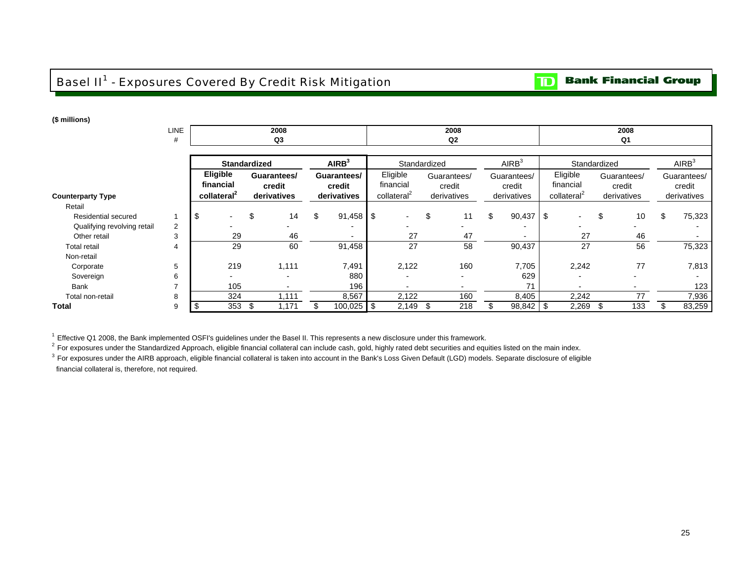# Basel II[1] - Exposures Covered By Credit Risk Mitigation

**TD Bank Financial Group**

**($ millions)**

| | LINE # | 2008 Q3 | | | 2008 Q2 | | | 2008 Q1 | | |
|---|---|---|---|---|---|---|---|---|---|---|
| | | **Standardized** | | **AIRB[3]** | Standardized | | AIRB[3] | Standardized | | AIRB[3] |
| **Counterparty Type** | | **Eligible financial collateral[2]** | **Guarantees/ credit derivatives** | **Guarantees/ credit derivatives** | Eligible financial collateral[2] | Guarantees/ credit derivatives | Guarantees/ credit derivatives | Eligible financial collateral[2] | Guarantees/ credit derivatives | Guarantees/ credit derivatives |
| Retail | | | | | | | | | | |
| Residential secured | 1 | $ - | $ 14 | $ 91,458 | $ - | $ 11 | $ 90,437 | $ - | $ 10 | $ 75,323 |
| Qualifying revolving retail | 2 | - | - | - | - | - | - | - | - | - |
| Other retail | 3 | 29 | 46 | - | 27 | 47 | - | 27 | 46 | - |
| Total retail | 4 | 29 | 60 | 91,458 | 27 | 58 | 90,437 | 27 | 56 | 75,323 |
| Non-retail | | | | | | | | | | |
| Corporate | 5 | 219 | 1,111 | 7,491 | 2,122 | 160 | 7,705 | 2,242 | 77 | 7,813 |
| Sovereign | 6 | - | - | 880 | - | - | 629 | - | - | - |
| Bank | 7 | 105 | - | 196 | - | - | 71 | - | - | 123 |
| Total non-retail | 8 | 324 | 1,111 | 8,567 | 2,122 | 160 | 8,405 | 2,242 | 77 | 7,936 |
| **Total** | 9 | $ 353 | $ 1,171 | $ 100,025 | $ 2,149 | $ 218 | $ 98,842 | $ 2,269 | $ 133 | $ 83,259 |

[1] Effective Q1 2008, the Bank implemented OSFI's guidelines under the Basel II. This represents a new disclosure under this framework.

[2] For exposures under the Standardized Approach, eligible financial collateral can include cash, gold, highly rated debt securities and equities listed on the main index.

[3] For exposures under the AIRB approach, eligible financial collateral is taken into account in the Bank's Loss Given Default (LGD) models. Separate disclosure of eligible financial collateral is, therefore, not required.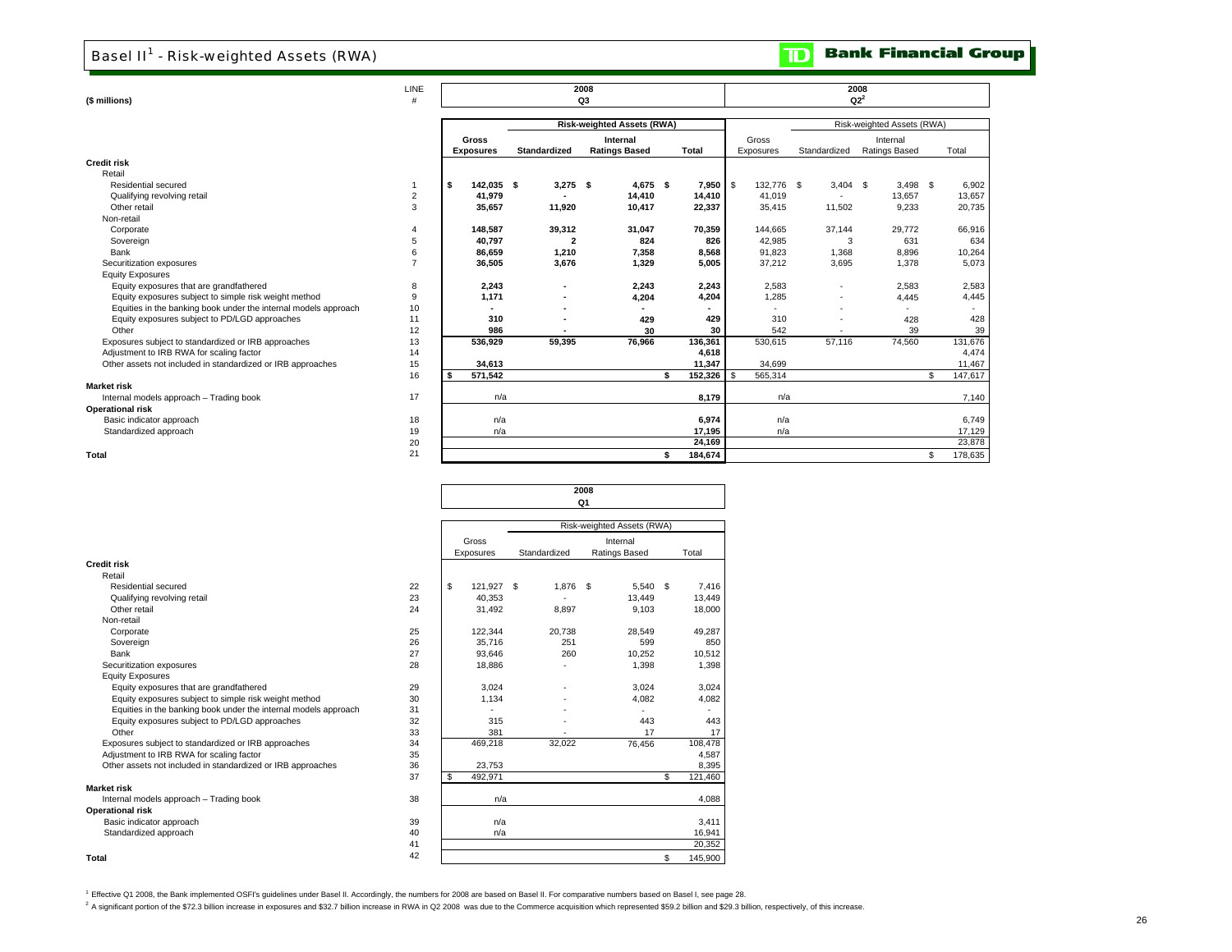# Basel II[1] - Risk-weighted Assets (RWA)

**TD Bank Financial Group**

| ($ millions) | LINE # | 2008 Q3 Gross Exposures | 2008 Q3 RWA Standardized | 2008 Q3 RWA Internal Ratings Based | 2008 Q3 RWA Total | 2008 Q2[2] Gross Exposures | 2008 Q2[2] RWA Standardized | 2008 Q2[2] RWA Internal Ratings Based | 2008 Q2[2] RWA Total |
|---|---|---|---|---|---|---|---|---|---|
| **Credit risk** | | | | | | | | | |
| Retail | | | | | | | | | |
| Residential secured | 1 | $ 142,035 | $ 3,275 | $ 4,675 | $ 7,950 | $ 132,776 | $ 3,404 | $ 3,498 | $ 6,902 |
| Qualifying revolving retail | 2 | 41,979 | - | 14,410 | 14,410 | 41,019 | - | 13,657 | 13,657 |
| Other retail | 3 | 35,657 | 11,920 | 10,417 | 22,337 | 35,415 | 11,502 | 9,233 | 20,735 |
| Non-retail | | | | | | | | | |
| Corporate | 4 | 148,587 | 39,312 | 31,047 | 70,359 | 144,665 | 37,144 | 29,772 | 66,916 |
| Sovereign | 5 | 40,797 | 2 | 824 | 826 | 42,985 | 3 | 631 | 634 |
| Bank | 6 | 86,659 | 1,210 | 7,358 | 8,568 | 91,823 | 1,368 | 8,896 | 10,264 |
| Securitization exposures | 7 | 36,505 | 3,676 | 1,329 | 5,005 | 37,212 | 3,695 | 1,378 | 5,073 |
| Equity Exposures | | | | | | | | | |
| Equity exposures that are grandfathered | 8 | 2,243 | - | 2,243 | 2,243 | 2,583 | - | 2,583 | 2,583 |
| Equity exposures subject to simple risk weight method | 9 | 1,171 | - | 4,204 | 4,204 | 1,285 | - | 4,445 | 4,445 |
| Equities in the banking book under the internal models approach | 10 | - | - | - | - | - | - | - | - |
| Equity exposures subject to PD/LGD approaches | 11 | 310 | - | 429 | 429 | 310 | - | 428 | 428 |
| Other | 12 | 986 | - | 30 | 30 | 542 | - | 39 | 39 |
| Exposures subject to standardized or IRB approaches | 13 | 536,929 | 59,395 | 76,966 | 136,361 | 530,615 | 57,116 | 74,560 | 131,676 |
| Adjustment to IRB RWA for scaling factor | 14 | | | | 4,618 | | | | 4,474 |
| Other assets not included in standardized or IRB approaches | 15 | 34,613 | | | 11,347 | 34,699 | | | 11,467 |
| | 16 | $ 571,542 | | | $ 152,326 | $ 565,314 | | | $ 147,617 |
| **Market risk** | | | | | | | | | |
| Internal models approach – Trading book | 17 | n/a | | | 8,179 | n/a | | | 7,140 |
| **Operational risk** | | | | | | | | | |
| Basic indicator approach | 18 | n/a | | | 6,974 | n/a | | | 6,749 |
| Standardized approach | 19 | n/a | | | 17,195 | n/a | | | 17,129 |
| | 20 | | | | 24,169 | | | | 23,878 |
| **Total** | 21 | | | | $ 184,674 | | | | $ 178,635 |

| | LINE # | 2008 Q1 Gross Exposures | 2008 Q1 RWA Standardized | 2008 Q1 RWA Internal Ratings Based | 2008 Q1 RWA Total |
|---|---|---|---|---|---|
| **Credit risk** | | | | | |
| Retail | | | | | |
| Residential secured | 22 | $ 121,927 | $ 1,876 | $ 5,540 | $ 7,416 |
| Qualifying revolving retail | 23 | 40,353 | - | 13,449 | 13,449 |
| Other retail | 24 | 31,492 | 8,897 | 9,103 | 18,000 |
| Non-retail | | | | | |
| Corporate | 25 | 122,344 | 20,738 | 28,549 | 49,287 |
| Sovereign | 26 | 35,716 | 251 | 599 | 850 |
| Bank | 27 | 93,646 | 260 | 10,252 | 10,512 |
| Securitization exposures | 28 | 18,886 | - | 1,398 | 1,398 |
| Equity Exposures | | | | | |
| Equity exposures that are grandfathered | 29 | 3,024 | - | 3,024 | 3,024 |
| Equity exposures subject to simple risk weight method | 30 | 1,134 | - | 4,082 | 4,082 |
| Equities in the banking book under the internal models approach | 31 | - | - | - | - |
| Equity exposures subject to PD/LGD approaches | 32 | 315 | - | 443 | 443 |
| Other | 33 | 381 | - | 17 | 17 |
| Exposures subject to standardized or IRB approaches | 34 | 469,218 | 32,022 | 76,456 | 108,478 |
| Adjustment to IRB RWA for scaling factor | 35 | | | | 4,587 |
| Other assets not included in standardized or IRB approaches | 36 | 23,753 | | | 8,395 |
| | 37 | $ 492,971 | | | $ 121,460 |
| **Market risk** | | | | | |
| Internal models approach – Trading book | 38 | n/a | | | 4,088 |
| **Operational risk** | | | | | |
| Basic indicator approach | 39 | n/a | | | 3,411 |
| Standardized approach | 40 | n/a | | | 16,941 |
| | 41 | | | | 20,352 |
| **Total** | 42 | | | | $ 145,900 |

[1] Effective Q1 2008, the Bank implemented OSFI's guidelines under Basel II. Accordingly, the numbers for 2008 are based on Basel II. For comparative numbers based on Basel I, see page 28.

[2] A significant portion of the $72.3 billion increase in exposures and $32.7 billion increase in RWA in Q2 2008 was due to the Commerce acquisition which represented $59.2 billion and $29.3 billion, respectively, of this increase.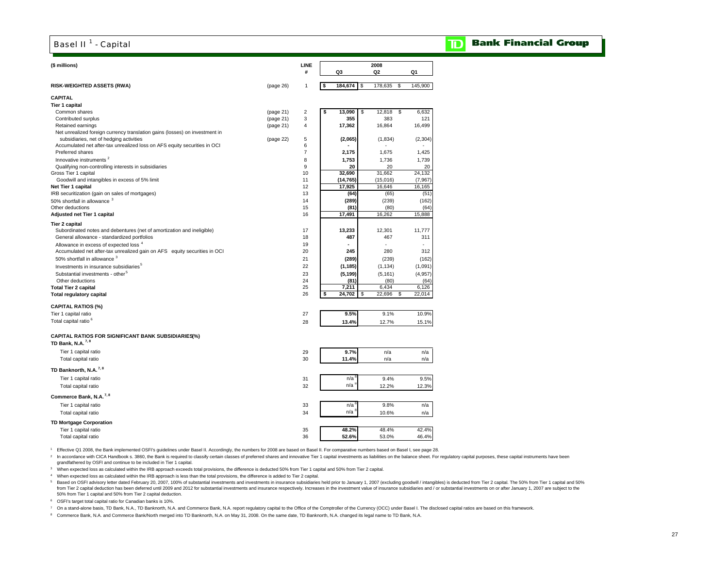# Basel II [1] - Capital

**TD Bank Financial Group**

| ($ millions) | | LINE # | 2008 Q3 | 2008 Q2 | 2008 Q1 |
|---|---|---|---|---|---|
| **RISK-WEIGHTED ASSETS (RWA)** | (page 26) | 1 | **$ 184,674** | $ 178,635 | $ 145,900 |
| **CAPITAL** | | | | | |
| **Tier 1 capital** | | | | | |
| Common shares | (page 21) | 2 | **$ 13,090** | $ 12,818 | $ 6,632 |
| Contributed surplus | (page 21) | 3 | **355** | 383 | 121 |
| Retained earnings | (page 21) | 4 | **17,362** | 16,864 | 16,499 |
| Net unrealized foreign currency translation gains (losses) on investment in subsidiaries, net of hedging activities | (page 22) | 5 | **(2,065)** | (1,834) | (2,304) |
| Accumulated net after-tax unrealized loss on AFS equity securities in OCI | | 6 | **-** | - | - |
| Preferred shares | | 7 | **2,175** | 1,675 | 1,425 |
| Innovative instruments [2] | | 8 | **1,753** | 1,736 | 1,739 |
| Qualifying non-controlling interests in subsidiaries | | 9 | **20** | 20 | 20 |
| Gross Tier 1 capital | | 10 | **32,690** | 31,662 | 24,132 |
| Goodwill and intangibles in excess of 5% limit | | 11 | **(14,765)** | (15,016) | (7,967) |
| **Net Tier 1 capital** | | 12 | **17,925** | 16,646 | 16,165 |
| IRB securitization (gain on sales of mortgages) | | 13 | **(64)** | (65) | (51) |
| 50% shortfall in allowance [3] | | 14 | **(289)** | (239) | (162) |
| Other deductions | | 15 | **(81)** | (80) | (64) |
| **Adjusted net Tier 1 capital** | | 16 | **17,491** | 16,262 | 15,888 |
| **Tier 2 capital** | | | | | |
| Subordinated notes and debentures (net of amortization and ineligible) | | 17 | **13,233** | 12,301 | 11,777 |
| General allowance - standardized portfolios | | 18 | **487** | 467 | 311 |
| Allowance in excess of expected loss [4] | | 19 | **-** | - | - |
| Accumulated net after-tax unrealized gain on AFS equity securities in OCI | | 20 | **245** | 280 | 312 |
| 50% shortfall in allowance [3] | | 21 | **(289)** | (239) | (162) |
| Investments in insurance subsidiaries [5] | | 22 | **(1,185)** | (1,134) | (1,091) |
| Substantial investments - other [5] | | 23 | **(5,199)** | (5,161) | (4,957) |
| Other deductions | | 24 | **(81)** | (80) | (64) |
| **Total Tier 2 capital** | | 25 | **7,211** | 6,434 | 6,126 |
| **Total regulatory capital** | | 26 | **$ 24,702** | $ 22,696 | $ 22,014 |
| **CAPITAL RATIOS (%)** | | | | | |
| Tier 1 capital ratio | | 27 | **9.5%** | 9.1% | 10.9% |
| Total capital ratio [6] | | 28 | **13.4%** | 12.7% | 15.1% |
| **CAPITAL RATIOS FOR SIGNIFICANT BANK SUBSIDIARIES (%)** | | | | | |
| **TD Bank, N.A. [7, 8]** | | | | | |
| Tier 1 capital ratio | | 29 | **9.7%** | n/a | n/a |
| Total capital ratio | | 30 | **11.4%** | n/a | n/a |
| **TD Banknorth, N.A. [7, 8]** | | | | | |
| Tier 1 capital ratio | | 31 | n/a [8] | 9.4% | 9.5% |
| Total capital ratio | | 32 | n/a [8] | 12.2% | 12.3% |
| **Commerce Bank, N.A. [7, 8]** | | | | | |
| Tier 1 capital ratio | | 33 | n/a [8] | 9.8% | n/a |
| Total capital ratio | | 34 | n/a [8] | 10.6% | n/a |
| **TD Mortgage Corporation** | | | | | |
| Tier 1 capital ratio | | 35 | **48.2%** | 48.4% | 42.4% |
| Total capital ratio | | 36 | **52.6%** | 53.0% | 46.4% |

[1] Effective Q1 2008, the Bank implemented OSFI's guidelines under Basel II. Accordingly, the numbers for 2008 are based on Basel II. For comparative numbers based on Basel I, see page 28.

[2] In accordance with CICA Handbook s. 3860, the Bank is required to classify certain classes of preferred shares and innovative Tier 1 capital investments as liabilities on the balance sheet. For regulatory capital purposes, these capital instruments have been grandfathered by OSFI and continue to be included in Tier 1 capital.

[3] When expected loss as calculated within the IRB approach exceeds total provisions, the difference is deducted 50% from Tier 1 capital and 50% from Tier 2 capital.

[4] When expected loss as calculated within the IRB approach is less than the total provisions, the difference is added to Tier 2 capital.

[5] Based on OSFI advisory letter dated February 20, 2007, 100% of substantial investments and investments in insurance subsidiaries held prior to January 1, 2007 (excluding goodwill / intangibles) is deducted from Tier 2 capital. The 50% from Tier 1 capital and 50% from Tier 2 capital deduction has been deferred until 2009 and 2012 for substantial investments and insurance respectively. Increases in the investment value of insurance subsidiaries and / or substantial investments on or after January 1, 2007 are subject to the 50% from Tier 1 capital and 50% from Tier 2 capital deduction.

[6] OSFI's target total capital ratio for Canadian banks is 10%.

[7] On a stand-alone basis, TD Bank, N.A., TD Banknorth, N.A. and Commerce Bank, N.A. report regulatory capital to the Office of the Comptroller of the Currency (OCC) under Basel I. The disclosed capital ratios are based on this framework.

[8] Commerce Bank, N.A. and Commerce Bank/North merged into TD Banknorth, N.A. on May 31, 2008. On the same date, TD Banknorth, N.A. changed its legal name to TD Bank, N.A.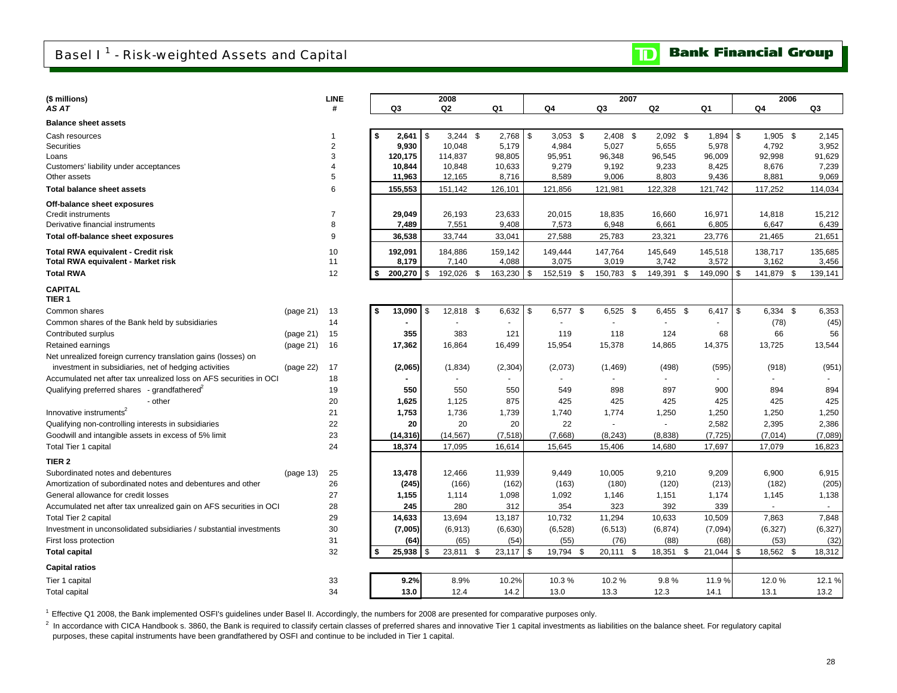# Basel I [1] - Risk-weighted Assets and Capital

**TD Bank Financial Group**

| ($ millions) | | LINE | 2008 | | | 2007 | | | | 2006 | |
|---|---|---|---|---|---|---|---|---|---|---|---|
| ***AS AT*** | | **#** | **Q3** | **Q2** | **Q1** | **Q4** | **Q3** | **Q2** | **Q1** | **Q4** | **Q3** |
| **Balance sheet assets** | | | | | | | | | | | |
| Cash resources | | 1 | **$ 2,641** | $ 3,244 | $ 2,768 | $ 3,053 | $ 2,408 | $ 2,092 | $ 1,894 | $ 1,905 | $ 2,145 |
| Securities | | 2 | **9,930** | 10,048 | 5,179 | 4,984 | 5,027 | 5,655 | 5,978 | 4,792 | 3,952 |
| Loans | | 3 | **120,175** | 114,837 | 98,805 | 95,951 | 96,348 | 96,545 | 96,009 | 92,998 | 91,629 |
| Customers' liability under acceptances | | 4 | **10,844** | 10,848 | 10,633 | 9,279 | 9,192 | 9,233 | 8,425 | 8,676 | 7,239 |
| Other assets | | 5 | **11,963** | 12,165 | 8,716 | 8,589 | 9,006 | 8,803 | 9,436 | 8,881 | 9,069 |
| **Total balance sheet assets** | | 6 | **155,553** | 151,142 | 126,101 | 121,856 | 121,981 | 122,328 | 121,742 | 117,252 | 114,034 |
| **Off-balance sheet exposures** | | | | | | | | | | | |
| Credit instruments | | 7 | **29,049** | 26,193 | 23,633 | 20,015 | 18,835 | 16,660 | 16,971 | 14,818 | 15,212 |
| Derivative financial instruments | | 8 | **7,489** | 7,551 | 9,408 | 7,573 | 6,948 | 6,661 | 6,805 | 6,647 | 6,439 |
| **Total off-balance sheet exposures** | | 9 | **36,538** | 33,744 | 33,041 | 27,588 | 25,783 | 23,321 | 23,776 | 21,465 | 21,651 |
| **Total RWA equivalent - Credit risk** | | 10 | **192,091** | 184,886 | 159,142 | 149,444 | 147,764 | 145,649 | 145,518 | 138,717 | 135,685 |
| **Total RWA equivalent - Market risk** | | 11 | **8,179** | 7,140 | 4,088 | 3,075 | 3,019 | 3,742 | 3,572 | 3,162 | 3,456 |
| **Total RWA** | | 12 | **$ 200,270** | $ 192,026 | $ 163,230 | $ 152,519 | $ 150,783 | $ 149,391 | $ 149,090 | $ 141,879 | $ 139,141 |
| **CAPITAL** | | | | | | | | | | | |
| **TIER 1** | | | | | | | | | | | |
| Common shares | (page 21) | 13 | **$ 13,090** | $ 12,818 | $ 6,632 | $ 6,577 | $ 6,525 | $ 6,455 | $ 6,417 | $ 6,334 | $ 6,353 |
| Common shares of the Bank held by subsidiaries | | 14 | **-** | - | - | - | - | - | - | (78) | (45) |
| Contributed surplus | (page 21) | 15 | **355** | 383 | 121 | 119 | 118 | 124 | 68 | 66 | 56 |
| Retained earnings | (page 21) | 16 | **17,362** | 16,864 | 16,499 | 15,954 | 15,378 | 14,865 | 14,375 | 13,725 | 13,544 |
| Net unrealized foreign currency translation gains (losses) on investment in subsidiaries, net of hedging activities | (page 22) | 17 | **(2,065)** | (1,834) | (2,304) | (2,073) | (1,469) | (498) | (595) | (918) | (951) |
| Accumulated net after tax unrealized loss on AFS securities in OCI | | 18 | **-** | - | - | - | - | - | - | - | - |
| Qualifying preferred shares - grandfathered[2] | | 19 | **550** | 550 | 550 | 549 | 898 | 897 | 900 | 894 | 894 |
| - other | | 20 | **1,625** | 1,125 | 875 | 425 | 425 | 425 | 425 | 425 | 425 |
| Innovative instruments[2] | | 21 | **1,753** | 1,736 | 1,739 | 1,740 | 1,774 | 1,250 | 1,250 | 1,250 | 1,250 |
| Qualifying non-controlling interests in subsidiaries | | 22 | **20** | 20 | 20 | 22 | - | - | 2,582 | 2,395 | 2,386 |
| Goodwill and intangible assets in excess of 5% limit | | 23 | **(14,316)** | (14,567) | (7,518) | (7,668) | (8,243) | (8,838) | (7,725) | (7,014) | (7,089) |
| Total Tier 1 capital | | 24 | **18,374** | 17,095 | 16,614 | 15,645 | 15,406 | 14,680 | 17,697 | 17,079 | 16,823 |
| **TIER 2** | | | | | | | | | | | |
| Subordinated notes and debentures | (page 13) | 25 | **13,478** | 12,466 | 11,939 | 9,449 | 10,005 | 9,210 | 9,209 | 6,900 | 6,915 |
| Amortization of subordinated notes and debentures and other | | 26 | **(245)** | (166) | (162) | (163) | (180) | (120) | (213) | (182) | (205) |
| General allowance for credit losses | | 27 | **1,155** | 1,114 | 1,098 | 1,092 | 1,146 | 1,151 | 1,174 | 1,145 | 1,138 |
| Accumulated net after tax unrealized gain on AFS securities in OCI | | 28 | **245** | 280 | 312 | 354 | 323 | 392 | 339 | - | - |
| Total Tier 2 capital | | 29 | **14,633** | 13,694 | 13,187 | 10,732 | 11,294 | 10,633 | 10,509 | 7,863 | 7,848 |
| Investment in unconsolidated subsidiaries / substantial investments | | 30 | **(7,005)** | (6,913) | (6,630) | (6,528) | (6,513) | (6,874) | (7,094) | (6,327) | (6,327) |
| First loss protection | | 31 | **(64)** | (65) | (54) | (55) | (76) | (88) | (68) | (53) | (32) |
| **Total capital** | | 32 | **$ 25,938** | $ 23,811 | $ 23,117 | $ 19,794 | $ 20,111 | $ 18,351 | $ 21,044 | $ 18,562 | $ 18,312 |
| **Capital ratios** | | | | | | | | | | | |
| Tier 1 capital | | 33 | **9.2%** | 8.9% | 10.2% | 10.3 % | 10.2 % | 9.8 % | 11.9 % | 12.0 % | 12.1 % |
| Total capital | | 34 | **13.0** | 12.4 | 14.2 | 13.0 | 13.3 | 12.3 | 14.1 | 13.1 | 13.2 |

[1] Effective Q1 2008, the Bank implemented OSFI's guidelines under Basel II. Accordingly, the numbers for 2008 are presented for comparative purposes only.

[2] In accordance with CICA Handbook s. 3860, the Bank is required to classify certain classes of preferred shares and innovative Tier 1 capital investments as liabilities on the balance sheet. For regulatory capital purposes, these capital instruments have been grandfathered by OSFI and continue to be included in Tier 1 capital.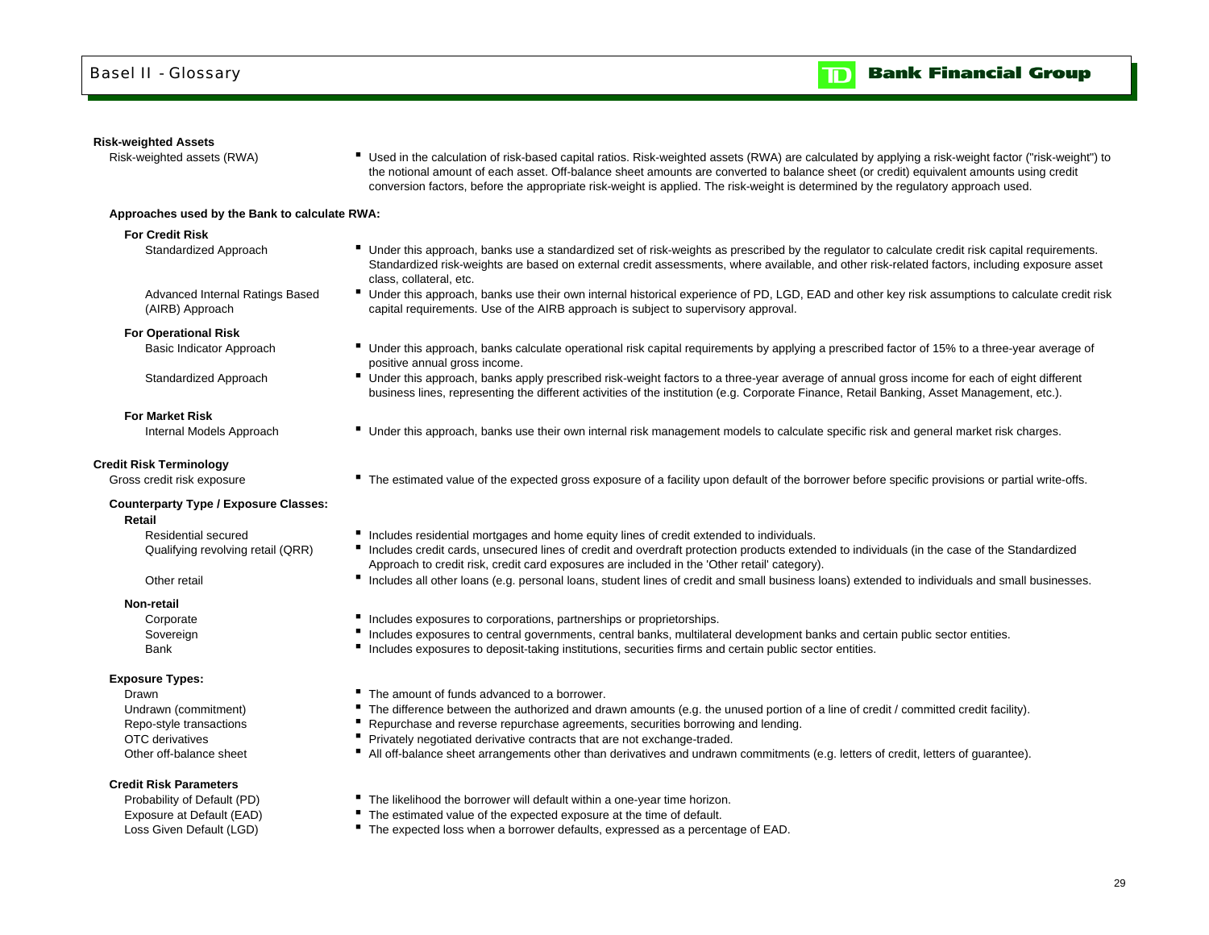# Basel II - Glossary

**Risk-weighted Assets**

Risk-weighted assets (RWA)
- Used in the calculation of risk-based capital ratios. Risk-weighted assets (RWA) are calculated by applying a risk-weight factor ("risk-weight") to the notional amount of each asset. Off-balance sheet amounts are converted to balance sheet (or credit) equivalent amounts using credit conversion factors, before the appropriate risk-weight is applied. The risk-weight is determined by the regulatory approach used.

**Approaches used by the Bank to calculate RWA:**

**For Credit Risk**

Standardized Approach
- Under this approach, banks use a standardized set of risk-weights as prescribed by the regulator to calculate credit risk capital requirements. Standardized risk-weights are based on external credit assessments, where available, and other risk-related factors, including exposure asset class, collateral, etc.

Advanced Internal Ratings Based (AIRB) Approach
- Under this approach, banks use their own internal historical experience of PD, LGD, EAD and other key risk assumptions to calculate credit risk capital requirements. Use of the AIRB approach is subject to supervisory approval.

**For Operational Risk**

Basic Indicator Approach
- Under this approach, banks calculate operational risk capital requirements by applying a prescribed factor of 15% to a three-year average of positive annual gross income.

Standardized Approach
- Under this approach, banks apply prescribed risk-weight factors to a three-year average of annual gross income for each of eight different business lines, representing the different activities of the institution (e.g. Corporate Finance, Retail Banking, Asset Management, etc.).

**For Market Risk**

Internal Models Approach
- Under this approach, banks use their own internal risk management models to calculate specific risk and general market risk charges.

**Credit Risk Terminology**

Gross credit risk exposure
- The estimated value of the expected gross exposure of a facility upon default of the borrower before specific provisions or partial write-offs.

**Counterparty Type / Exposure Classes:**

**Retail**

Residential secured
- Includes residential mortgages and home equity lines of credit extended to individuals.

Qualifying revolving retail (QRR)
- Includes credit cards, unsecured lines of credit and overdraft protection products extended to individuals (in the case of the Standardized Approach to credit risk, credit card exposures are included in the 'Other retail' category).

Other retail
- Includes all other loans (e.g. personal loans, student lines of credit and small business loans) extended to individuals and small businesses.

**Non-retail**

Corporate
- Includes exposures to corporations, partnerships or proprietorships.

Sovereign
- Includes exposures to central governments, central banks, multilateral development banks and certain public sector entities.

Bank
- Includes exposures to deposit-taking institutions, securities firms and certain public sector entities.

**Exposure Types:**

Drawn
- The amount of funds advanced to a borrower.

Undrawn (commitment)
- The difference between the authorized and drawn amounts (e.g. the unused portion of a line of credit / committed credit facility).

Repo-style transactions
- Repurchase and reverse repurchase agreements, securities borrowing and lending.

OTC derivatives
- Privately negotiated derivative contracts that are not exchange-traded.

Other off-balance sheet
- All off-balance sheet arrangements other than derivatives and undrawn commitments (e.g. letters of credit, letters of guarantee).

**Credit Risk Parameters**

Probability of Default (PD)
- The likelihood the borrower will default within a one-year time horizon.

Exposure at Default (EAD)
- The estimated value of the expected exposure at the time of default.

Loss Given Default (LGD)
- The expected loss when a borrower defaults, expressed as a percentage of EAD.